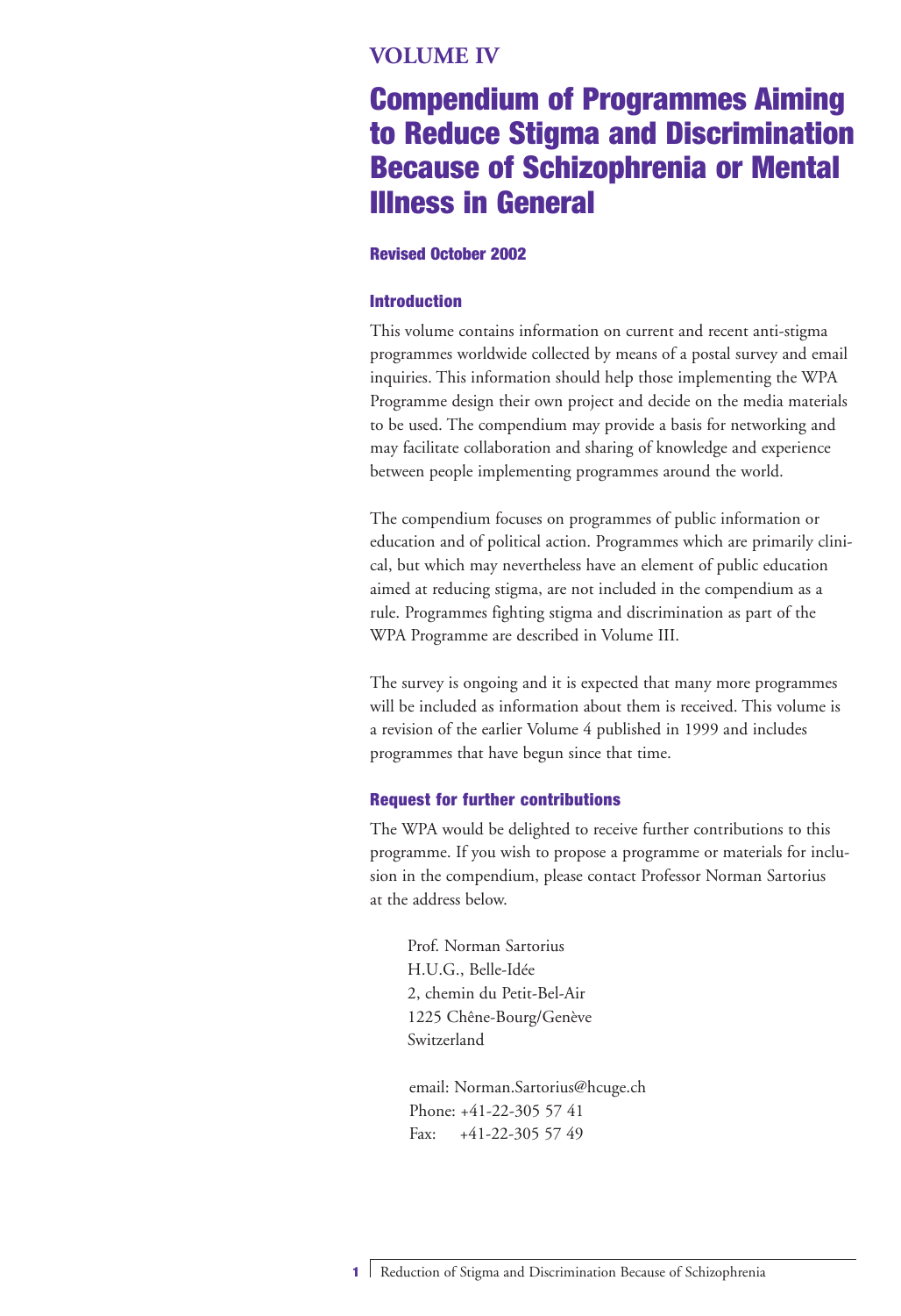## VOLUME IV

# Compendium of Programmes Aiming to Reduce Stigma and Discrimination Because of Schizophrenia or Mental Illness in General

**Revised October 2002**

### Introduction

This volume contains information on current and recent anti-stigma programmes worldwide collected by means of a postal survey and email inquiries. This information should help those implementing the WPA Programme design their own project and decide on the media materials to be used. The compendium may provide a basis for networking and may facilitate collaboration and sharing of knowledge and experience between people implementing programmes around the world.

The compendium focuses on programmes of public information or education and of political action. Programmes which are primarily clinical, but which may nevertheless have an element of public education aimed at reducing stigma, are not included in the compendium as a rule. Programmes fighting stigma and discrimination as part of the WPA Programme are described in Volume III.

The survey is ongoing and it is expected that many more programmes will be included as information about them is received. This volume is a revision of the earlier Volume 4 published in 1999 and includes programmes that have begun since that time.

### Request for further contributions

The WPA would be delighted to receive further contributions to this programme. If you wish to propose a programme or materials for inclusion in the compendium, please contact Professor Norman Sartorius at the address below.

Prof. Norman Sartorius
H.U.G., Belle-Idée
2, chemin du Petit-Bel-Air
1225 Chêne-Bourg/Genève
Switzerland

email: Norman.Sartorius@hcuge.ch
Phone: +41-22-305 57 41
Fax: +41-22-305 57 49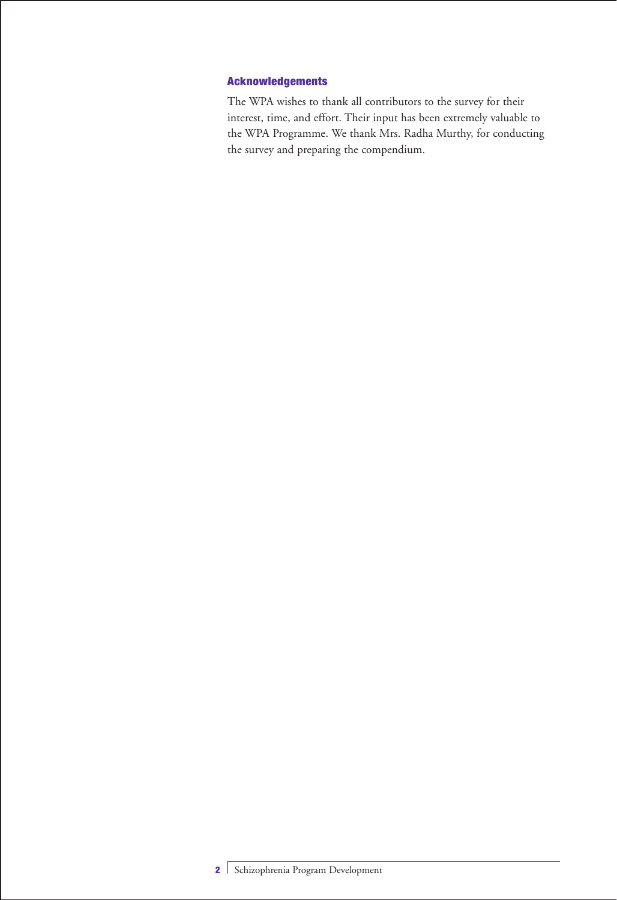## Acknowledgements

The WPA wishes to thank all contributors to the survey for their interest, time, and effort. Their input has been extremely valuable to the WPA Programme. We thank Mrs. Radha Murthy, for conducting the survey and preparing the compendium.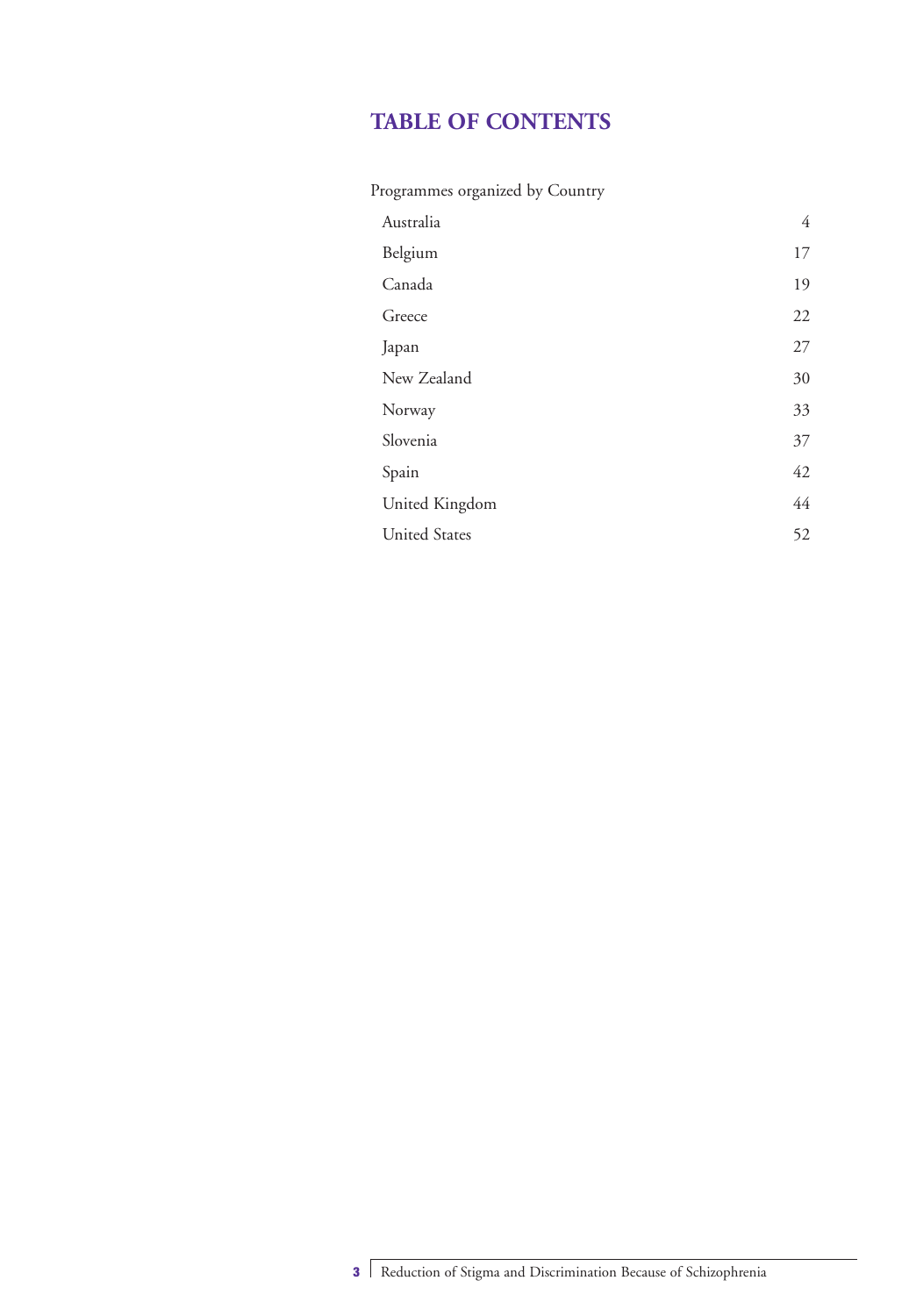# TABLE OF CONTENTS

Programmes organized by Country

| | |
|---|---|
| Australia | 4 |
| Belgium | 17 |
| Canada | 19 |
| Greece | 22 |
| Japan | 27 |
| New Zealand | 30 |
| Norway | 33 |
| Slovenia | 37 |
| Spain | 42 |
| United Kingdom | 44 |
| United States | 52 |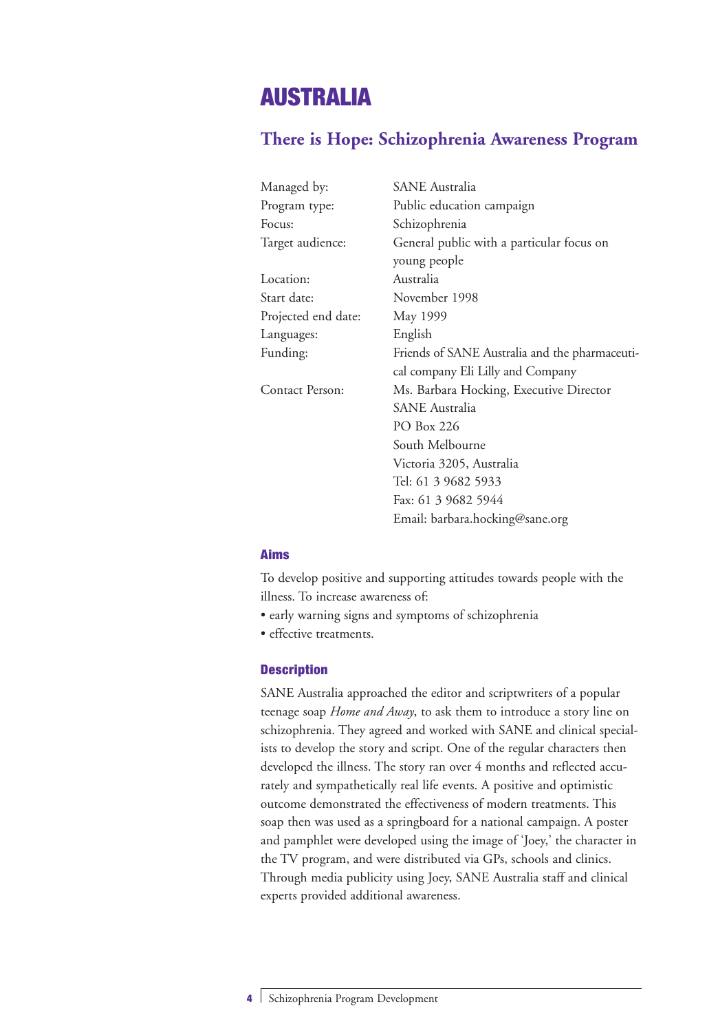# AUSTRALIA

## There is Hope: Schizophrenia Awareness Program

| | |
|---|---|
| Managed by: | SANE Australia |
| Program type: | Public education campaign |
| Focus: | Schizophrenia |
| Target audience: | General public with a particular focus on young people |
| Location: | Australia |
| Start date: | November 1998 |
| Projected end date: | May 1999 |
| Languages: | English |
| Funding: | Friends of SANE Australia and the pharmaceutical company Eli Lilly and Company |
| Contact Person: | Ms. Barbara Hocking, Executive Director<br>SANE Australia<br>PO Box 226<br>South Melbourne<br>Victoria 3205, Australia<br>Tel: 61 3 9682 5933<br>Fax: 61 3 9682 5944<br>Email: barbara.hocking@sane.org |

### Aims

To develop positive and supporting attitudes towards people with the illness. To increase awareness of:

- early warning signs and symptoms of schizophrenia
- effective treatments.

### Description

SANE Australia approached the editor and scriptwriters of a popular teenage soap *Home and Away*, to ask them to introduce a story line on schizophrenia. They agreed and worked with SANE and clinical specialists to develop the story and script. One of the regular characters then developed the illness. The story ran over 4 months and reflected accurately and sympathetically real life events. A positive and optimistic outcome demonstrated the effectiveness of modern treatments. This soap then was used as a springboard for a national campaign. A poster and pamphlet were developed using the image of 'Joey,' the character in the TV program, and were distributed via GPs, schools and clinics. Through media publicity using Joey, SANE Australia staff and clinical experts provided additional awareness.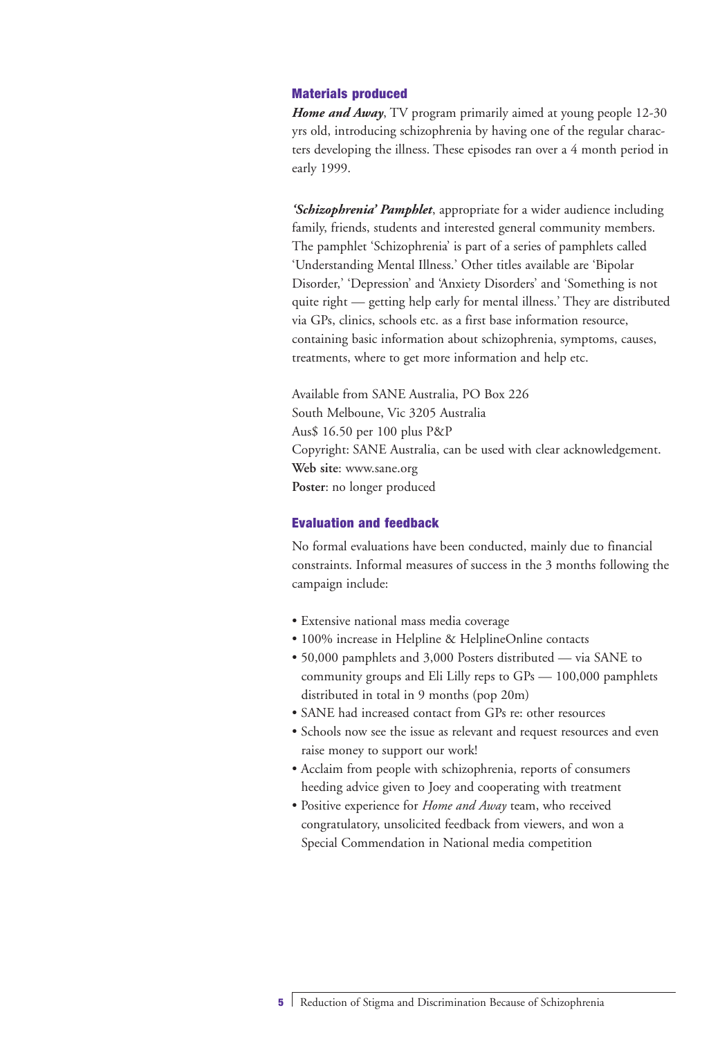### Materials produced

***Home and Away***, TV program primarily aimed at young people 12-30 yrs old, introducing schizophrenia by having one of the regular characters developing the illness. These episodes ran over a 4 month period in early 1999.

***'Schizophrenia' Pamphlet***, appropriate for a wider audience including family, friends, students and interested general community members. The pamphlet 'Schizophrenia' is part of a series of pamphlets called 'Understanding Mental Illness.' Other titles available are 'Bipolar Disorder,' 'Depression' and 'Anxiety Disorders' and 'Something is not quite right — getting help early for mental illness.' They are distributed via GPs, clinics, schools etc. as a first base information resource, containing basic information about schizophrenia, symptoms, causes, treatments, where to get more information and help etc.

Available from SANE Australia, PO Box 226
South Melboune, Vic 3205 Australia
Aus$ 16.50 per 100 plus P&P
Copyright: SANE Australia, can be used with clear acknowledgement.
**Web site**: www.sane.org
**Poster**: no longer produced

### Evaluation and feedback

No formal evaluations have been conducted, mainly due to financial constraints. Informal measures of success in the 3 months following the campaign include:

- Extensive national mass media coverage
- 100% increase in Helpline & HelplineOnline contacts
- 50,000 pamphlets and 3,000 Posters distributed — via SANE to community groups and Eli Lilly reps to GPs — 100,000 pamphlets distributed in total in 9 months (pop 20m)
- SANE had increased contact from GPs re: other resources
- Schools now see the issue as relevant and request resources and even raise money to support our work!
- Acclaim from people with schizophrenia, reports of consumers heeding advice given to Joey and cooperating with treatment
- Positive experience for *Home and Away* team, who received congratulatory, unsolicited feedback from viewers, and won a Special Commendation in National media competition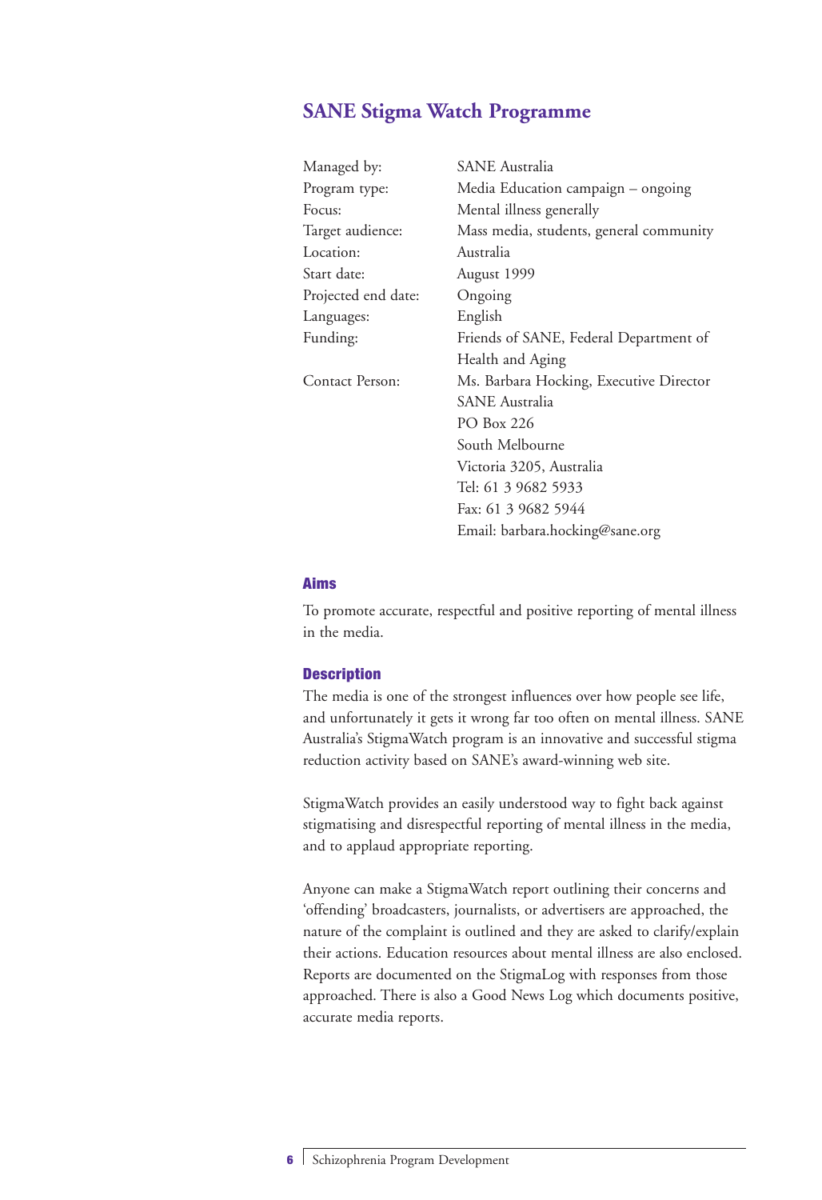## SANE Stigma Watch Programme

| | |
|---|---|
| Managed by: | SANE Australia |
| Program type: | Media Education campaign – ongoing |
| Focus: | Mental illness generally |
| Target audience: | Mass media, students, general community |
| Location: | Australia |
| Start date: | August 1999 |
| Projected end date: | Ongoing |
| Languages: | English |
| Funding: | Friends of SANE, Federal Department of Health and Aging |
| Contact Person: | Ms. Barbara Hocking, Executive Director<br>SANE Australia<br>PO Box 226<br>South Melbourne<br>Victoria 3205, Australia<br>Tel: 61 3 9682 5933<br>Fax: 61 3 9682 5944<br>Email: barbara.hocking@sane.org |

### Aims

To promote accurate, respectful and positive reporting of mental illness in the media.

### Description

The media is one of the strongest influences over how people see life, and unfortunately it gets it wrong far too often on mental illness. SANE Australia's StigmaWatch program is an innovative and successful stigma reduction activity based on SANE's award-winning web site.

StigmaWatch provides an easily understood way to fight back against stigmatising and disrespectful reporting of mental illness in the media, and to applaud appropriate reporting.

Anyone can make a StigmaWatch report outlining their concerns and 'offending' broadcasters, journalists, or advertisers are approached, the nature of the complaint is outlined and they are asked to clarify/explain their actions. Education resources about mental illness are also enclosed. Reports are documented on the StigmaLog with responses from those approached. There is also a Good News Log which documents positive, accurate media reports.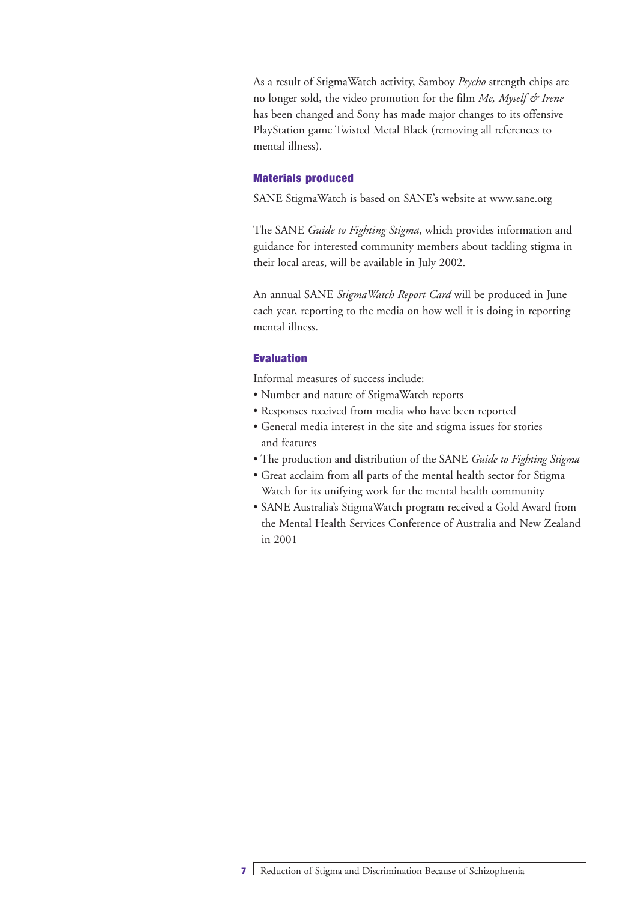As a result of StigmaWatch activity, Samboy *Psycho* strength chips are no longer sold, the video promotion for the film *Me, Myself & Irene* has been changed and Sony has made major changes to its offensive PlayStation game Twisted Metal Black (removing all references to mental illness).

### Materials produced

SANE StigmaWatch is based on SANE's website at www.sane.org

The SANE *Guide to Fighting Stigma*, which provides information and guidance for interested community members about tackling stigma in their local areas, will be available in July 2002.

An annual SANE *StigmaWatch Report Card* will be produced in June each year, reporting to the media on how well it is doing in reporting mental illness.

### Evaluation

Informal measures of success include:

- Number and nature of StigmaWatch reports
- Responses received from media who have been reported
- General media interest in the site and stigma issues for stories and features
- The production and distribution of the SANE *Guide to Fighting Stigma*
- Great acclaim from all parts of the mental health sector for Stigma Watch for its unifying work for the mental health community
- SANE Australia's StigmaWatch program received a Gold Award from the Mental Health Services Conference of Australia and New Zealand in 2001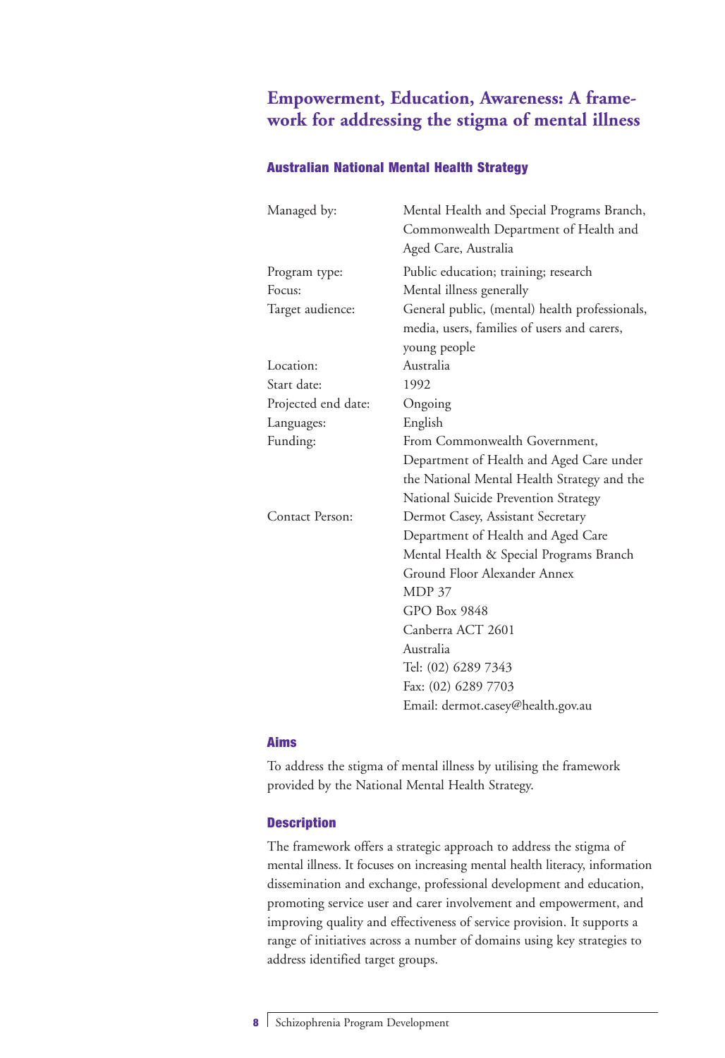# Empowerment, Education, Awareness: A framework for addressing the stigma of mental illness

## Australian National Mental Health Strategy

| | |
|---|---|
| Managed by: | Mental Health and Special Programs Branch, Commonwealth Department of Health and Aged Care, Australia |
| Program type: | Public education; training; research |
| Focus: | Mental illness generally |
| Target audience: | General public, (mental) health professionals, media, users, families of users and carers, young people |
| Location: | Australia |
| Start date: | 1992 |
| Projected end date: | Ongoing |
| Languages: | English |
| Funding: | From Commonwealth Government, Department of Health and Aged Care under the National Mental Health Strategy and the National Suicide Prevention Strategy |
| Contact Person: | Dermot Casey, Assistant Secretary<br>Department of Health and Aged Care<br>Mental Health & Special Programs Branch<br>Ground Floor Alexander Annex<br>MDP 37<br>GPO Box 9848<br>Canberra ACT 2601<br>Australia<br>Tel: (02) 6289 7343<br>Fax: (02) 6289 7703<br>Email: dermot.casey@health.gov.au |

### Aims

To address the stigma of mental illness by utilising the framework provided by the National Mental Health Strategy.

### Description

The framework offers a strategic approach to address the stigma of mental illness. It focuses on increasing mental health literacy, information dissemination and exchange, professional development and education, promoting service user and carer involvement and empowerment, and improving quality and effectiveness of service provision. It supports a range of initiatives across a number of domains using key strategies to address identified target groups.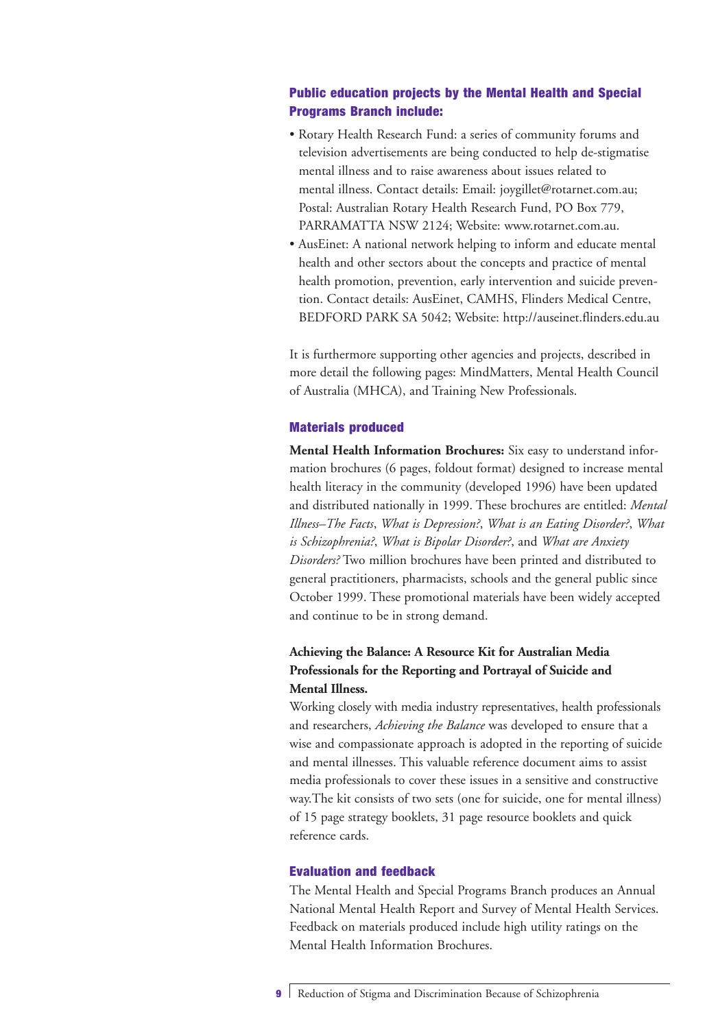### Public education projects by the Mental Health and Special Programs Branch include:

- Rotary Health Research Fund: a series of community forums and television advertisements are being conducted to help de-stigmatise mental illness and to raise awareness about issues related to mental illness. Contact details: Email: joygillet@rotarnet.com.au; Postal: Australian Rotary Health Research Fund, PO Box 779, PARRAMATTA NSW 2124; Website: www.rotarnet.com.au.
- AusEinet: A national network helping to inform and educate mental health and other sectors about the concepts and practice of mental health promotion, prevention, early intervention and suicide prevention. Contact details: AusEinet, CAMHS, Flinders Medical Centre, BEDFORD PARK SA 5042; Website: http://auseinet.flinders.edu.au

It is furthermore supporting other agencies and projects, described in more detail the following pages: MindMatters, Mental Health Council of Australia (MHCA), and Training New Professionals.

### Materials produced

**Mental Health Information Brochures:** Six easy to understand information brochures (6 pages, foldout format) designed to increase mental health literacy in the community (developed 1996) have been updated and distributed nationally in 1999. These brochures are entitled: *Mental Illness–The Facts*, *What is Depression?*, *What is an Eating Disorder?*, *What is Schizophrenia?*, *What is Bipolar Disorder?*, and *What are Anxiety Disorders?* Two million brochures have been printed and distributed to general practitioners, pharmacists, schools and the general public since October 1999. These promotional materials have widely accepted and continue to be in strong demand.

**Achieving the Balance: A Resource Kit for Australian Media Professionals for the Reporting and Portrayal of Suicide and Mental Illness.**

Working closely with media industry representatives, health professionals and researchers, *Achieving the Balance* was developed to ensure that a wise and compassionate approach is adopted in the reporting of suicide and mental illnesses. This valuable reference document aims to assist media professionals to cover these issues in a sensitive and constructive way.The kit consists of two sets (one for suicide, one for mental illness) of 15 page strategy booklets, 31 page resource booklets and quick reference cards.

### Evaluation and feedback

The Mental Health and Special Programs Branch produces an Annual National Mental Health Report and Survey of Mental Health Services. Feedback on materials produced include high utility ratings on the Mental Health Information Brochures.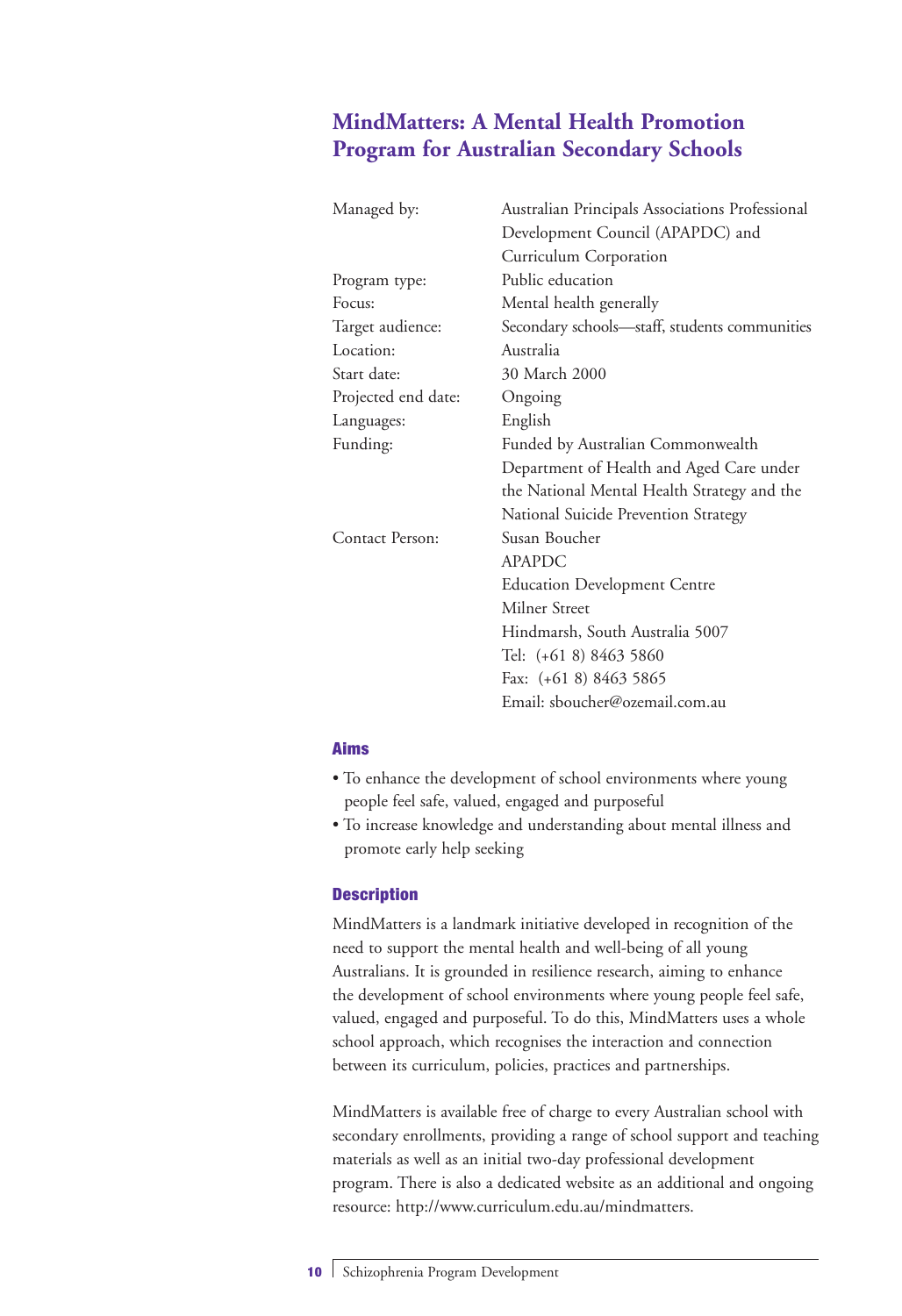## MindMatters: A Mental Health Promotion Program for Australian Secondary Schools

| | |
|---|---|
| Managed by: | Australian Principals Associations Professional Development Council (APAPDC) and Curriculum Corporation |
| Program type: | Public education |
| Focus: | Mental health generally |
| Target audience: | Secondary schools—staff, students communities |
| Location: | Australia |
| Start date: | 30 March 2000 |
| Projected end date: | Ongoing |
| Languages: | English |
| Funding: | Funded by Australian Commonwealth Department of Health and Aged Care under the National Mental Health Strategy and the National Suicide Prevention Strategy |
| Contact Person: | Susan Boucher<br>APAPDC<br>Education Development Centre<br>Milner Street<br>Hindmarsh, South Australia 5007<br>Tel: (+61 8) 8463 5860<br>Fax: (+61 8) 8463 5865<br>Email: sboucher@ozemail.com.au |

### Aims

- To enhance the development of school environments where young people feel safe, valued, engaged and purposeful
- To increase knowledge and understanding about mental illness and promote early help seeking

### Description

MindMatters is a landmark initiative developed in recognition of the need to support the mental health and well-being of all young Australians. It is grounded in resilience research, aiming to enhance the development of school environments where young people feel safe, valued, engaged and purposeful. To do this, MindMatters uses a whole school approach, which recognises the interaction and connection between its curriculum, policies, practices and partnerships.

MindMatters is available free of charge to every Australian school with secondary enrollments, providing a range of school support and teaching materials as well as an initial two-day professional development program. There is also a dedicated website as an additional and ongoing resource: http://www.curriculum.edu.au/mindmatters.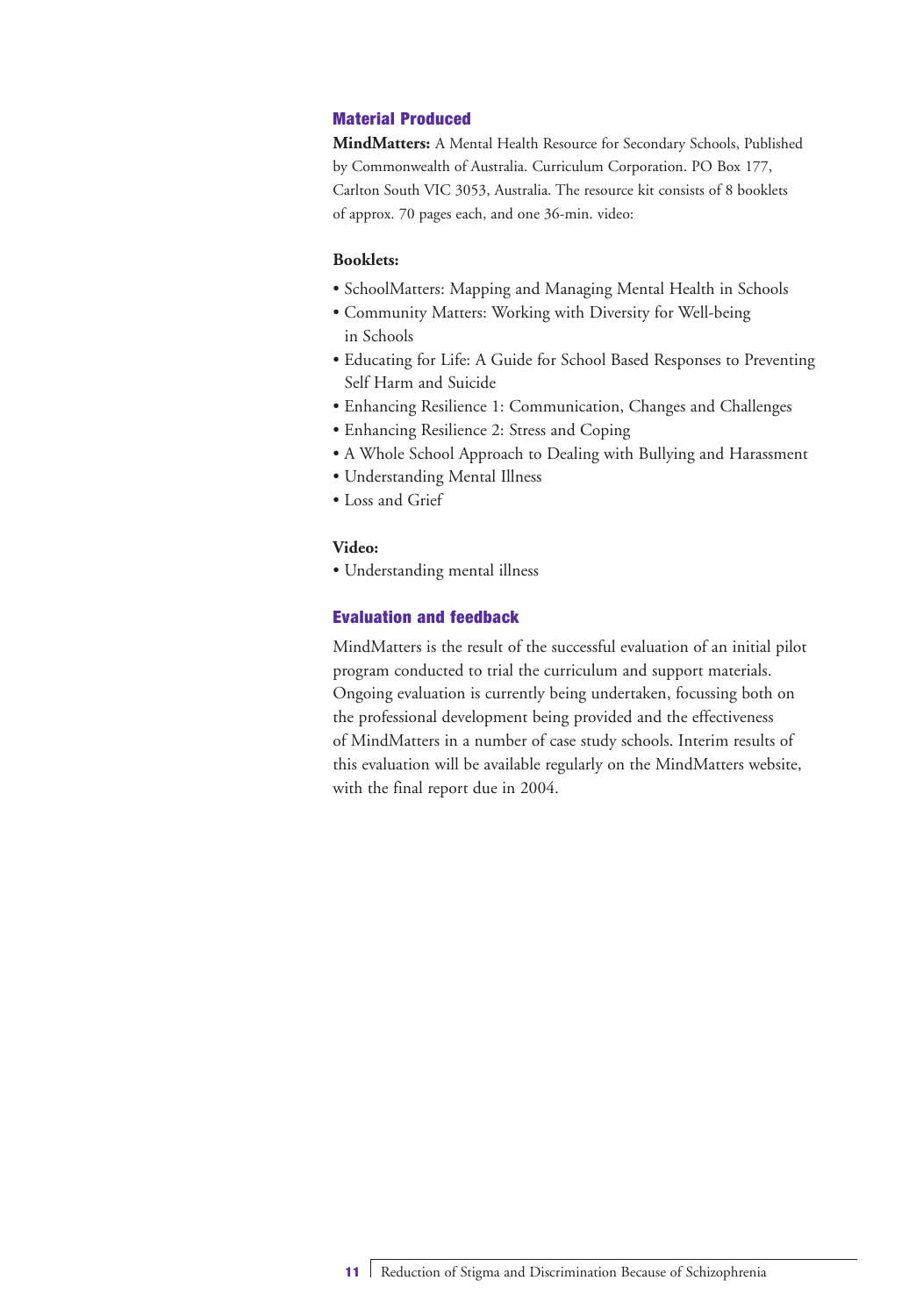### Material Produced

**MindMatters:** A Mental Health Resource for Secondary Schools, Published by Commonwealth of Australia. Curriculum Corporation. PO Box 177, Carlton South VIC 3053, Australia. The resource kit consists of 8 booklets of approx. 70 pages each, and one 36-min. video:

**Booklets:**

- SchoolMatters: Mapping and Managing Mental Health in Schools
- Community Matters: Working with Diversity for Well-being in Schools
- Educating for Life: A Guide for School Based Responses to Preventing Self Harm and Suicide
- Enhancing Resilience 1: Communication, Changes and Challenges
- Enhancing Resilience 2: Stress and Coping
- A Whole School Approach to Dealing with Bullying and Harassment
- Understanding Mental Illness
- Loss and Grief

**Video:**

- Understanding mental illness

### Evaluation and feedback

MindMatters is the result of the successful evaluation of an initial pilot program conducted to trial the curriculum and support materials. Ongoing evaluation is currently being undertaken, focussing both on the professional development being provided and the effectiveness of MindMatters in a number of case study schools. Interim results of this evaluation will be available regularly on the MindMatters website, with the final report due in 2004.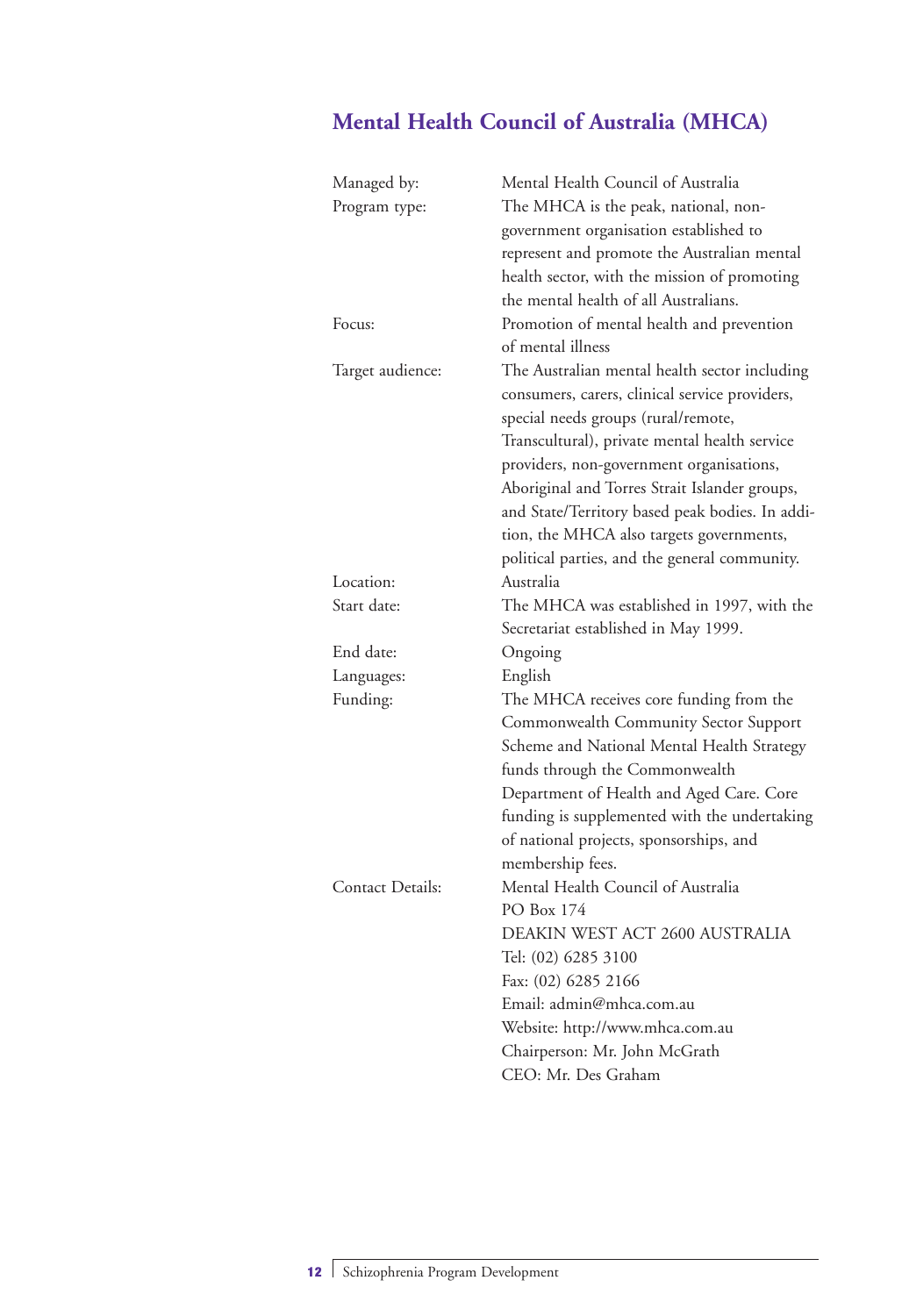## Mental Health Council of Australia (MHCA)

| | |
|---|---|
| Managed by: | Mental Health Council of Australia |
| Program type: | The MHCA is the peak, national, non-government organisation established to represent and promote the Australian mental health sector, with the mission of promoting the mental health of all Australians. |
| Focus: | Promotion of mental health and prevention of mental illness |
| Target audience: | The Australian mental health sector including consumers, carers, clinical service providers, special needs groups (rural/remote, Transcultural), private mental health service providers, non-government organisations, Aboriginal and Torres Strait Islander groups, and State/Territory based peak bodies. In addition, the MHCA also targets governments, political parties, and the general community. |
| Location: | Australia |
| Start date: | The MHCA was established in 1997, with the Secretariat established in May 1999. |
| End date: | Ongoing |
| Languages: | English |
| Funding: | The MHCA receives core funding from the Commonwealth Community Sector Support Scheme and National Mental Health Strategy funds through the Commonwealth Department of Health and Aged Care. Core funding is supplemented with the undertaking of national projects, sponsorships, and membership fees. |
| Contact Details: | Mental Health Council of Australia<br>PO Box 174<br>DEAKIN WEST ACT 2600 AUSTRALIA<br>Tel: (02) 6285 3100<br>Fax: (02) 6285 2166<br>Email: admin@mhca.com.au<br>Website: http://www.mhca.com.au<br>Chairperson: Mr. John McGrath<br>CEO: Mr. Des Graham |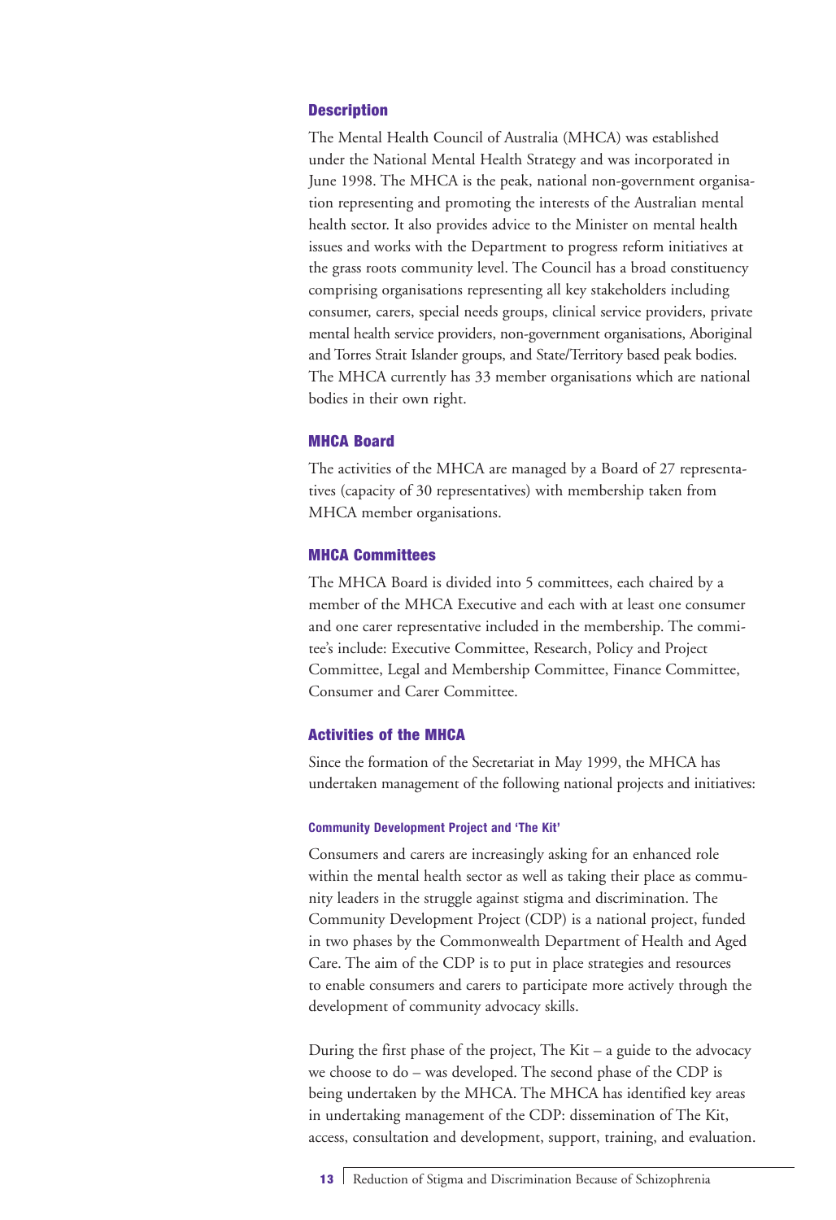### Description

The Mental Health Council of Australia (MHCA) was established under the National Mental Health Strategy and was incorporated in June 1998. The MHCA is the peak, national non-government organisation representing and promoting the interests of the Australian mental health sector. It also provides advice to the Minister on mental health issues and works with the Department to progress reform initiatives at the grass roots community level. The Council has a broad constituency comprising organisations representing all key stakeholders including consumer, carers, special needs groups, clinical service providers, private mental health service providers, non-government organisations, Aboriginal and Torres Strait Islander groups, and State/Territory based peak bodies. The MHCA currently has 33 member organisations which are national bodies in their own right.

### MHCA Board

The activities of the MHCA are managed by a Board of 27 representatives (capacity of 30 representatives) with membership taken from MHCA member organisations.

### MHCA Committees

The MHCA Board is divided into 5 committees, each chaired by a member of the MHCA Executive and each with at least one consumer and one carer representative included in the membership. The commitee's include: Executive Committee, Research, Policy and Project Committee, Legal and Membership Committee, Finance Committee, Consumer and Carer Committee.

### Activities of the MHCA

Since the formation of the Secretariat in May 1999, the MHCA has undertaken management of the following national projects and initiatives:

#### Community Development Project and 'The Kit'

Consumers and carers are increasingly asking for an enhanced role within the mental health sector as well as taking their place as community leaders in the struggle against stigma and discrimination. The Community Development Project (CDP) is a national project, funded in two phases by the Commonwealth Department of Health and Aged Care. The aim of the CDP is to put in place strategies and resources to enable consumers and carers to participate more actively through the development of community advocacy skills.

During the first phase of the project, The Kit – a guide to the advocacy we choose to do – was developed. The second phase of the CDP is being undertaken by the MHCA. The MHCA has identified key areas in undertaking management of the CDP: dissemination of The Kit, access, consultation and development, support, training, and evaluation.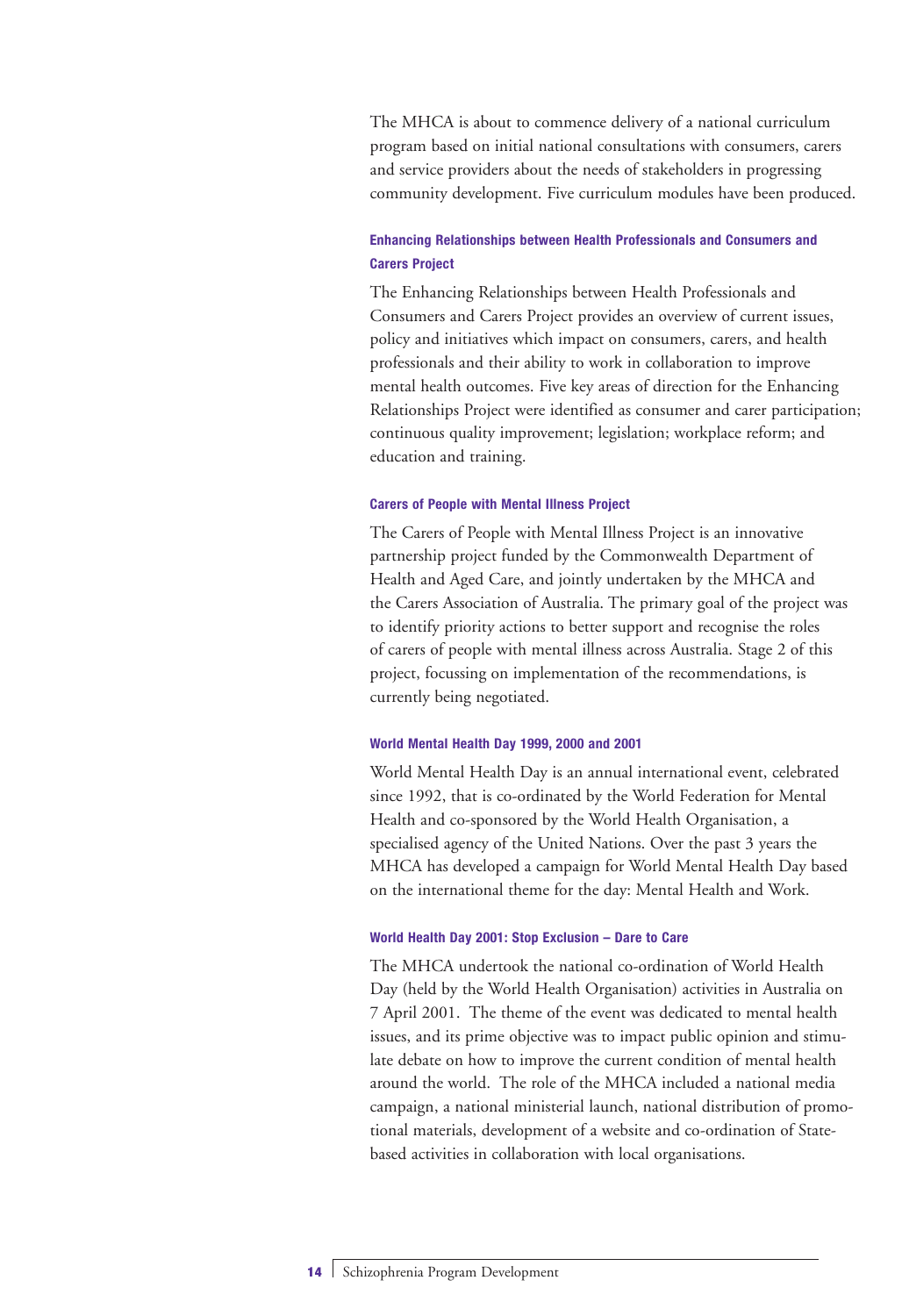The MHCA is about to commence delivery of a national curriculum program based on initial national consultations with consumers, carers and service providers about the needs of stakeholders in progressing community development. Five curriculum modules have been produced.

### Enhancing Relationships between Health Professionals and Consumers and Carers Project

The Enhancing Relationships between Health Professionals and Consumers and Carers Project provides an overview of current issues, policy and initiatives which impact on consumers, carers, and health professionals and their ability to work in collaboration to improve mental health outcomes. Five key areas of direction for the Enhancing Relationships Project were identified as consumer and carer participation; continuous quality improvement; legislation; workplace reform; and education and training.

### Carers of People with Mental Illness Project

The Carers of People with Mental Illness Project is an innovative partnership project funded by the Commonwealth Department of Health and Aged Care, and jointly undertaken by the MHCA and the Carers Association of Australia. The primary goal of the project was to identify priority actions to better support and recognise the roles of carers of people with mental illness across Australia. Stage 2 of this project, focussing on implementation of the recommendations, is currently being negotiated.

### World Mental Health Day 1999, 2000 and 2001

World Mental Health Day is an annual international event, celebrated since 1992, that is co-ordinated by the World Federation for Mental Health and co-sponsored by the World Health Organisation, a specialised agency of the United Nations. Over the past 3 years the MHCA has developed a campaign for World Mental Health Day based on the international theme for the day: Mental Health and Work.

### World Health Day 2001: Stop Exclusion – Dare to Care

The MHCA undertook the national co-ordination of World Health Day (held by the World Health Organisation) activities in Australia on 7 April 2001. The theme of the event was dedicated to mental health issues, and its prime objective was to impact public opinion and stimulate debate on how to improve the current condition of mental health around the world. The role of the MHCA included a national media campaign, a national ministerial launch, national distribution of promotional materials, development of a website and co-ordination of State-based activities in collaboration with local organisations.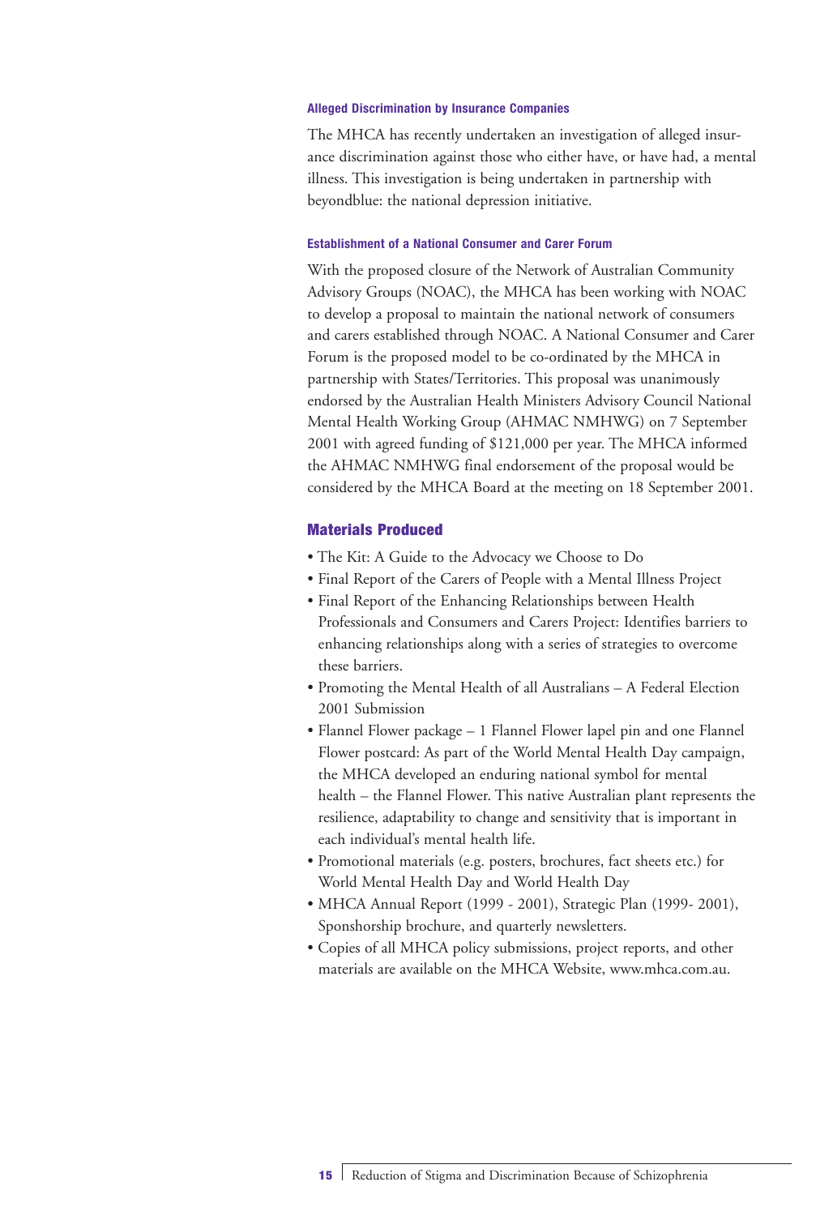### Alleged Discrimination by Insurance Companies

The MHCA has recently undertaken an investigation of alleged insurance discrimination against those who either have, or have had, a mental illness. This investigation is being undertaken in partnership with beyondblue: the national depression initiative.

### Establishment of a National Consumer and Carer Forum

With the proposed closure of the Network of Australian Community Advisory Groups (NOAC), the MHCA has been working with NOAC to develop a proposal to maintain the national network of consumers and carers established through NOAC. A National Consumer and Carer Forum is the proposed model to be co-ordinated by the MHCA in partnership with States/Territories. This proposal was unanimously endorsed by the Australian Health Ministers Advisory Council National Mental Health Working Group (AHMAC NMHWG) on 7 September 2001 with agreed funding of $121,000 per year. The MHCA informed the AHMAC NMHWG final endorsement of the proposal would be considered by the MHCA Board at the meeting on 18 September 2001.

## Materials Produced

- The Kit: A Guide to the Advocacy we Choose to Do
- Final Report of the Carers of People with a Mental Illness Project
- Final Report of the Enhancing Relationships between Health Professionals and Consumers and Carers Project: Identifies barriers to enhancing relationships along with a series of strategies to overcome these barriers.
- Promoting the Mental Health of all Australians – A Federal Election 2001 Submission
- Flannel Flower package – 1 Flannel Flower lapel pin and one Flannel Flower postcard: As part of the World Mental Health Day campaign, the MHCA developed an enduring national symbol for mental health – the Flannel Flower. This native Australian plant represents the resilience, adaptability to change and sensitivity that is important in each individual's mental health life.
- Promotional materials (e.g. posters, brochures, fact sheets etc.) for World Mental Health Day and World Health Day
- MHCA Annual Report (1999 - 2001), Strategic Plan (1999- 2001), Sponshorship brochure, and quarterly newsletters.
- Copies of all MHCA policy submissions, project reports, and other materials are available on the MHCA Website, www.mhca.com.au.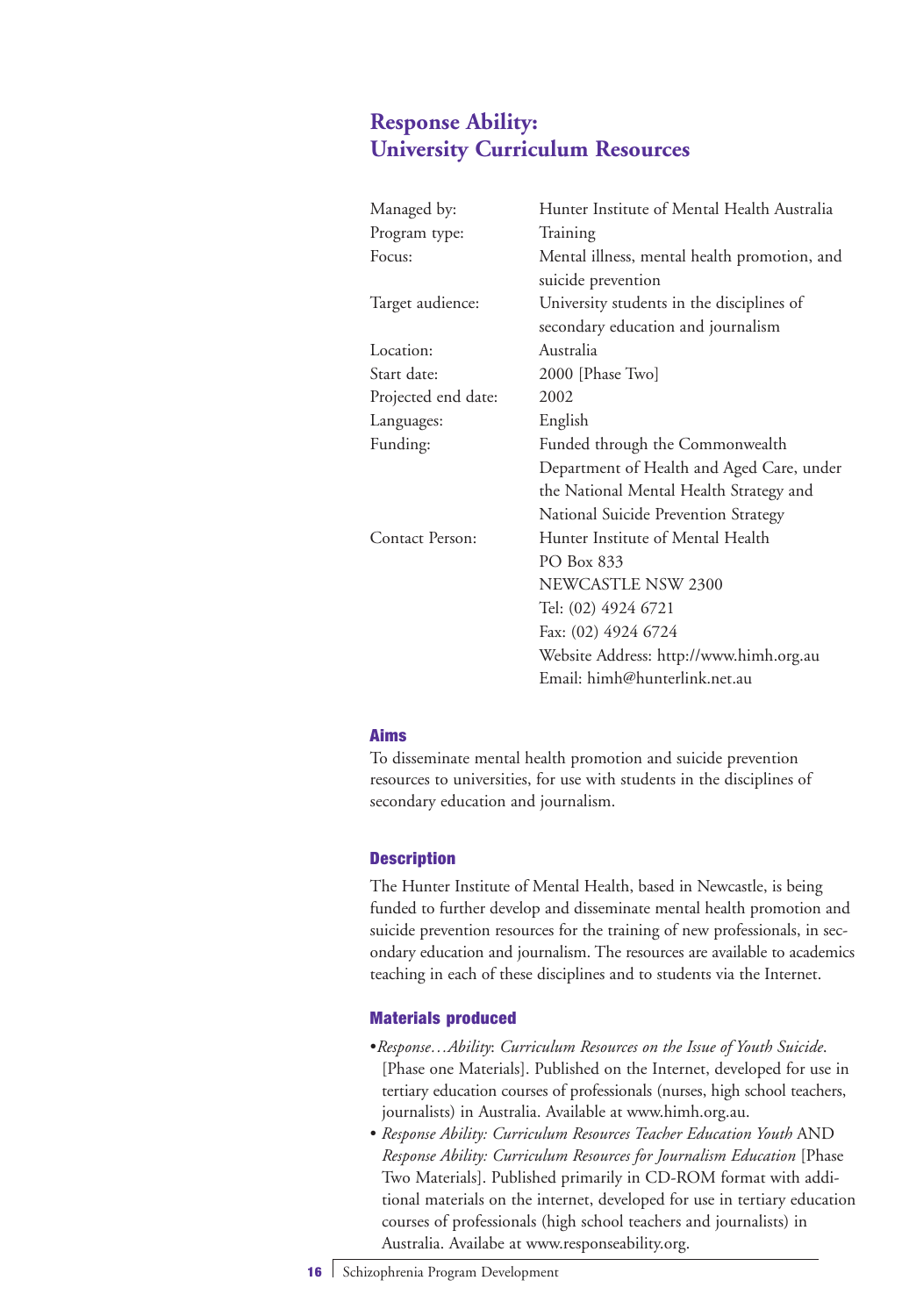## Response Ability: University Curriculum Resources

| | |
|---|---|
| Managed by: | Hunter Institute of Mental Health Australia |
| Program type: | Training |
| Focus: | Mental illness, mental health promotion, and suicide prevention |
| Target audience: | University students in the disciplines of secondary education and journalism |
| Location: | Australia |
| Start date: | 2000 [Phase Two] |
| Projected end date: | 2002 |
| Languages: | English |
| Funding: | Funded through the Commonwealth Department of Health and Aged Care, under the National Mental Health Strategy and National Suicide Prevention Strategy |
| Contact Person: | Hunter Institute of Mental Health<br>PO Box 833<br>NEWCASTLE NSW 2300<br>Tel: (02) 4924 6721<br>Fax: (02) 4924 6724<br>Website Address: http://www.himh.org.au<br>Email: himh@hunterlink.net.au |

### Aims

To disseminate mental health promotion and suicide prevention resources to universities, for use with students in the disciplines of secondary education and journalism.

### Description

The Hunter Institute of Mental Health, based in Newcastle, is being funded to further develop and disseminate mental health promotion and suicide prevention resources for the training of new professionals, in secondary education and journalism. The resources are available to academics teaching in each of these disciplines and to students via the Internet.

### Materials produced

- *Response…Ability*: *Curriculum Resources on the Issue of Youth Suicide*. [Phase one Materials]. Published on the Internet, developed for use in tertiary education courses of professionals (nurses, high school teachers, journalists) in Australia. Available at www.himh.org.au.
- *Response Ability: Curriculum Resources Teacher Education Youth* AND *Response Ability: Curriculum Resources for Journalism Education* [Phase Two Materials]. Published primarily in CD-ROM format with additional materials on the internet, developed for use in tertiary education courses of professionals (high school teachers and journalists) in Australia. Availabe at www.responseability.org.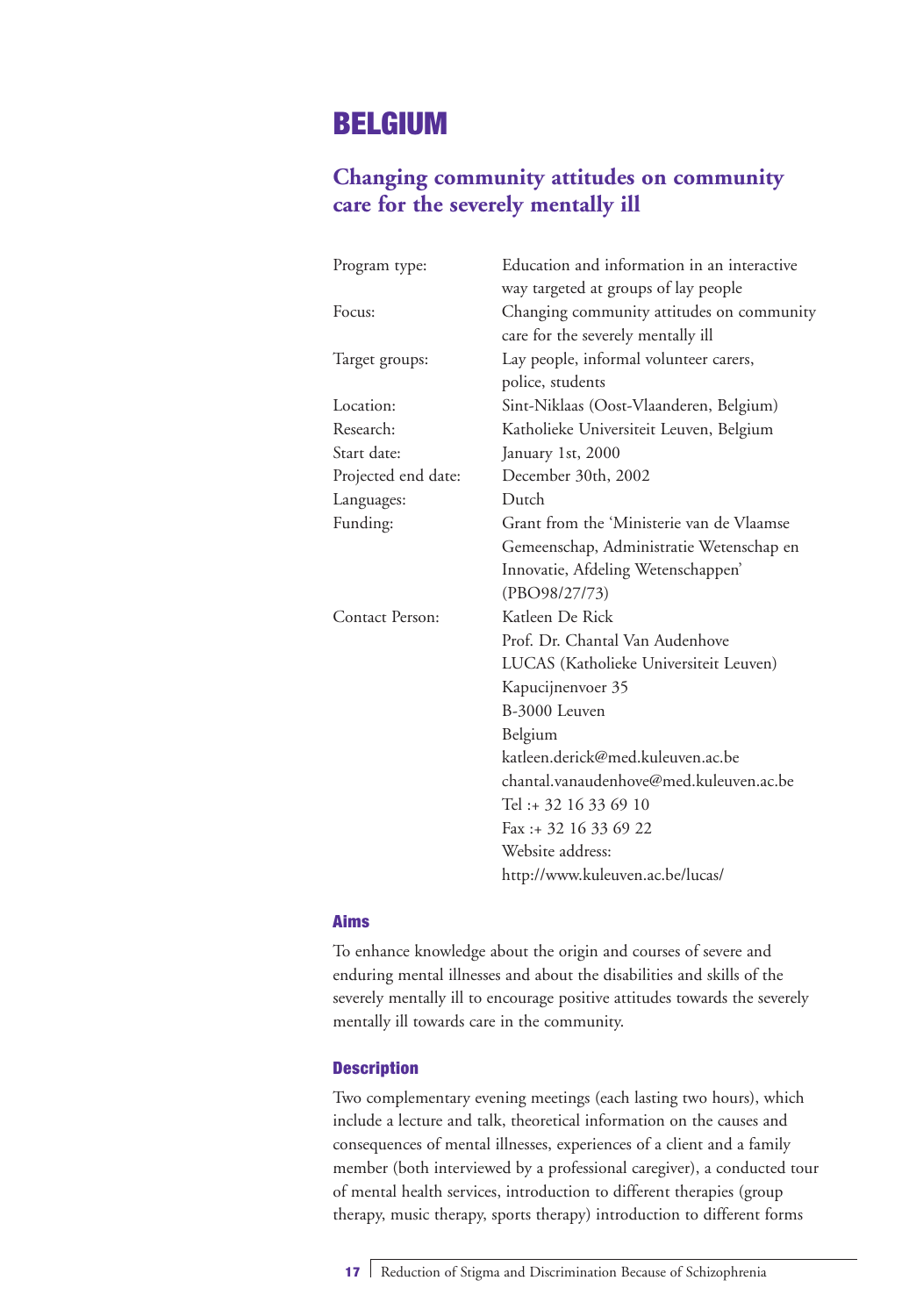# BELGIUM

## Changing community attitudes on community care for the severely mentally ill

| | |
|---|---|
| Program type: | Education and information in an interactive way targeted at groups of lay people |
| Focus: | Changing community attitudes on community care for the severely mentally ill |
| Target groups: | Lay people, informal volunteer carers, police, students |
| Location: | Sint-Niklaas (Oost-Vlaanderen, Belgium) |
| Research: | Katholieke Universiteit Leuven, Belgium |
| Start date: | January 1st, 2000 |
| Projected end date: | December 30th, 2002 |
| Languages: | Dutch |
| Funding: | Grant from the 'Ministerie van de Vlaamse Gemeenschap, Administratie Wetenschap en Innovatie, Afdeling Wetenschappen' (PBO98/27/73) |
| Contact Person: | Katleen De Rick<br>Prof. Dr. Chantal Van Audenhove<br>LUCAS (Katholieke Universiteit Leuven)<br>Kapucijnenvoer 35<br>B-3000 Leuven<br>Belgium<br>katleen.derick@med.kuleuven.ac.be<br>chantal.vanaudenhove@med.kuleuven.ac.be<br>Tel :+ 32 16 33 69 10<br>Fax :+ 32 16 33 69 22<br>Website address:<br>http://www.kuleuven.ac.be/lucas/ |

### Aims

To enhance knowledge about the origin and courses of severe and enduring mental illnesses and about the disabilities and skills of the severely mentally ill to encourage positive attitudes towards the severely mentally ill towards care in the community.

### Description

Two complementary evening meetings (each lasting two hours), which include a lecture and talk, theoretical information on the causes and consequences of mental illnesses, experiences of a client and a family member (both interviewed by a professional caregiver), a conducted tour of mental health services, introduction to different therapies (group therapy, music therapy, sports therapy) introduction to different forms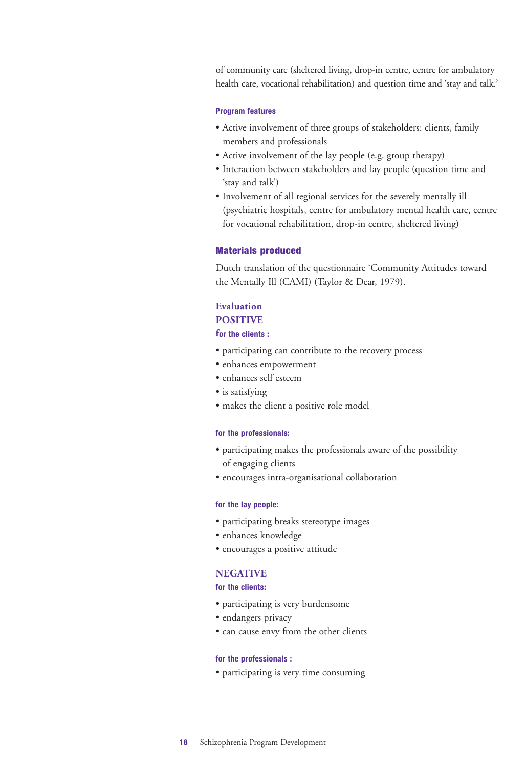of community care (sheltered living, drop-in centre, centre for ambulatory health care, vocational rehabilitation) and question time and 'stay and talk.'

#### Program features

- Active involvement of three groups of stakeholders: clients, family members and professionals
- Active involvement of the lay people (e.g. group therapy)
- Interaction between stakeholders and lay people (question time and 'stay and talk')
- Involvement of all regional services for the severely mentally ill (psychiatric hospitals, centre for ambulatory mental health care, centre for vocational rehabilitation, drop-in centre, sheltered living)

### Materials produced

Dutch translation of the questionnaire 'Community Attitudes toward the Mentally Ill (CAMI) (Taylor & Dear, 1979).

### Evaluation

### POSITIVE

#### for the clients :

- participating can contribute to the recovery process
- enhances empowerment
- enhances self esteem
- is satisfying
- makes the client a positive role model

#### for the professionals:

- participating makes the professionals aware of the possibility of engaging clients
- encourages intra-organisational collaboration

#### for the lay people:

- participating breaks stereotype images
- enhances knowledge
- encourages a positive attitude

### NEGATIVE

#### for the clients:

- participating is very burdensome
- endangers privacy
- can cause envy from the other clients

#### for the professionals :

- participating is very time consuming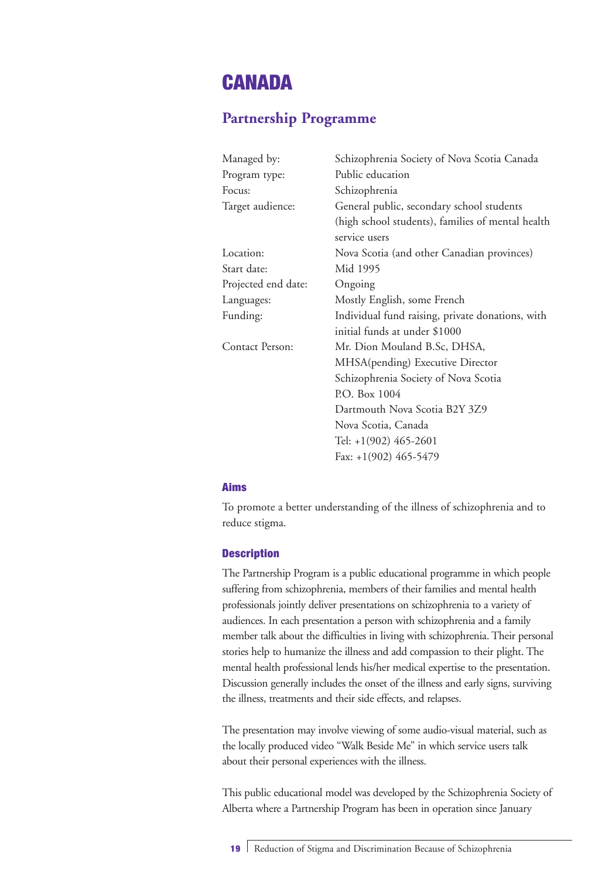# CANADA

## Partnership Programme

| | |
|---|---|
| Managed by: | Schizophrenia Society of Nova Scotia Canada |
| Program type: | Public education |
| Focus: | Schizophrenia |
| Target audience: | General public, secondary school students (high school students), families of mental health service users |
| Location: | Nova Scotia (and other Canadian provinces) |
| Start date: | Mid 1995 |
| Projected end date: | Ongoing |
| Languages: | Mostly English, some French |
| Funding: | Individual fund raising, private donations, with initial funds at under $1000 |
| Contact Person: | Mr. Dion Mouland B.Sc, DHSA, MHSA(pending) Executive Director<br>Schizophrenia Society of Nova Scotia<br>P.O. Box 1004<br>Dartmouth Nova Scotia B2Y 3Z9<br>Nova Scotia, Canada<br>Tel: +1(902) 465-2601<br>Fax: +1(902) 465-5479 |

### Aims

To promote a better understanding of the illness of schizophrenia and to reduce stigma.

### Description

The Partnership Program is a public educational programme in which people suffering from schizophrenia, members of their families and mental health professionals jointly deliver presentations on schizophrenia to a variety of audiences. In each presentation a person with schizophrenia and a family member talk about the difficulties in living with schizophrenia. Their personal stories help to humanize the illness and add compassion to their plight. The mental health professional lends his/her medical expertise to the presentation. Discussion generally includes the onset of the illness and early signs, surviving the illness, treatments and their side effects, and relapses.

The presentation may involve viewing of some audio-visual material, such as the locally produced video "Walk Beside Me" in which service users talk about their personal experiences with the illness.

This public educational model was developed by the Schizophrenia Society of Alberta where a Partnership Program has been in operation since January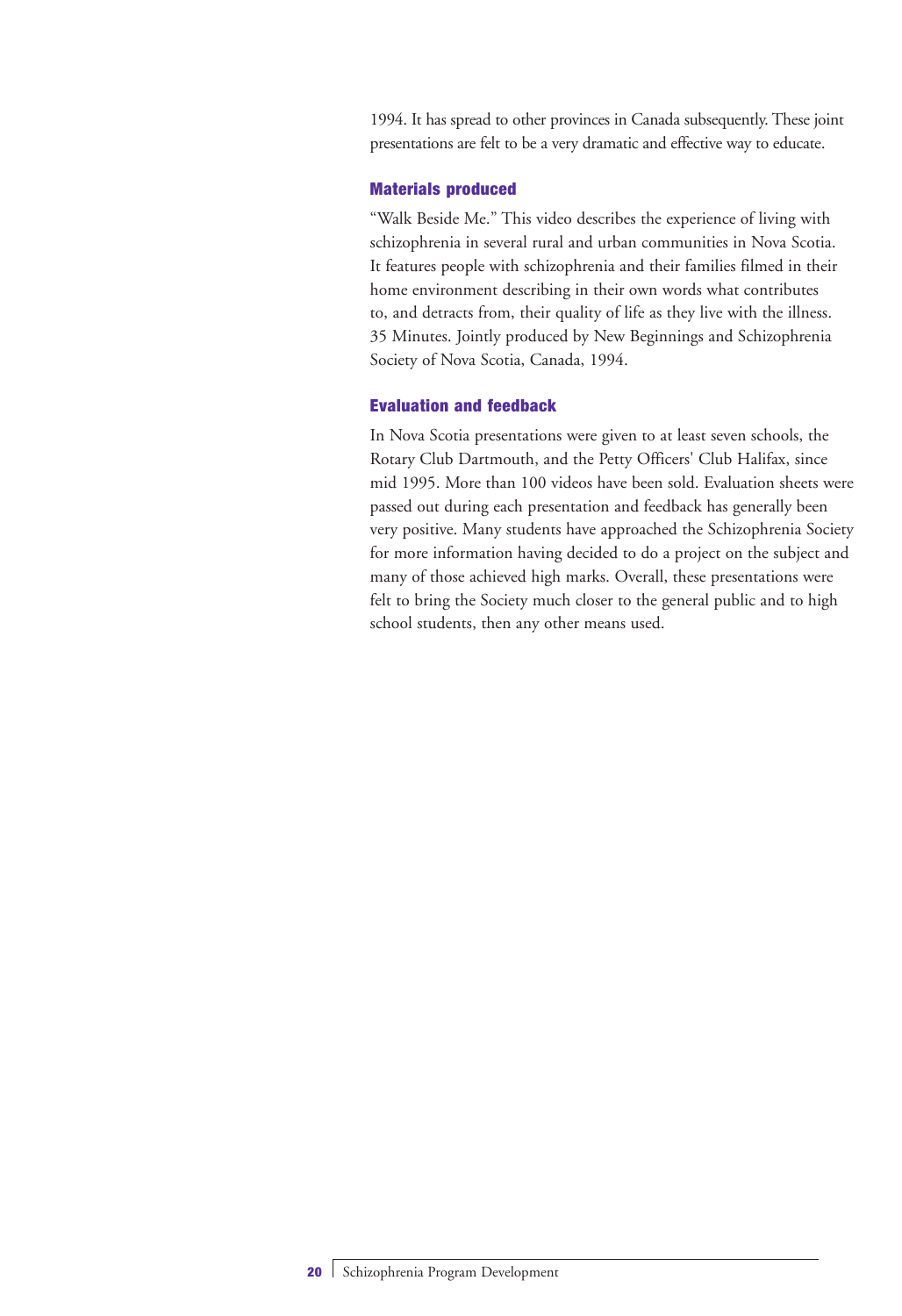1994. It has spread to other provinces in Canada subsequently. These joint presentations are felt to be a very dramatic and effective way to educate.

### Materials produced

"Walk Beside Me." This video describes the experience of living with schizophrenia in several rural and urban communities in Nova Scotia. It features people with schizophrenia and their families filmed in their home environment describing in their own words what contributes to, and detracts from, their quality of life as they live with the illness. 35 Minutes. Jointly produced by New Beginnings and Schizophrenia Society of Nova Scotia, Canada, 1994.

### Evaluation and feedback

In Nova Scotia presentations were given to at least seven schools, the Rotary Club Dartmouth, and the Petty Officers' Club Halifax, since mid 1995. More than 100 videos have been sold. Evaluation sheets were passed out during each presentation and feedback has generally been very positive. Many students have approached the Schizophrenia Society for more information having decided to do a project on the subject and many of those achieved high marks. Overall, these presentations were felt to bring the Society much closer to the general public and to high school students, then any other means used.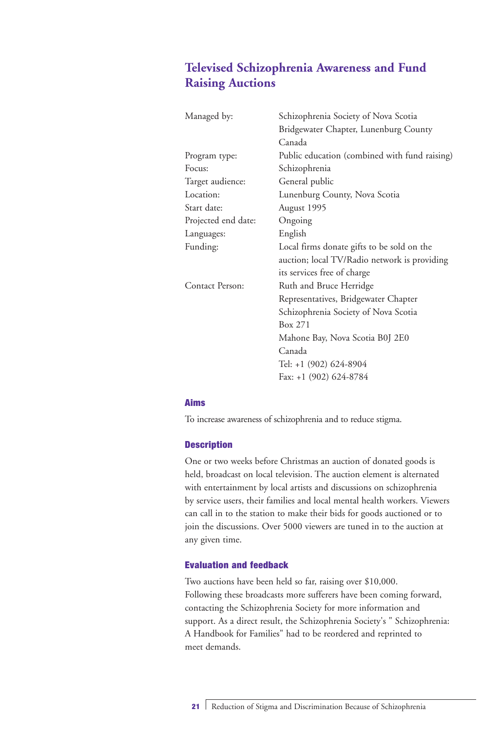## Televised Schizophrenia Awareness and Fund Raising Auctions

| | |
|---|---|
| Managed by: | Schizophrenia Society of Nova Scotia<br>Bridgewater Chapter, Lunenburg County<br>Canada |
| Program type: | Public education (combined with fund raising) |
| Focus: | Schizophrenia |
| Target audience: | General public |
| Location: | Lunenburg County, Nova Scotia |
| Start date: | August 1995 |
| Projected end date: | Ongoing |
| Languages: | English |
| Funding: | Local firms donate gifts to be sold on the auction; local TV/Radio network is providing its services free of charge |
| Contact Person: | Ruth and Bruce Herridge<br>Representatives, Bridgewater Chapter<br>Schizophrenia Society of Nova Scotia<br>Box 271<br>Mahone Bay, Nova Scotia B0J 2E0<br>Canada<br>Tel: +1 (902) 624-8904<br>Fax: +1 (902) 624-8784 |

### Aims

To increase awareness of schizophrenia and to reduce stigma.

### Description

One or two weeks before Christmas an auction of donated goods is held, broadcast on local television. The auction element is alternated with entertainment by local artists and discussions on schizophrenia by service users, their families and local mental health workers. Viewers can call in to the station to make their bids for goods auctioned or to join the discussions. Over 5000 viewers are tuned in to the auction at any given time.

### Evaluation and feedback

Two auctions have been held so far, raising over $10,000. Following these broadcasts more sufferers have been coming forward, contacting the Schizophrenia Society for more information and support. As a direct result, the Schizophrenia Society's " Schizophrenia: A Handbook for Families" had to be reordered and reprinted to meet demands.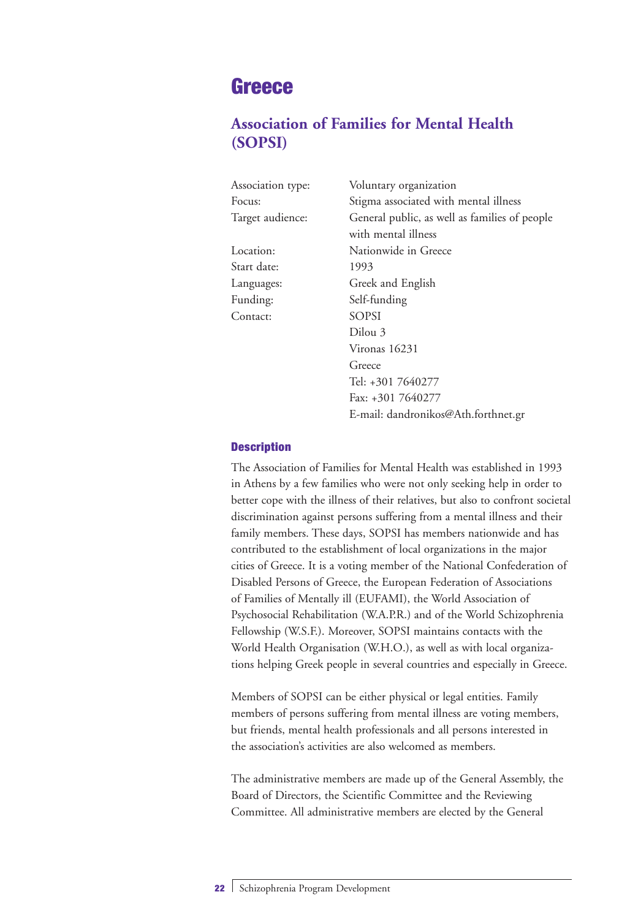# Greece

## Association of Families for Mental Health (SOPSI)

| | |
|---|---|
| Association type: | Voluntary organization |
| Focus: | Stigma associated with mental illness |
| Target audience: | General public, as well as families of people with mental illness |
| Location: | Nationwide in Greece |
| Start date: | 1993 |
| Languages: | Greek and English |
| Funding: | Self-funding |
| Contact: | SOPSI<br>Dilou 3<br>Vironas 16231<br>Greece<br>Tel: +301 7640277<br>Fax: +301 7640277<br>E-mail: dandronikos@Ath.forthnet.gr |

### Description

The Association of Families for Mental Health was established in 1993 in Athens by a few families who were not only seeking help in order to better cope with the illness of their relatives, but also to confront societal discrimination against persons suffering from a mental illness and their family members. These days, SOPSI has members nationwide and has contributed to the establishment of local organizations in the major cities of Greece. It is a voting member of the National Confederation of Disabled Persons of Greece, the European Federation of Associations of Families of Mentally ill (EUFAMI), the World Association of Psychosocial Rehabilitation (W.A.P.R.) and of the World Schizophrenia Fellowship (W.S.F.). Moreover, SOPSI maintains contacts with the World Health Organisation (W.H.O.), as well as with local organizations helping Greek people in several countries and especially in Greece.

Members of SOPSI can be either physical or legal entities. Family members of persons suffering from mental illness are voting members, but friends, mental health professionals and all persons interested in the association's activities are also welcomed as members.

The administrative members are made up of the General Assembly, the Board of Directors, the Scientific Committee and the Reviewing Committee. All administrative members are elected by the General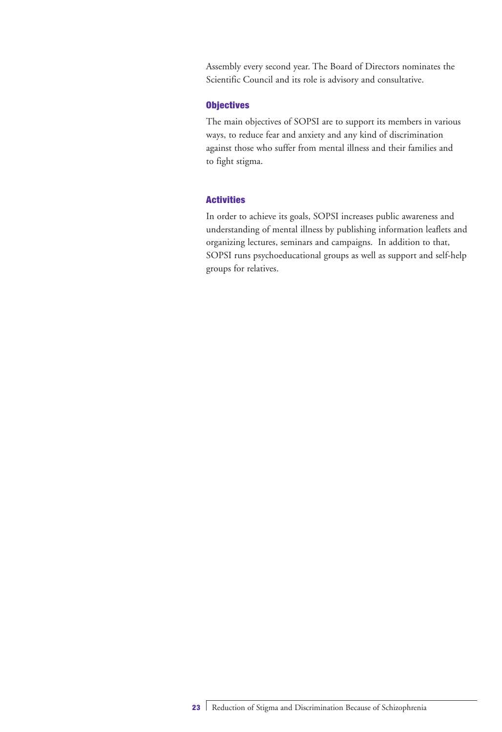Assembly every second year. The Board of Directors nominates the Scientific Council and its role is advisory and consultative.

### Objectives

The main objectives of SOPSI are to support its members in various ways, to reduce fear and anxiety and any kind of discrimination against those who suffer from mental illness and their families and to fight stigma.

### Activities

In order to achieve its goals, SOPSI increases public awareness and understanding of mental illness by publishing information leaflets and organizing lectures, seminars and campaigns.  In addition to that, SOPSI runs psychoeducational groups as well as support and self-help groups for relatives.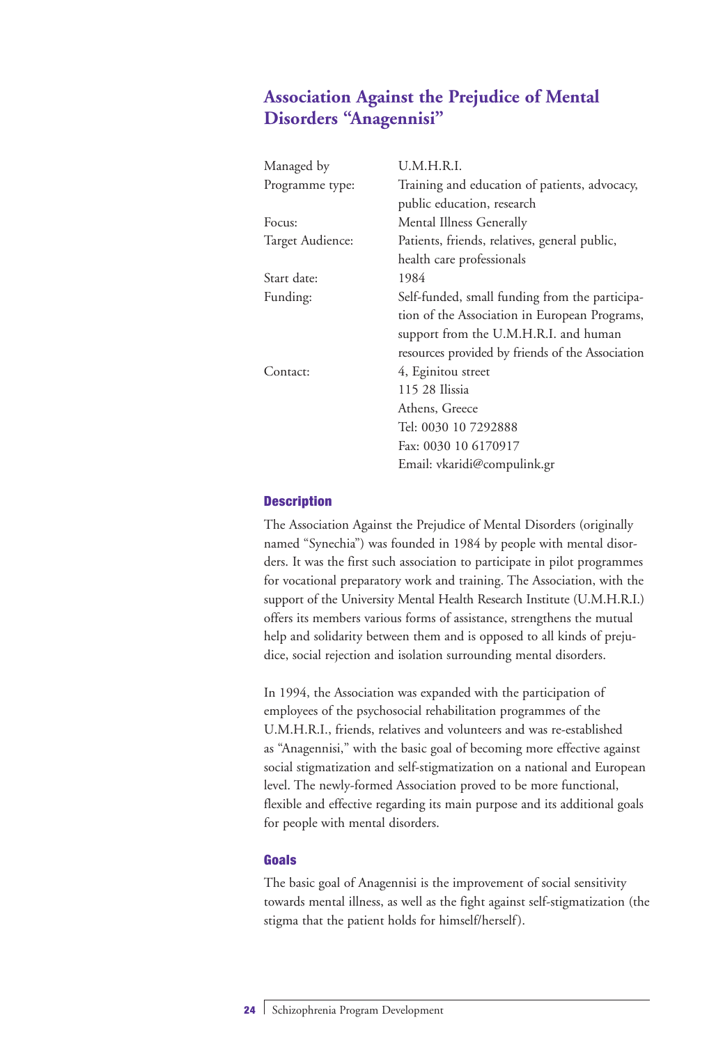## Association Against the Prejudice of Mental Disorders "Anagennisi"

| | |
|---|---|
| Managed by | U.M.H.R.I. |
| Programme type: | Training and education of patients, advocacy, public education, research |
| Focus: | Mental Illness Generally |
| Target Audience: | Patients, friends, relatives, general public, health care professionals |
| Start date: | 1984 |
| Funding: | Self-funded, small funding from the participation of the Association in European Programs, support from the U.M.H.R.I. and human resources provided by friends of the Association |
| Contact: | 4, Eginitou street<br>115 28 Ilissia<br>Athens, Greece<br>Tel: 0030 10 7292888<br>Fax: 0030 10 6170917<br>Email: vkaridi@compulink.gr |

### Description

The Association Against the Prejudice of Mental Disorders (originally named "Synechia") was founded in 1984 by people with mental disorders. It was the first such association to participate in pilot programmes for vocational preparatory work and training. The Association, with the support of the University Mental Health Research Institute (U.M.H.R.I.) offers its members various forms of assistance, strengthens the mutual help and solidarity between them and is opposed to all kinds of prejudice, social rejection and isolation surrounding mental disorders.

In 1994, the Association was expanded with the participation of employees of the psychosocial rehabilitation programmes of the U.M.H.R.I., friends, relatives and volunteers and was re-established as "Anagennisi," with the basic goal of becoming more effective against social stigmatization and self-stigmatization on a national and European level. The newly-formed Association proved to be more functional, flexible and effective regarding its main purpose and its additional goals for people with mental disorders.

### Goals

The basic goal of Anagennisi is the improvement of social sensitivity towards mental illness, as well as the fight against self-stigmatization (the stigma that the patient holds for himself/herself).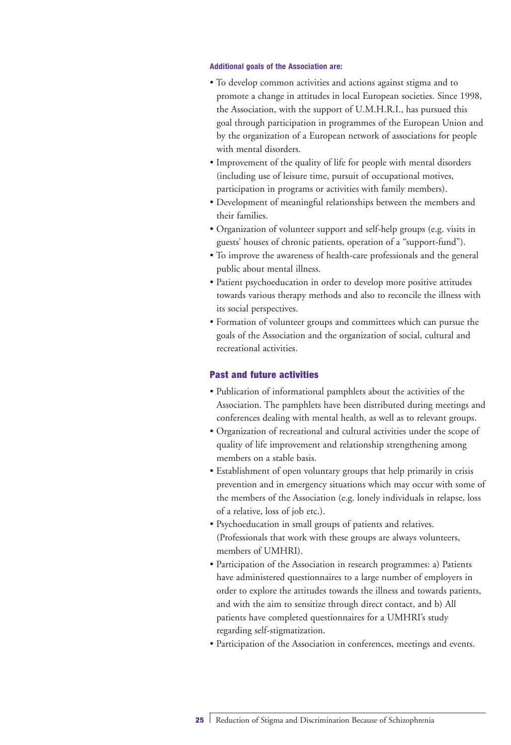**Additional goals of the Association are:**

- To develop common activities and actions against stigma and to promote a change in attitudes in local European societies. Since 1998, the Association, with the support of U.M.H.R.I., has pursued this goal through participation in programmes of the European Union and by the organization of a European network of associations for people with mental disorders.
- Improvement of the quality of life for people with mental disorders (including use of leisure time, pursuit of occupational motives, participation in programs or activities with family members).
- Development of meaningful relationships between the members and their families.
- Organization of volunteer support and self-help groups (e.g. visits in guests' houses of chronic patients, operation of a "support-fund").
- To improve the awareness of health-care professionals and the general public about mental illness.
- Patient psychoeducation in order to develop more positive attitudes towards various therapy methods and also to reconcile the illness with its social perspectives.
- Formation of volunteer groups and committees which can pursue the goals of the Association and the organization of social, cultural and recreational activities.

## Past and future activities

- Publication of informational pamphlets about the activities of the Association. The pamphlets have been distributed during meetings and conferences dealing with mental health, as well as to relevant groups.
- Organization of recreational and cultural activities under the scope of quality of life improvement and relationship strengthening among members on a stable basis.
- Establishment of open voluntary groups that help primarily in crisis prevention and in emergency situations which may occur with some of the members of the Association (e.g. lonely individuals in relapse, loss of a relative, loss of job etc.).
- Psychoeducation in small groups of patients and relatives. (Professionals that work with these groups are always volunteers, members of UMHRI).
- Participation of the Association in research programmes: a) Patients have administered questionnaires to a large number of employers in order to explore the attitudes towards the illness and towards patients, and with the aim to sensitize through direct contact, and b) All patients have completed questionnaires for a UMHRI's study regarding self-stigmatization.
- Participation of the Association in conferences, meetings and events.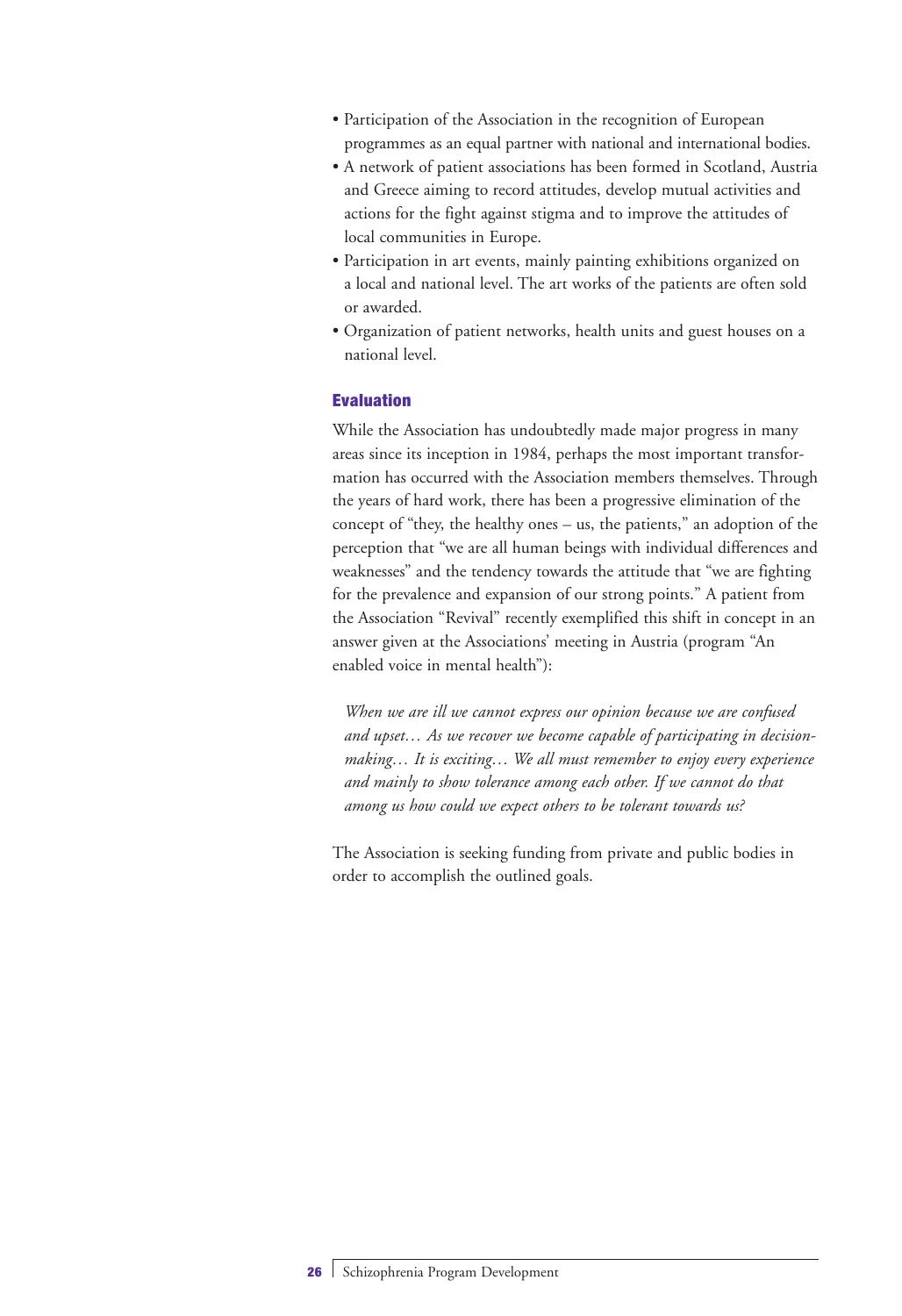- Participation of the Association in the recognition of European programmes as an equal partner with national and international bodies.
- A network of patient associations has been formed in Scotland, Austria and Greece aiming to record attitudes, develop mutual activities and actions for the fight against stigma and to improve the attitudes of local communities in Europe.
- Participation in art events, mainly painting exhibitions organized on a local and national level. The art works of the patients are often sold or awarded.
- Organization of patient networks, health units and guest houses on a national level.

### Evaluation

While the Association has undoubtedly made major progress in many areas since its inception in 1984, perhaps the most important transformation has occurred with the Association members themselves. Through the years of hard work, there has been a progressive elimination of the concept of "they, the healthy ones – us, the patients," an adoption of the perception that "we are all human beings with individual differences and weaknesses" and the tendency towards the attitude that "we are fighting for the prevalence and expansion of our strong points." A patient from the Association "Revival" recently exemplified this shift in concept in an answer given at the Associations' meeting in Austria (program "An enabled voice in mental health"):

> *When we are ill we cannot express our opinion because we are confused and upset… As we recover we become capable of participating in decision-making… It is exciting… We all must remember to enjoy every experience and mainly to show tolerance among each other. If we cannot do that among us how could we expect others to be tolerant towards us?*

The Association is seeking funding from private and public bodies in order to accomplish the outlined goals.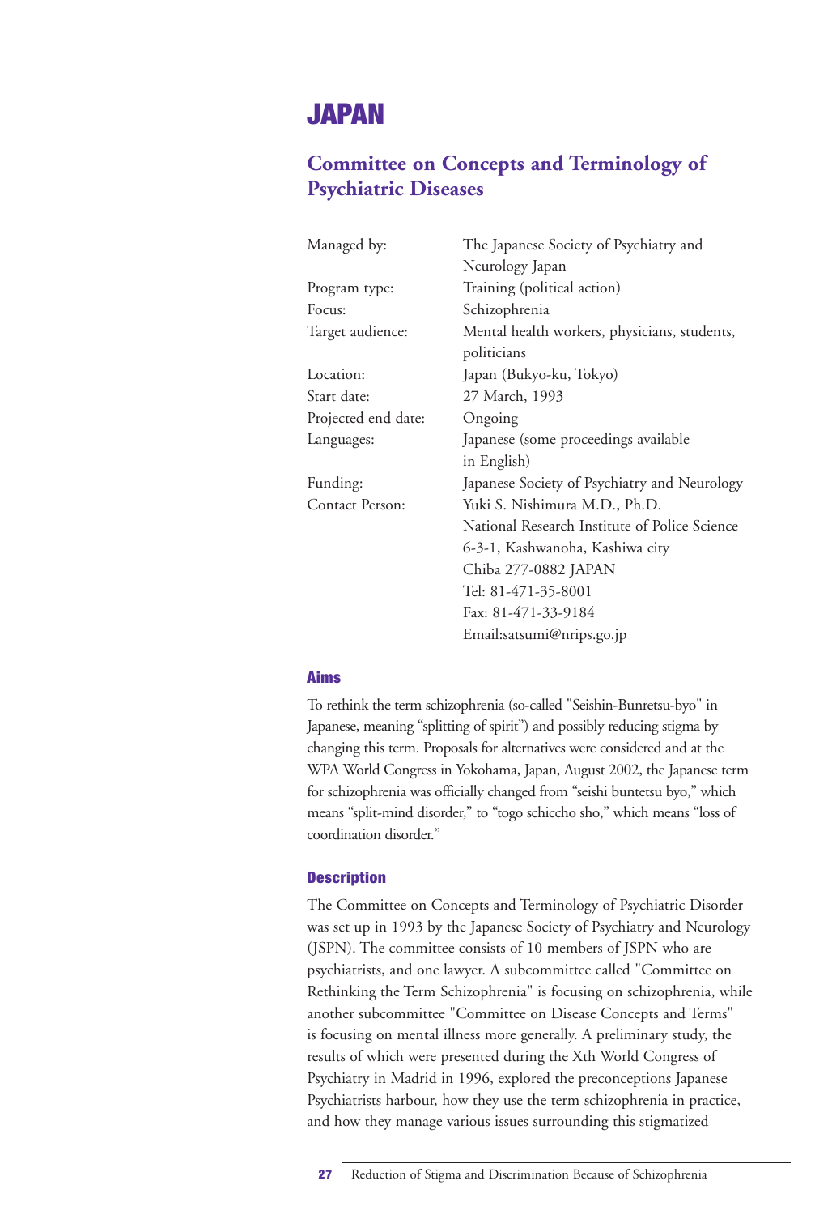# JAPAN

## Committee on Concepts and Terminology of Psychiatric Diseases

| | |
|---|---|
| Managed by: | The Japanese Society of Psychiatry and Neurology Japan |
| Program type: | Training (political action) |
| Focus: | Schizophrenia |
| Target audience: | Mental health workers, physicians, students, politicians |
| Location: | Japan (Bukyo-ku, Tokyo) |
| Start date: | 27 March, 1993 |
| Projected end date: | Ongoing |
| Languages: | Japanese (some proceedings available in English) |
| Funding: | Japanese Society of Psychiatry and Neurology |
| Contact Person: | Yuki S. Nishimura M.D., Ph.D.<br>National Research Institute of Police Science<br>6-3-1, Kashwanoha, Kashiwa city<br>Chiba 277-0882 JAPAN<br>Tel: 81-471-35-8001<br>Fax: 81-471-33-9184<br>Email:satsumi@nrips.go.jp |

### Aims

To rethink the term schizophrenia (so-called "Seishin-Bunretsu-byo" in Japanese, meaning "splitting of spirit") and possibly reducing stigma by changing this term. Proposals for alternatives were considered and at the WPA World Congress in Yokohama, Japan, August 2002, the Japanese term for schizophrenia was officially changed from "seishi buntetsu byo," which means "split-mind disorder," to "togo schiccho sho," which means "loss of coordination disorder."

### Description

The Committee on Concepts and Terminology of Psychiatric Disorder was set up in 1993 by the Japanese Society of Psychiatry and Neurology (JSPN). The committee consists of 10 members of JSPN who are psychiatrists, and one lawyer. A subcommittee called "Committee on Rethinking the Term Schizophrenia" is focusing on schizophrenia, while another subcommittee "Committee on Disease Concepts and Terms" is focusing on mental illness more generally. A preliminary study, the results of which were presented during the Xth World Congress of Psychiatry in Madrid in 1996, explored the preconceptions Japanese Psychiatrists harbour, how they use the term schizophrenia in practice, and how they manage various issues surrounding this stigmatized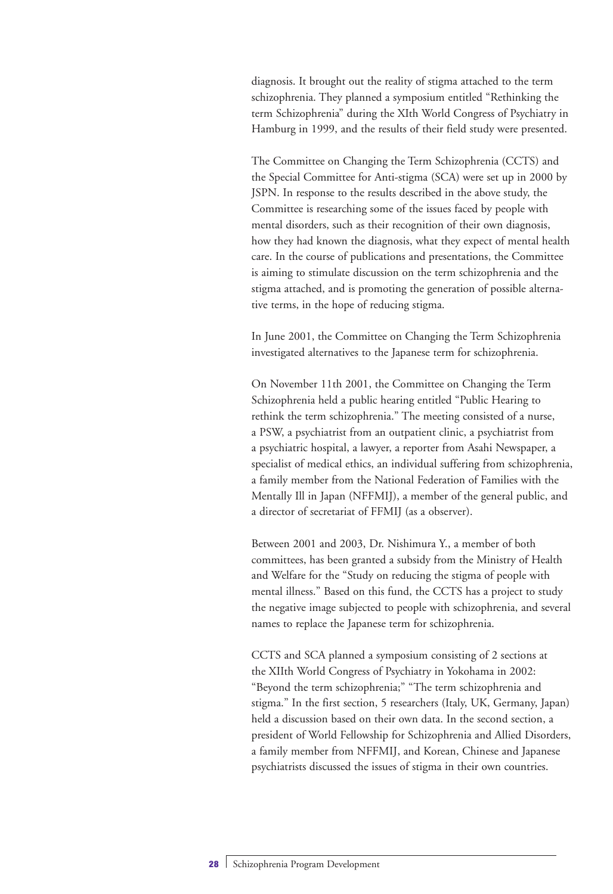diagnosis. It brought out the reality of stigma attached to the term schizophrenia. They planned a symposium entitled "Rethinking the term Schizophrenia" during the XIth World Congress of Psychiatry in Hamburg in 1999, and the results of their field study were presented.

The Committee on Changing the Term Schizophrenia (CCTS) and the Special Committee for Anti-stigma (SCA) were set up in 2000 by JSPN. In response to the results described in the above study, the Committee is researching some of the issues faced by people with mental disorders, such as their recognition of their own diagnosis, how they had known the diagnosis, what they expect of mental health care. In the course of publications and presentations, the Committee is aiming to stimulate discussion on the term schizophrenia and the stigma attached, and is promoting the generation of possible alternative terms, in the hope of reducing stigma.

In June 2001, the Committee on Changing the Term Schizophrenia investigated alternatives to the Japanese term for schizophrenia.

On November 11th 2001, the Committee on Changing the Term Schizophrenia held a public hearing entitled "Public Hearing to rethink the term schizophrenia." The meeting consisted of a nurse, a PSW, a psychiatrist from an outpatient clinic, a psychiatrist from a psychiatric hospital, a lawyer, a reporter from Asahi Newspaper, a specialist of medical ethics, an individual suffering from schizophrenia, a family member from the National Federation of Families with the Mentally Ill in Japan (NFFMIJ), a member of the general public, and a director of secretariat of FFMIJ (as a observer).

Between 2001 and 2003, Dr. Nishimura Y., a member of both committees, has been granted a subsidy from the Ministry of Health and Welfare for the "Study on reducing the stigma of people with mental illness." Based on this fund, the CCTS has a project to study the negative image subjected to people with schizophrenia, and several names to replace the Japanese term for schizophrenia.

CCTS and SCA planned a symposium consisting of 2 sections at the XIIth World Congress of Psychiatry in Yokohama in 2002: "Beyond the term schizophrenia;" "The term schizophrenia and stigma." In the first section, 5 researchers (Italy, UK, Germany, Japan) held a discussion based on their own data. In the second section, a president of World Fellowship for Schizophrenia and Allied Disorders, a family member from NFFMIJ, and Korean, Chinese and Japanese psychiatrists discussed the issues of stigma in their own countries.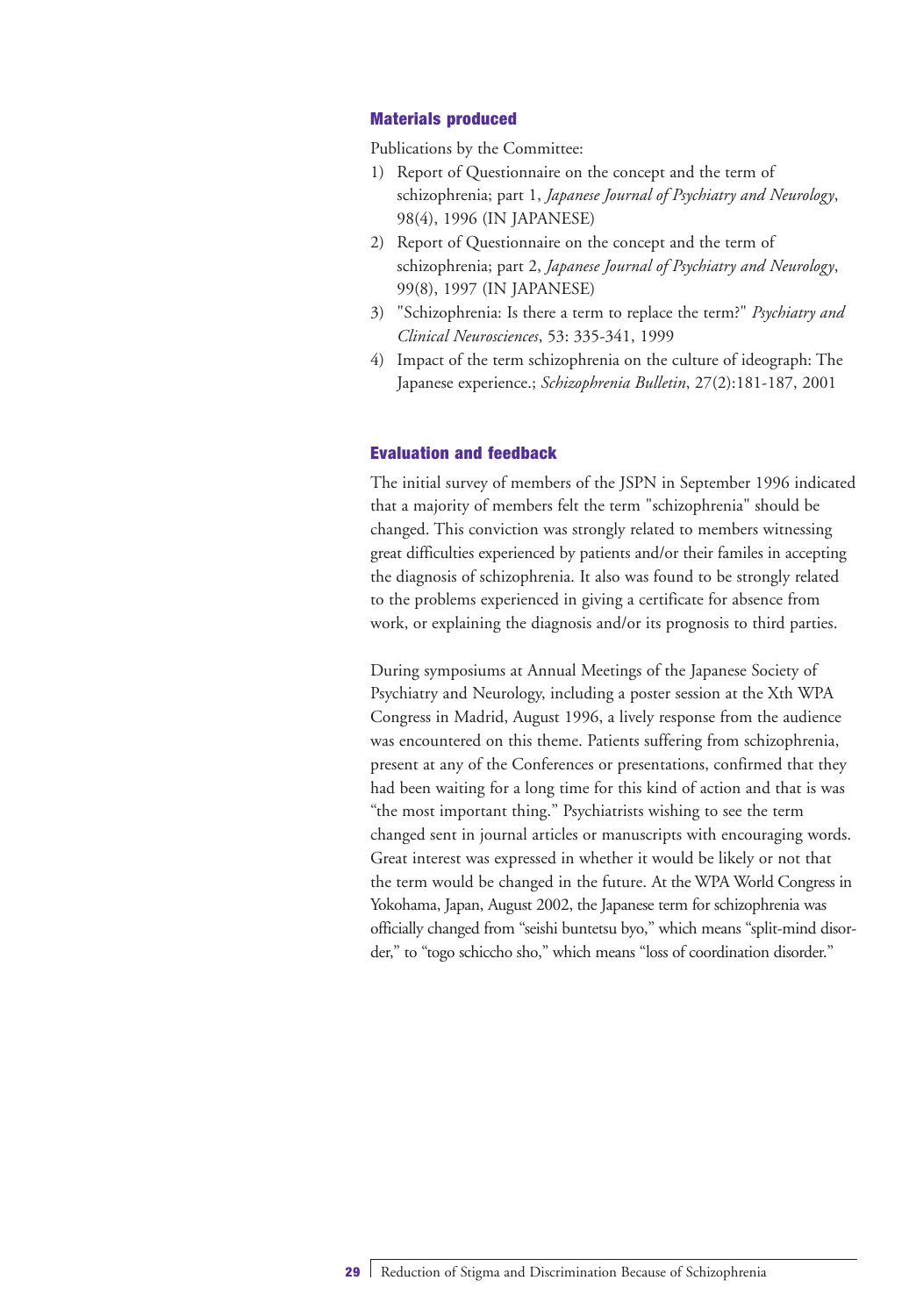### Materials produced

Publications by the Committee:

1) Report of Questionnaire on the concept and the term of schizophrenia; part 1, *Japanese Journal of Psychiatry and Neurology*, 98(4), 1996 (IN JAPANESE)
2) Report of Questionnaire on the concept and the term of schizophrenia; part 2, *Japanese Journal of Psychiatry and Neurology*, 99(8), 1997 (IN JAPANESE)
3) "Schizophrenia: Is there a term to replace the term?" *Psychiatry and Clinical Neurosciences*, 53: 335-341, 1999
4) Impact of the term schizophrenia on the culture of ideograph: The Japanese experience.; *Schizophrenia Bulletin*, 27(2):181-187, 2001

### Evaluation and feedback

The initial survey of members of the JSPN in September 1996 indicated that a majority of members felt the term "schizophrenia" should be changed. This conviction was strongly related to members witnessing great difficulties experienced by patients and/or their familes in accepting the diagnosis of schizophrenia. It also was found to be strongly related to the problems experienced in giving a certificate for absence from work, or explaining the diagnosis and/or its prognosis to third parties.

During symposiums at Annual Meetings of the Japanese Society of Psychiatry and Neurology, including a poster session at the Xth WPA Congress in Madrid, August 1996, a lively response from the audience was encountered on this theme. Patients suffering from schizophrenia, present at any of the Conferences or presentations, confirmed that they had been waiting for a long time for this kind of action and that is was "the most important thing." Psychiatrists wishing to see the term changed sent in journal articles or manuscripts with encouraging words. Great interest was expressed in whether it would be likely or not that the term would be changed in the future. At the WPA World Congress in Yokohama, Japan, August 2002, the Japanese term for schizophrenia was officially changed from "seishi buntetsu byo," which means "split-mind disorder," to "togo schiccho sho," which means "loss of coordination disorder."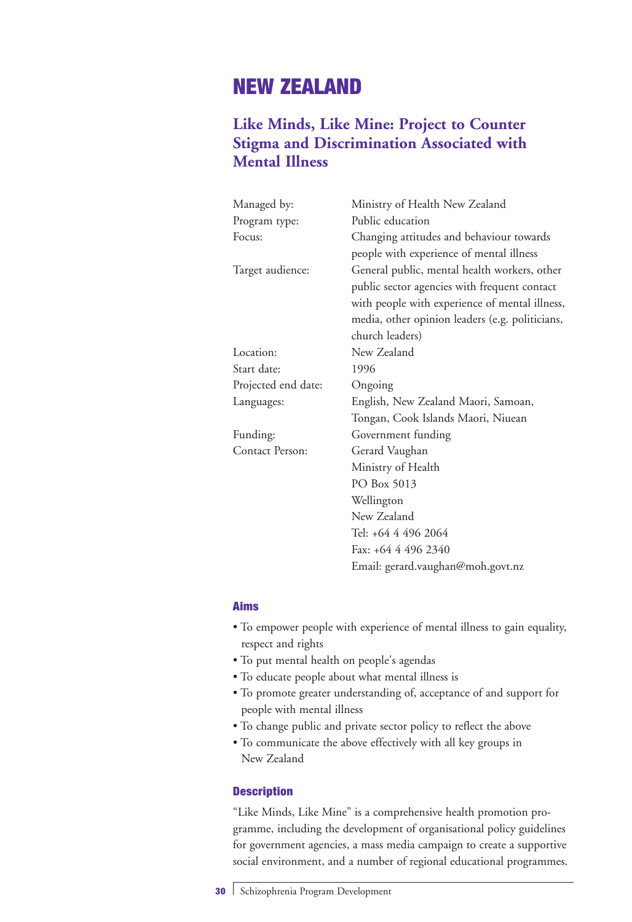# NEW ZEALAND

## Like Minds, Like Mine: Project to Counter Stigma and Discrimination Associated with Mental Illness

| | |
|---|---|
| Managed by: | Ministry of Health New Zealand |
| Program type: | Public education |
| Focus: | Changing attitudes and behaviour towards people with experience of mental illness |
| Target audience: | General public, mental health workers, other public sector agencies with frequent contact with people with experience of mental illness, media, other opinion leaders (e.g. politicians, church leaders) |
| Location: | New Zealand |
| Start date: | 1996 |
| Projected end date: | Ongoing |
| Languages: | English, New Zealand Maori, Samoan, Tongan, Cook Islands Maori, Niuean |
| Funding: | Government funding |
| Contact Person: | Gerard Vaughan<br>Ministry of Health<br>PO Box 5013<br>Wellington<br>New Zealand<br>Tel: +64 4 496 2064<br>Fax: +64 4 496 2340<br>Email: gerard.vaughan@moh.govt.nz |

### Aims

- To empower people with experience of mental illness to gain equality, respect and rights
- To put mental health on people's agendas
- To educate people about what mental illness is
- To promote greater understanding of, acceptance of and support for people with mental illness
- To change public and private sector policy to reflect the above
- To communicate the above effectively with all key groups in New Zealand

### Description

"Like Minds, Like Mine" is a comprehensive health promotion programme, including the development of organisational policy guidelines for government agencies, a mass media campaign to create a supportive social environment, and a number of regional educational programmes.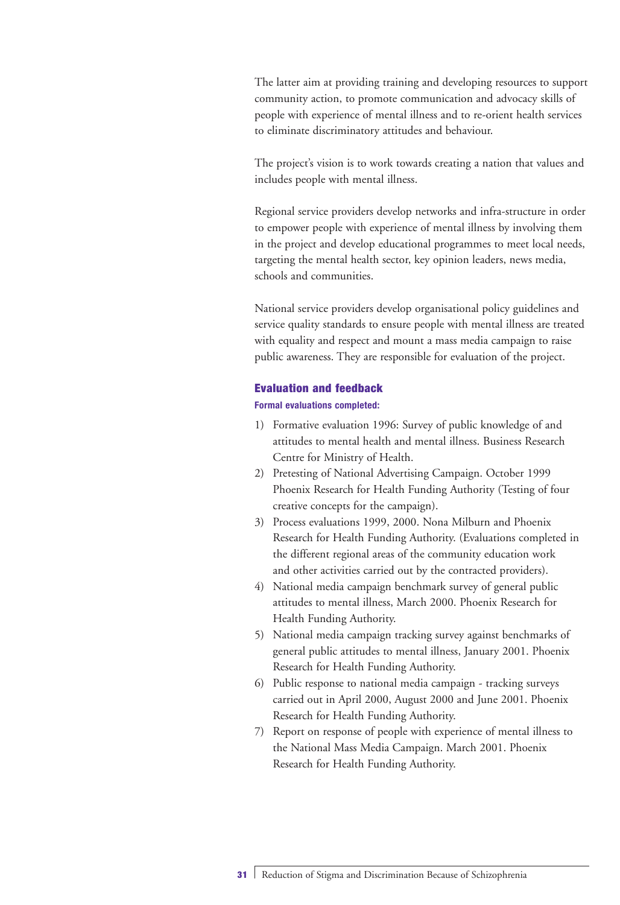The latter aim at providing training and developing resources to support community action, to promote communication and advocacy skills of people with experience of mental illness and to re-orient health services to eliminate discriminatory attitudes and behaviour.

The project's vision is to work towards creating a nation that values and includes people with mental illness.

Regional service providers develop networks and infra-structure in order to empower people with experience of mental illness by involving them in the project and develop educational programmes to meet local needs, targeting the mental health sector, key opinion leaders, news media, schools and communities.

National service providers develop organisational policy guidelines and service quality standards to ensure people with mental illness are treated with equality and respect and mount a mass media campaign to raise public awareness. They are responsible for evaluation of the project.

## Evaluation and feedback

#### Formal evaluations completed:

1) Formative evaluation 1996: Survey of public knowledge of and attitudes to mental health and mental illness. Business Research Centre for Ministry of Health.
2) Pretesting of National Advertising Campaign. October 1999 Phoenix Research for Health Funding Authority (Testing of four creative concepts for the campaign).
3) Process evaluations 1999, 2000. Nona Milburn and Phoenix Research for Health Funding Authority. (Evaluations completed in the different regional areas of the community education work and other activities carried out by the contracted providers).
4) National media campaign benchmark survey of general public attitudes to mental illness, March 2000. Phoenix Research for Health Funding Authority.
5) National media campaign tracking survey against benchmarks of general public attitudes to mental illness, January 2001. Phoenix Research for Health Funding Authority.
6) Public response to national media campaign - tracking surveys carried out in April 2000, August 2000 and June 2001. Phoenix Research for Health Funding Authority.
7) Report on response of people with experience of mental illness to the National Mass Media Campaign. March 2001. Phoenix Research for Health Funding Authority.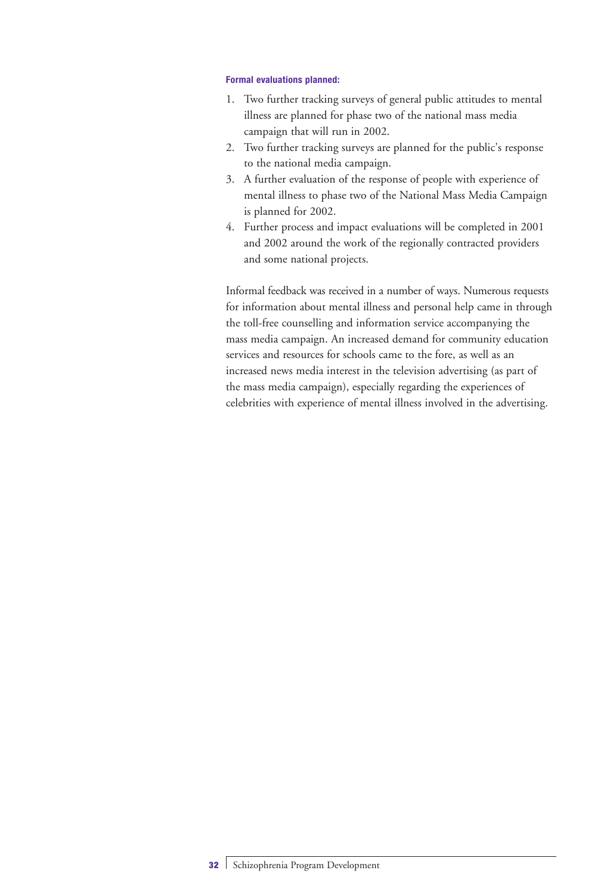**Formal evaluations planned:**

1. Two further tracking surveys of general public attitudes to mental illness are planned for phase two of the national mass media campaign that will run in 2002.
2. Two further tracking surveys are planned for the public's response to the national media campaign.
3. A further evaluation of the response of people with experience of mental illness to phase two of the National Mass Media Campaign is planned for 2002.
4. Further process and impact evaluations will be completed in 2001 and 2002 around the work of the regionally contracted providers and some national projects.

Informal feedback was received in a number of ways. Numerous requests for information about mental illness and personal help came in through the toll-free counselling and information service accompanying the mass media campaign. An increased demand for community education services and resources for schools came to the fore, as well as an increased news media interest in the television advertising (as part of the mass media campaign), especially regarding the experiences of celebrities with experience of mental illness involved in the advertising.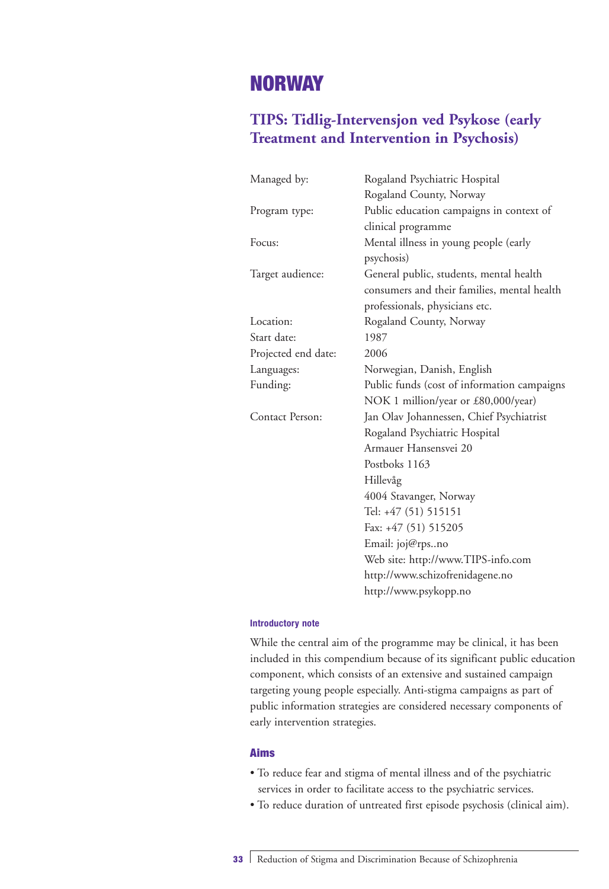# NORWAY

## TIPS: Tidlig-Intervensjon ved Psykose (early Treatment and Intervention in Psychosis)

| | |
|---|---|
| Managed by: | Rogaland Psychiatric Hospital<br>Rogaland County, Norway |
| Program type: | Public education campaigns in context of clinical programme |
| Focus: | Mental illness in young people (early psychosis) |
| Target audience: | General public, students, mental health consumers and their families, mental health professionals, physicians etc. |
| Location: | Rogaland County, Norway |
| Start date: | 1987 |
| Projected end date: | 2006 |
| Languages: | Norwegian, Danish, English |
| Funding: | Public funds (cost of information campaigns NOK 1 million/year or £80,000/year) |
| Contact Person: | Jan Olav Johannessen, Chief Psychiatrist<br>Rogaland Psychiatric Hospital<br>Armauer Hansensvei 20<br>Postboks 1163<br>Hillevåg<br>4004 Stavanger, Norway<br>Tel: +47 (51) 515151<br>Fax: +47 (51) 515205<br>Email: joj@rps..no<br>Web site: http://www.TIPS-info.com<br>http://www.schizofrenidagene.no<br>http://www.psykopp.no |

#### Introductory note

While the central aim of the programme may be clinical, it has been included in this compendium because of its significant public education component, which consists of an extensive and sustained campaign targeting young people especially. Anti-stigma campaigns as part of public information strategies are considered necessary components of early intervention strategies.

### Aims

- To reduce fear and stigma of mental illness and of the psychiatric services in order to facilitate access to the psychiatric services.
- To reduce duration of untreated first episode psychosis (clinical aim).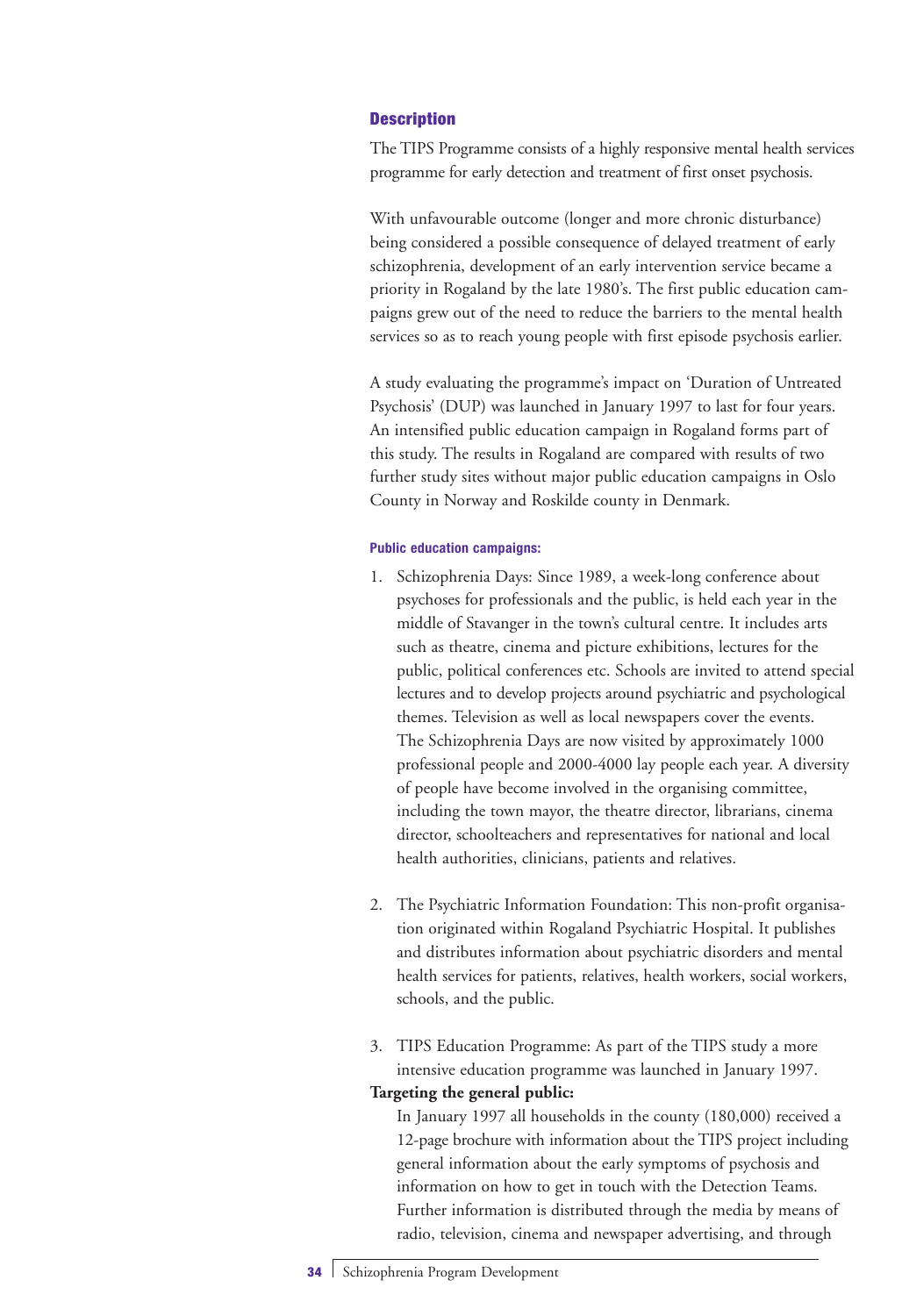## Description

The TIPS Programme consists of a highly responsive mental health services programme for early detection and treatment of first onset psychosis.

With unfavourable outcome (longer and more chronic disturbance) being considered a possible consequence of delayed treatment of early schizophrenia, development of an early intervention service became a priority in Rogaland by the late 1980's. The first public education campaigns grew out of the need to reduce the barriers to the mental health services so as to reach young people with first episode psychosis earlier.

A study evaluating the programme's impact on 'Duration of Untreated Psychosis' (DUP) was launched in January 1997 to last for four years. An intensified public education campaign in Rogaland forms part of this study. The results in Rogaland are compared with results of two further study sites without major public education campaigns in Oslo County in Norway and Roskilde county in Denmark.

#### Public education campaigns:

1. Schizophrenia Days: Since 1989, a week-long conference about psychoses for professionals and the public, is held each year in the middle of Stavanger in the town's cultural centre. It includes arts such as theatre, cinema and picture exhibitions, lectures for the public, political conferences etc. Schools are invited to attend special lectures and to develop projects around psychiatric and psychological themes. Television as well as local newspapers cover the events. The Schizophrenia Days are now visited by approximately 1000 professional people and 2000-4000 lay people each year. A diversity of people have become involved in the organising committee, including the town mayor, the theatre director, librarians, cinema director, schoolteachers and representatives for national and local health authorities, clinicians, patients and relatives.

2. The Psychiatric Information Foundation: This non-profit organisation originated within Rogaland Psychiatric Hospital. It publishes and distributes information about psychiatric disorders and mental health services for patients, relatives, health workers, social workers, schools, and the public.

3. TIPS Education Programme: As part of the TIPS study a more intensive education programme was launched in January 1997.

**Targeting the general public:**

In January 1997 all households in the county (180,000) received a 12-page brochure with information about the TIPS project including general information about the early symptoms of psychosis and information on how to get in touch with the Detection Teams. Further information is distributed through the media by means of radio, television, cinema and newspaper advertising, and through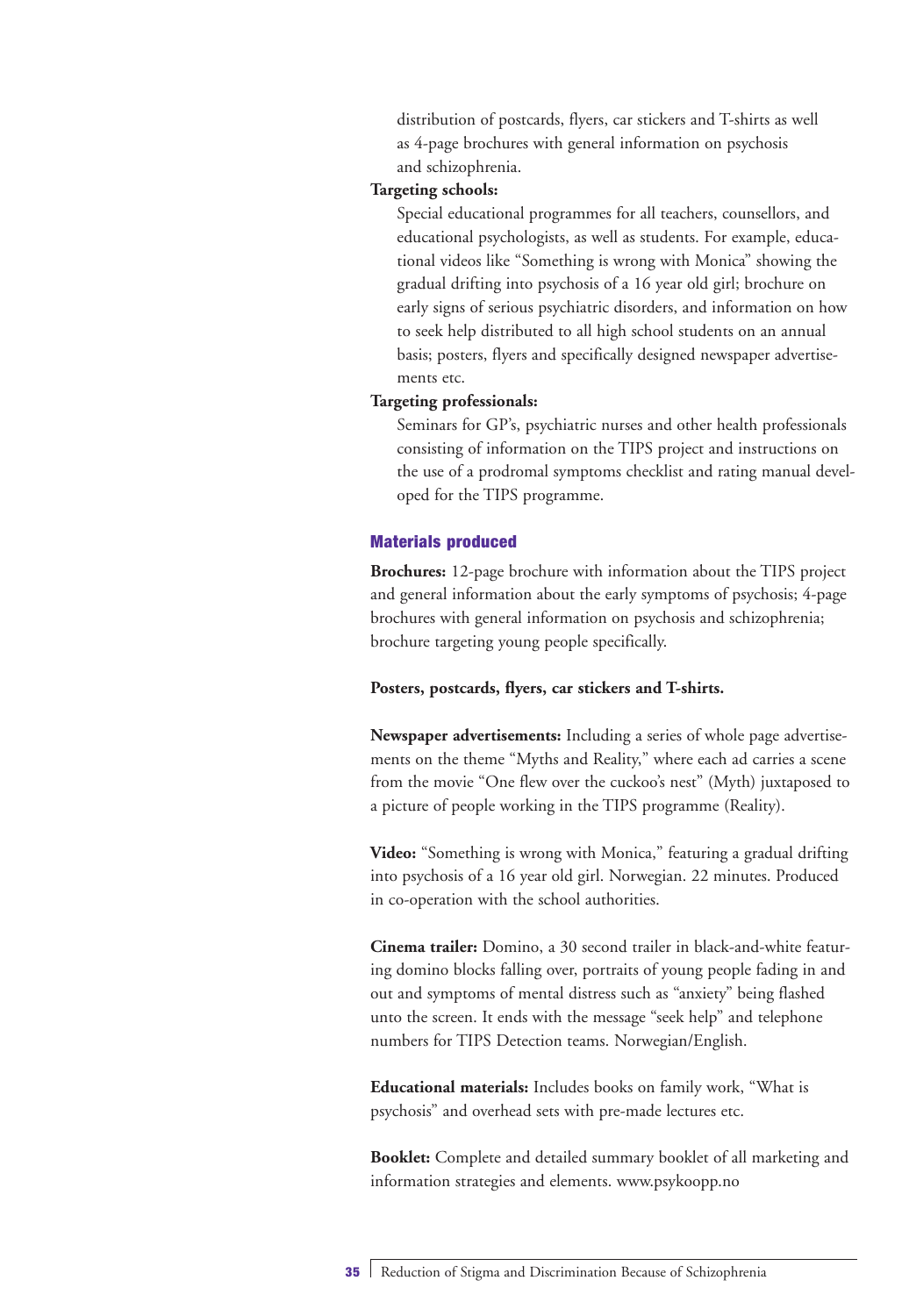distribution of postcards, flyers, car stickers and T-shirts as well as 4-page brochures with general information on psychosis and schizophrenia.

**Targeting schools:**

Special educational programmes for all teachers, counsellors, and educational psychologists, as well as students. For example, educational videos like "Something is wrong with Monica" showing the gradual drifting into psychosis of a 16 year old girl; brochure on early signs of serious psychiatric disorders, and information on how to seek help distributed to all high school students on an annual basis; posters, flyers and specifically designed newspaper advertisements etc.

**Targeting professionals:**

Seminars for GP's, psychiatric nurses and other health professionals consisting of information on the TIPS project and instructions on the use of a prodromal symptoms checklist and rating manual developed for the TIPS programme.

### Materials produced

**Brochures:** 12-page brochure with information about the TIPS project and general information about the early symptoms of psychosis; 4-page brochures with general information on psychosis and schizophrenia; brochure targeting young people specifically.

**Posters, postcards, flyers, car stickers and T-shirts.**

**Newspaper advertisements:** Including a series of whole page advertisements on the theme "Myths and Reality," where each ad carries a scene from the movie "One flew over the cuckoo's nest" (Myth) juxtaposed to a picture of people working in the TIPS programme (Reality).

**Video:** "Something is wrong with Monica," featuring a gradual drifting into psychosis of a 16 year old girl. Norwegian. 22 minutes. Produced in co-operation with the school authorities.

**Cinema trailer:** Domino, a 30 second trailer in black-and-white featuring domino blocks falling over, portraits of young people fading in and out and symptoms of mental distress such as "anxiety" being flashed unto the screen. It ends with the message "seek help" and telephone numbers for TIPS Detection teams. Norwegian/English.

**Educational materials:** Includes books on family work, "What is psychosis" and overhead sets with pre-made lectures etc.

**Booklet:** Complete and detailed summary booklet of all marketing and information strategies and elements. www.psykoopp.no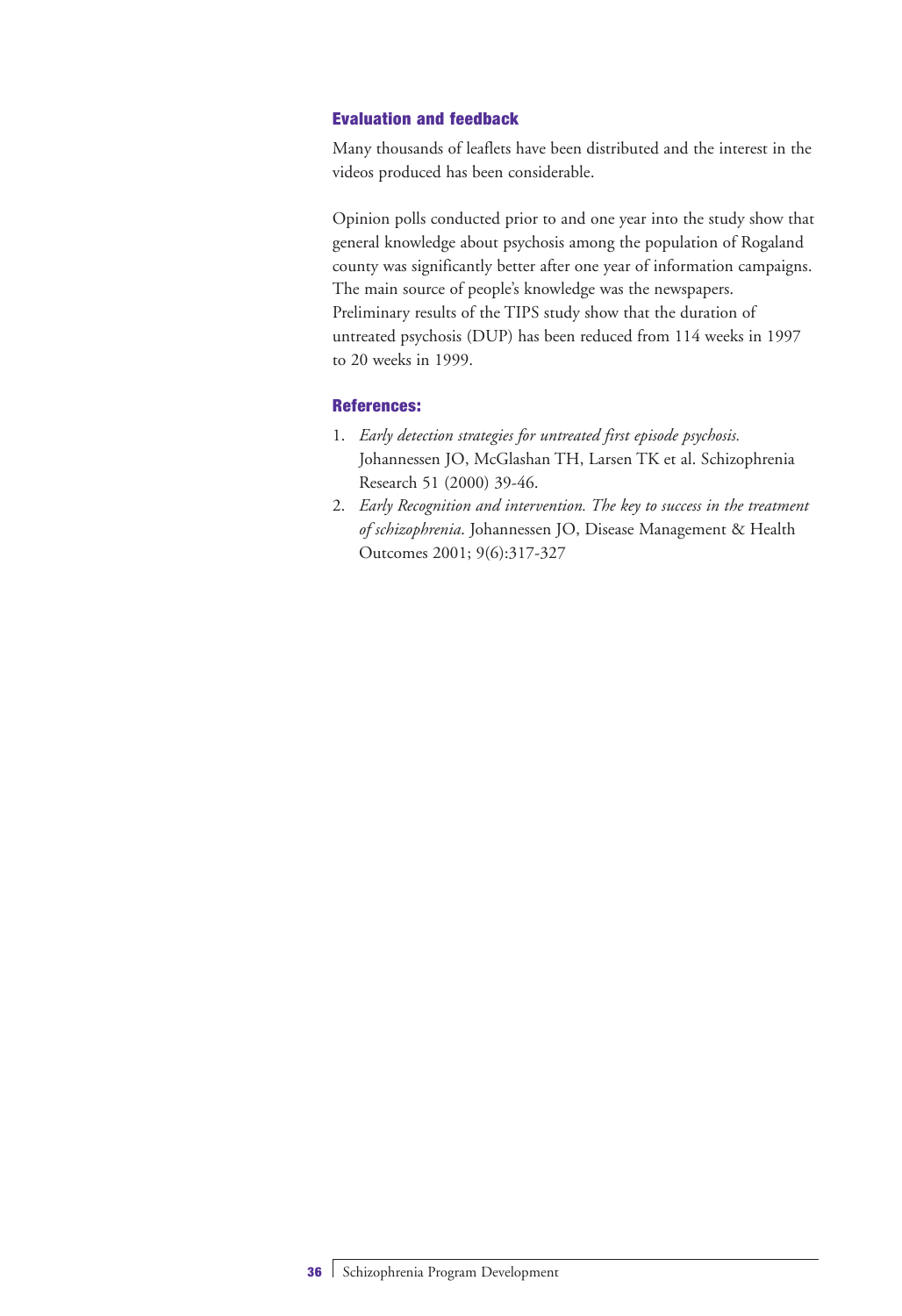### Evaluation and feedback

Many thousands of leaflets have been distributed and the interest in the videos produced has been considerable.

Opinion polls conducted prior to and one year into the study show that general knowledge about psychosis among the population of Rogaland county was significantly better after one year of information campaigns. The main source of people's knowledge was the newspapers. Preliminary results of the TIPS study show that the duration of untreated psychosis (DUP) has been reduced from 114 weeks in 1997 to 20 weeks in 1999.

### References:

1. *Early detection strategies for untreated first episode psychosis.* Johannessen JO, McGlashan TH, Larsen TK et al. Schizophrenia Research 51 (2000) 39-46.
2. *Early Recognition and intervention. The key to success in the treatment of schizophrenia.* Johannessen JO, Disease Management & Health Outcomes 2001; 9(6):317-327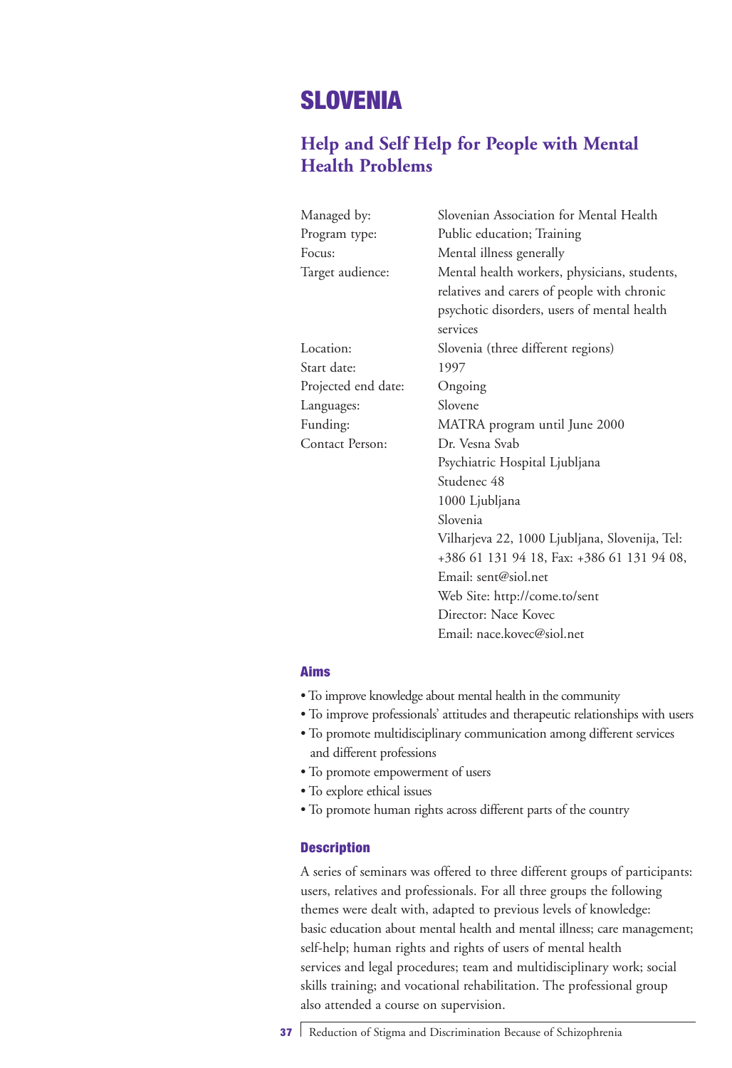# SLOVENIA

## Help and Self Help for People with Mental Health Problems

| | |
|---|---|
| Managed by: | Slovenian Association for Mental Health |
| Program type: | Public education; Training |
| Focus: | Mental illness generally |
| Target audience: | Mental health workers, physicians, students, relatives and carers of people with chronic psychotic disorders, users of mental health services |
| Location: | Slovenia (three different regions) |
| Start date: | 1997 |
| Projected end date: | Ongoing |
| Languages: | Slovene |
| Funding: | MATRA program until June 2000 |
| Contact Person: | Dr. Vesna Svab<br>Psychiatric Hospital Ljubljana<br>Studenec 48<br>1000 Ljubljana<br>Slovenia<br>Vilharjeva 22, 1000 Ljubljana, Slovenija, Tel: +386 61 131 94 18, Fax: +386 61 131 94 08, Email: sent@siol.net<br>Web Site: http://come.to/sent<br>Director: Nace Kovec<br>Email: nace.kovec@siol.net |

### Aims

- To improve knowledge about mental health in the community
- To improve professionals' attitudes and therapeutic relationships with users
- To promote multidisciplinary communication among different services and different professions
- To promote empowerment of users
- To explore ethical issues
- To promote human rights across different parts of the country

### Description

A series of seminars was offered to three different groups of participants: users, relatives and professionals. For all three groups the following themes were dealt with, adapted to previous levels of knowledge: basic education about mental health and mental illness; care management; self-help; human rights and rights of users of mental health services and legal procedures; team and multidisciplinary work; social skills training; and vocational rehabilitation. The professional group also attended a course on supervision.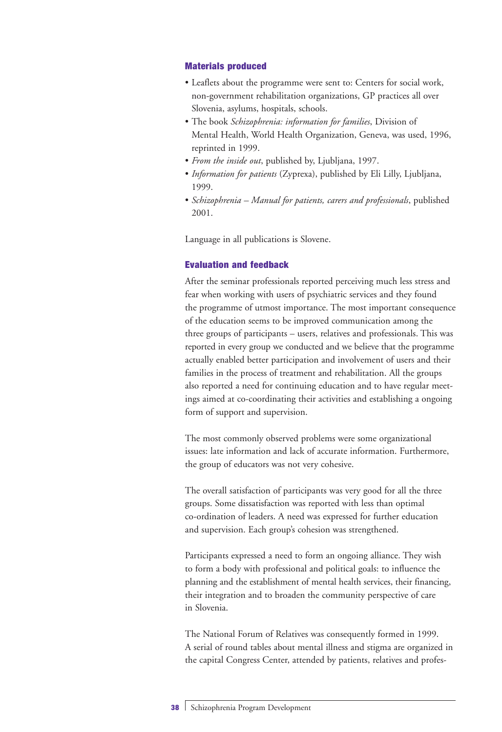### Materials produced

- Leaflets about the programme were sent to: Centers for social work, non-government rehabilitation organizations, GP practices all over Slovenia, asylums, hospitals, schools.
- The book *Schizophrenia: information for families*, Division of Mental Health, World Health Organization, Geneva, was used, 1996, reprinted in 1999.
- *From the inside out*, published by, Ljubljana, 1997.
- *Information for patients* (Zyprexa), published by Eli Lilly, Ljubljana, 1999.
- *Schizophrenia – Manual for patients, carers and professionals*, published 2001.

Language in all publications is Slovene.

### Evaluation and feedback

After the seminar professionals reported perceiving much less stress and fear when working with users of psychiatric services and they found the programme of utmost importance. The most important consequence of the education seems to be improved communication among the three groups of participants – users, relatives and professionals. This was reported in every group we conducted and we believe that the programme actually enabled better participation and involvement of users and their families in the process of treatment and rehabilitation. All the groups also reported a need for continuing education and to have regular meetings aimed at co-coordinating their activities and establishing a ongoing form of support and supervision.

The most commonly observed problems were some organizational issues: late information and lack of accurate information. Furthermore, the group of educators was not very cohesive.

The overall satisfaction of participants was very good for all the three groups. Some dissatisfaction was reported with less than optimal co-ordination of leaders. A need was expressed for further education and supervision. Each group's cohesion was strengthened.

Participants expressed a need to form an ongoing alliance. They wish to form a body with professional and political goals: to influence the planning and the establishment of mental health services, their financing, their integration and to broaden the community perspective of care in Slovenia.

The National Forum of Relatives was consequently formed in 1999. A serial of round tables about mental illness and stigma are organized in the capital Congress Center, attended by patients, relatives and profes-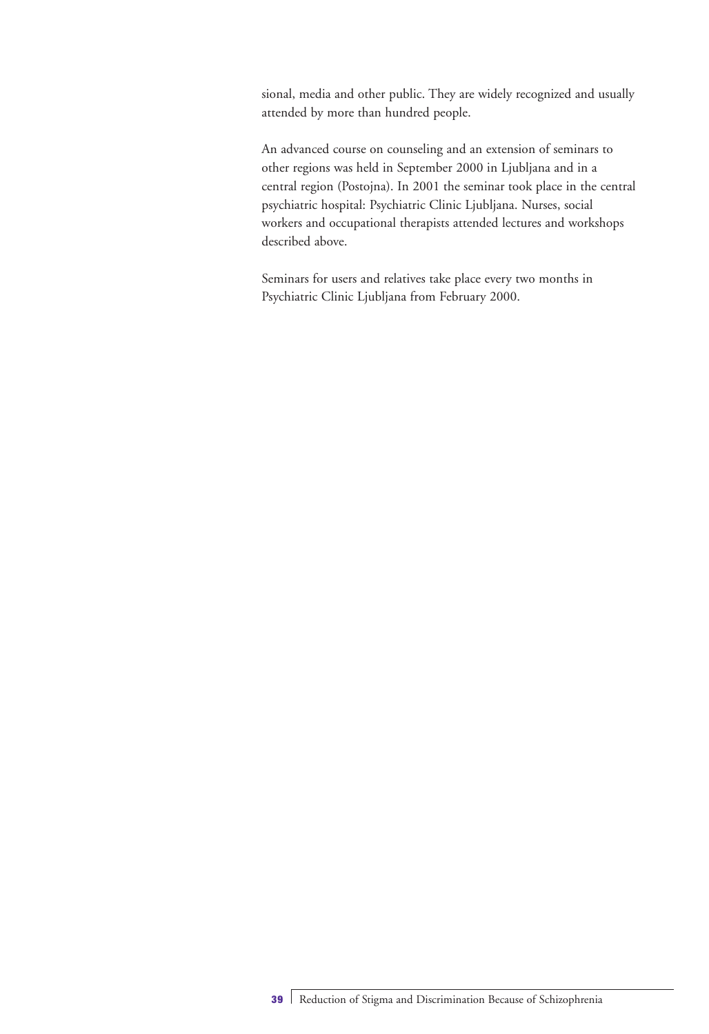sional, media and other public. They are widely recognized and usually attended by more than hundred people.

An advanced course on counseling and an extension of seminars to other regions was held in September 2000 in Ljubljana and in a central region (Postojna). In 2001 the seminar took place in the central psychiatric hospital: Psychiatric Clinic Ljubljana. Nurses, social workers and occupational therapists attended lectures and workshops described above.

Seminars for users and relatives take place every two months in Psychiatric Clinic Ljubljana from February 2000.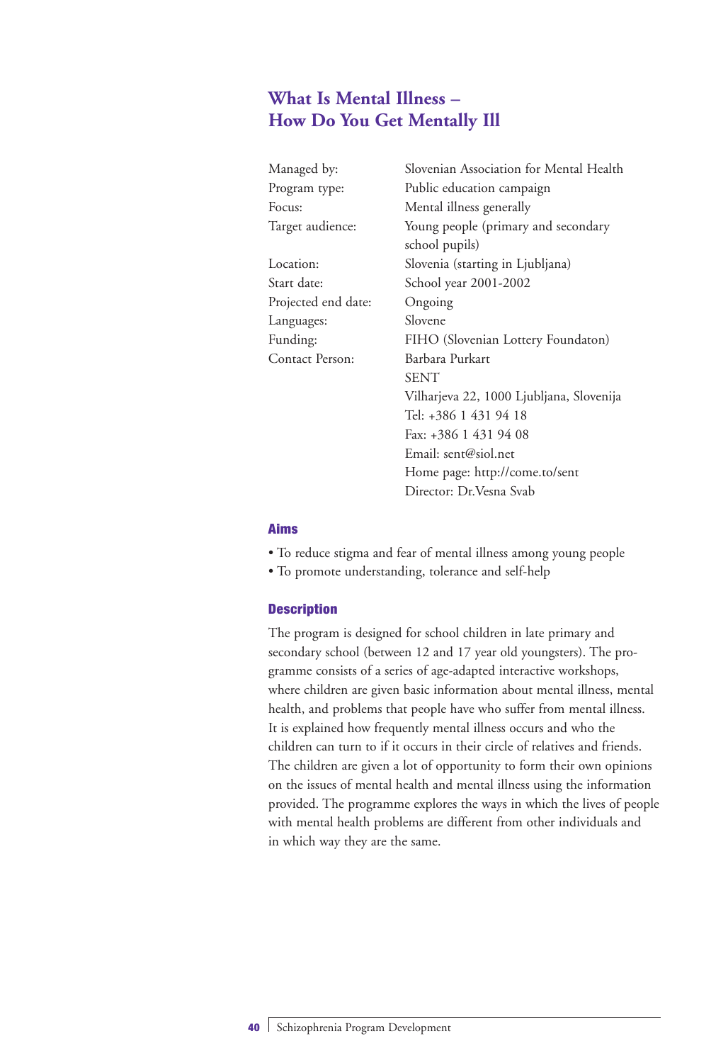# What Is Mental Illness – How Do You Get Mentally Ill

| | |
|---|---|
| Managed by: | Slovenian Association for Mental Health |
| Program type: | Public education campaign |
| Focus: | Mental illness generally |
| Target audience: | Young people (primary and secondary school pupils) |
| Location: | Slovenia (starting in Ljubljana) |
| Start date: | School year 2001-2002 |
| Projected end date: | Ongoing |
| Languages: | Slovene |
| Funding: | FIHO (Slovenian Lottery Foundaton) |
| Contact Person: | Barbara Purkart<br>SENT<br>Vilharjeva 22, 1000 Ljubljana, Slovenija<br>Tel: +386 1 431 94 18<br>Fax: +386 1 431 94 08<br>Email: sent@siol.net<br>Home page: http://come.to/sent<br>Director: Dr.Vesna Svab |

### Aims

- To reduce stigma and fear of mental illness among young people
- To promote understanding, tolerance and self-help

### Description

The program is designed for school children in late primary and secondary school (between 12 and 17 year old youngsters). The programme consists of a series of age-adapted interactive workshops, where children are given basic information about mental illness, mental health, and problems that people have who suffer from mental illness. It is explained how frequently mental illness occurs and who the children can turn to if it occurs in their circle of relatives and friends. The children are given a lot of opportunity to form their own opinions on the issues of mental health and mental illness using the information provided. The programme explores the ways in which the lives of people with mental health problems are different from other individuals and in which way they are the same.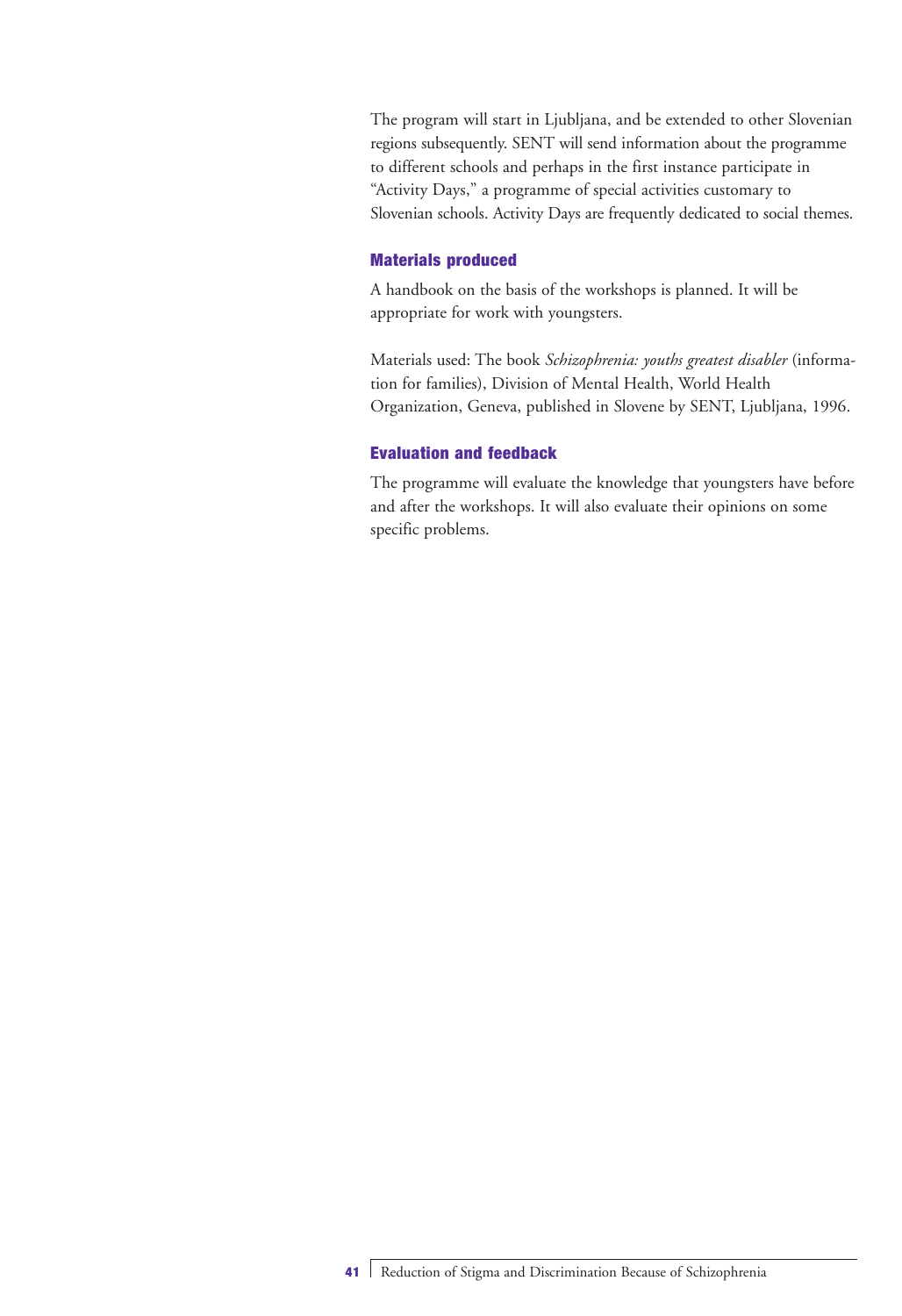The program will start in Ljubljana, and be extended to other Slovenian regions subsequently. SENT will send information about the programme to different schools and perhaps in the first instance participate in "Activity Days," a programme of special activities customary to Slovenian schools. Activity Days are frequently dedicated to social themes.

### Materials produced

A handbook on the basis of the workshops is planned. It will be appropriate for work with youngsters.

Materials used: The book *Schizophrenia: youths greatest disabler* (information for families), Division of Mental Health, World Health Organization, Geneva, published in Slovene by SENT, Ljubljana, 1996.

### Evaluation and feedback

The programme will evaluate the knowledge that youngsters have before and after the workshops. It will also evaluate their opinions on some specific problems.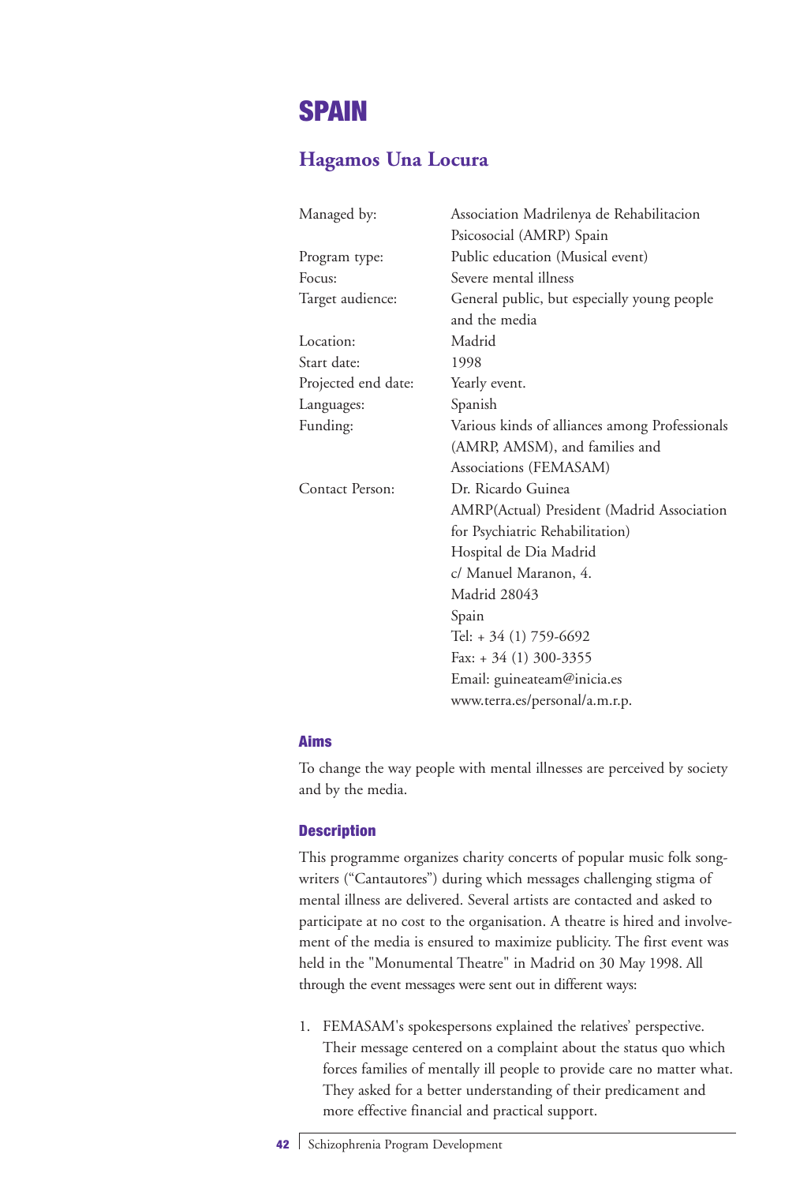# SPAIN

## Hagamos Una Locura

| | |
|---|---|
| Managed by: | Association Madrilenya de Rehabilitacion Psicosocial (AMRP) Spain |
| Program type: | Public education (Musical event) |
| Focus: | Severe mental illness |
| Target audience: | General public, but especially young people and the media |
| Location: | Madrid |
| Start date: | 1998 |
| Projected end date: | Yearly event. |
| Languages: | Spanish |
| Funding: | Various kinds of alliances among Professionals (AMRP, AMSM), and families and Associations (FEMASAM) |
| Contact Person: | Dr. Ricardo Guinea<br>AMRP(Actual) President (Madrid Association for Psychiatric Rehabilitation)<br>Hospital de Dia Madrid<br>c/ Manuel Maranon, 4.<br>Madrid 28043<br>Spain<br>Tel: + 34 (1) 759-6692<br>Fax: + 34 (1) 300-3355<br>Email: guineateam@inicia.es<br>www.terra.es/personal/a.m.r.p. |

### Aims

To change the way people with mental illnesses are perceived by society and by the media.

### Description

This programme organizes charity concerts of popular music folk song-writers ("Cantautores") during which messages challenging stigma of mental illness are delivered. Several artists are contacted and asked to participate at no cost to the organisation. A theatre is hired and involvement of the media is ensured to maximize publicity. The first event was held in the "Monumental Theatre" in Madrid on 30 May 1998. All through the event messages were sent out in different ways:

1. FEMASAM's spokespersons explained the relatives' perspective. Their message centered on a complaint about the status quo which forces families of mentally ill people to provide care no matter what. They asked for a better understanding of their predicament and more effective financial and practical support.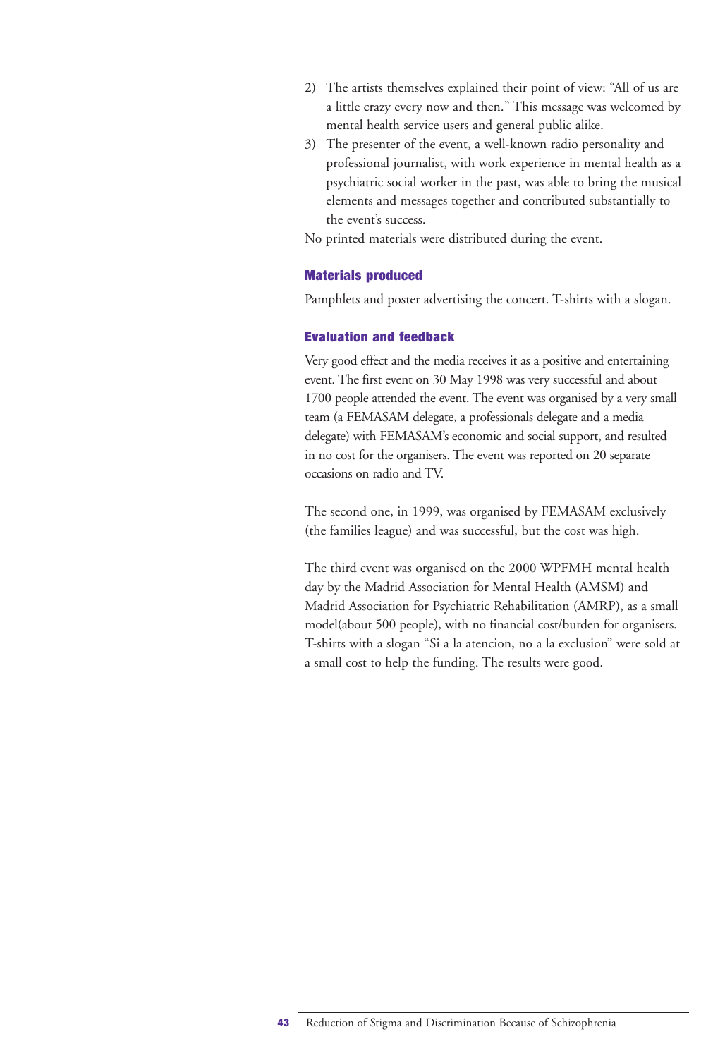2) The artists themselves explained their point of view: "All of us are a little crazy every now and then." This message was welcomed by mental health service users and general public alike.
3) The presenter of the event, a well-known radio personality and professional journalist, with work experience in mental health as a psychiatric social worker in the past, was able to bring the musical elements and messages together and contributed substantially to the event's success.

No printed materials were distributed during the event.

### Materials produced

Pamphlets and poster advertising the concert. T-shirts with a slogan.

### Evaluation and feedback

Very good effect and the media receives it as a positive and entertaining event. The first event on 30 May 1998 was very successful and about 1700 people attended the event. The event was organised by a very small team (a FEMASAM delegate, a professionals delegate and a media delegate) with FEMASAM's economic and social support, and resulted in no cost for the organisers. The event was reported on 20 separate occasions on radio and TV.

The second one, in 1999, was organised by FEMASAM exclusively (the families league) and was successful, but the cost was high.

The third event was organised on the 2000 WPFMH mental health day by the Madrid Association for Mental Health (AMSM) and Madrid Association for Psychiatric Rehabilitation (AMRP), as a small model(about 500 people), with no financial cost/burden for organisers. T-shirts with a slogan "Si a la atencion, no a la exclusion" were sold at a small cost to help the funding. The results were good.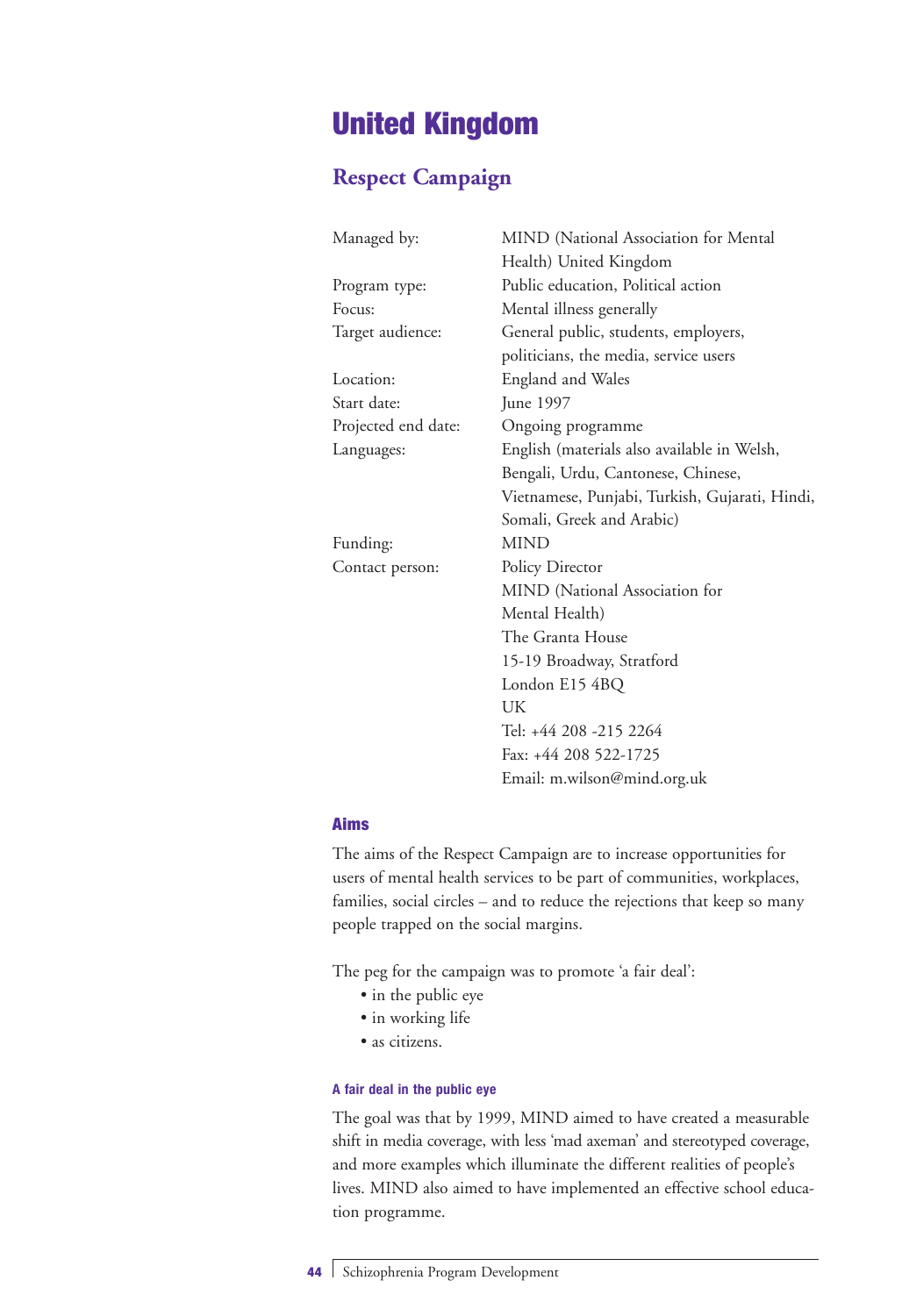# United Kingdom

## Respect Campaign

| | |
|---|---|
| Managed by: | MIND (National Association for Mental Health) United Kingdom |
| Program type: | Public education, Political action |
| Focus: | Mental illness generally |
| Target audience: | General public, students, employers, politicians, the media, service users |
| Location: | England and Wales |
| Start date: | June 1997 |
| Projected end date: | Ongoing programme |
| Languages: | English (materials also available in Welsh, Bengali, Urdu, Cantonese, Chinese, Vietnamese, Punjabi, Turkish, Gujarati, Hindi, Somali, Greek and Arabic) |
| Funding: | MIND |
| Contact person: | Policy Director<br>MIND (National Association for Mental Health)<br>The Granta House<br>15-19 Broadway, Stratford<br>London E15 4BQ<br>UK<br>Tel: +44 208 -215 2264<br>Fax: +44 208 522-1725<br>Email: m.wilson@mind.org.uk |

### Aims

The aims of the Respect Campaign are to increase opportunities for users of mental health services to be part of communities, workplaces, families, social circles – and to reduce the rejections that keep so many people trapped on the social margins.

The peg for the campaign was to promote 'a fair deal':

- in the public eye
- in working life
- as citizens.

#### A fair deal in the public eye

The goal was that by 1999, MIND aimed to have created a measurable shift in media coverage, with less 'mad axeman' and stereotyped coverage, and more examples which illuminate the different realities of people's lives. MIND also aimed to have implemented an effective school education programme.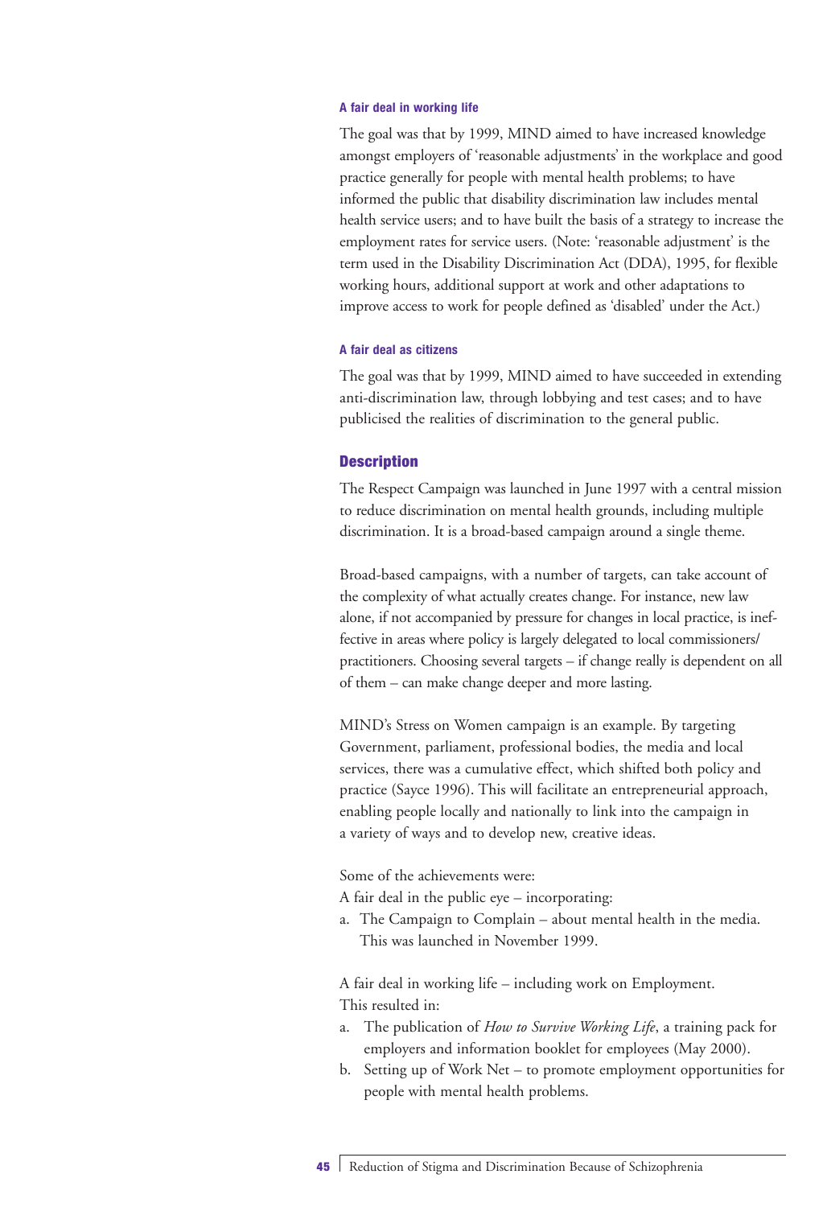#### A fair deal in working life

The goal was that by 1999, MIND aimed to have increased knowledge amongst employers of 'reasonable adjustments' in the workplace and good practice generally for people with mental health problems; to have informed the public that disability discrimination law includes mental health service users; and to have built the basis of a strategy to increase the employment rates for service users. (Note: 'reasonable adjustment' is the term used in the Disability Discrimination Act (DDA), 1995, for flexible working hours, additional support at work and other adaptations to improve access to work for people defined as 'disabled' under the Act.)

#### A fair deal as citizens

The goal was that by 1999, MIND aimed to have succeeded in extending anti-discrimination law, through lobbying and test cases; and to have publicised the realities of discrimination to the general public.

### Description

The Respect Campaign was launched in June 1997 with a central mission to reduce discrimination on mental health grounds, including multiple discrimination. It is a broad-based campaign around a single theme.

Broad-based campaigns, with a number of targets, can take account of the complexity of what actually creates change. For instance, new law alone, if not accompanied by pressure for changes in local practice, is ineffective in areas where policy is largely delegated to local commissioners/practitioners. Choosing several targets – if change really is dependent on all of them – can make change deeper and more lasting.

MIND's Stress on Women campaign is an example. By targeting Government, parliament, professional bodies, the media and local services, there was a cumulative effect, which shifted both policy and practice (Sayce 1996). This will facilitate an entrepreneurial approach, enabling people locally and nationally to link into the campaign in a variety of ways and to develop new, creative ideas.

Some of the achievements were:

A fair deal in the public eye – incorporating:

a. The Campaign to Complain – about mental health in the media. This was launched in November 1999.

A fair deal in working life – including work on Employment. This resulted in:

a. The publication of *How to Survive Working Life*, a training pack for employers and information booklet for employees (May 2000).
b. Setting up of Work Net – to promote employment opportunities for people with mental health problems.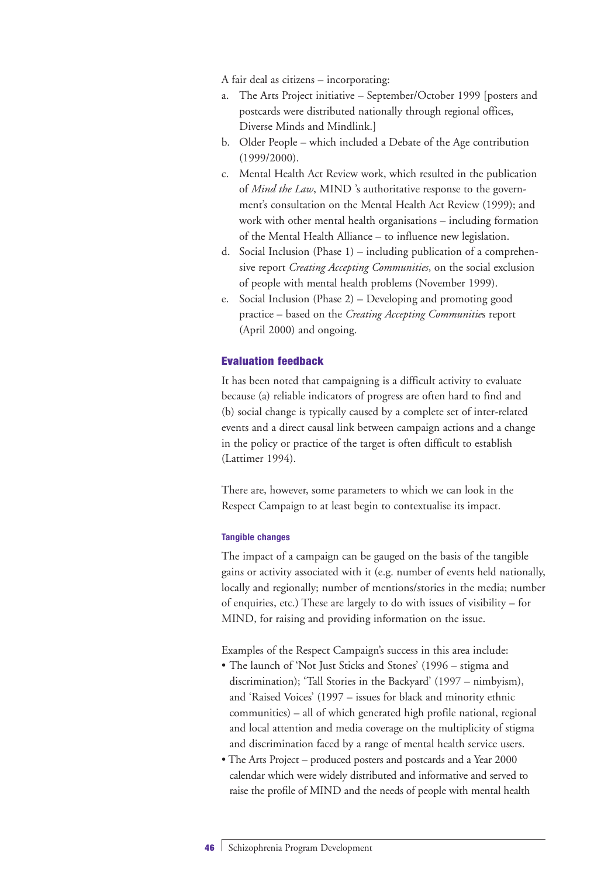A fair deal as citizens – incorporating:

a. The Arts Project initiative – September/October 1999 [posters and postcards were distributed nationally through regional offices, Diverse Minds and Mindlink.]
b. Older People – which included a Debate of the Age contribution (1999/2000).
c. Mental Health Act Review work, which resulted in the publication of *Mind the Law*, MIND 's authoritative response to the government's consultation on the Mental Health Act Review (1999); and work with other mental health organisations – including formation of the Mental Health Alliance – to influence new legislation.
d. Social Inclusion (Phase 1) – including publication of a comprehensive report *Creating Accepting Communities*, on the social exclusion of people with mental health problems (November 1999).
e. Social Inclusion (Phase 2) – Developing and promoting good practice – based on the *Creating Accepting Communities* report (April 2000) and ongoing.

## Evaluation feedback

It has been noted that campaigning is a difficult activity to evaluate because (a) reliable indicators of progress are often hard to find and (b) social change is typically caused by a complete set of inter-related events and a direct causal link between campaign actions and a change in the policy or practice of the target is often difficult to establish (Lattimer 1994).

There are, however, some parameters to which we can look in the Respect Campaign to at least begin to contextualise its impact.

### Tangible changes

The impact of a campaign can be gauged on the basis of the tangible gains or activity associated with it (e.g. number of events held nationally, locally and regionally; number of mentions/stories in the media; number of enquiries, etc.) These are largely to do with issues of visibility – for MIND, for raising and providing information on the issue.

Examples of the Respect Campaign's success in this area include:

- The launch of 'Not Just Sticks and Stones' (1996 – stigma and discrimination); 'Tall Stories in the Backyard' (1997 – nimbyism), and 'Raised Voices' (1997 – issues for black and minority ethnic communities) – all of which generated high profile national, regional and local attention and media coverage on the multiplicity of stigma and discrimination faced by a range of mental health service users.
- The Arts Project – produced posters and postcards and a Year 2000 calendar which were widely distributed and informative and served to raise the profile of MIND and the needs of people with mental health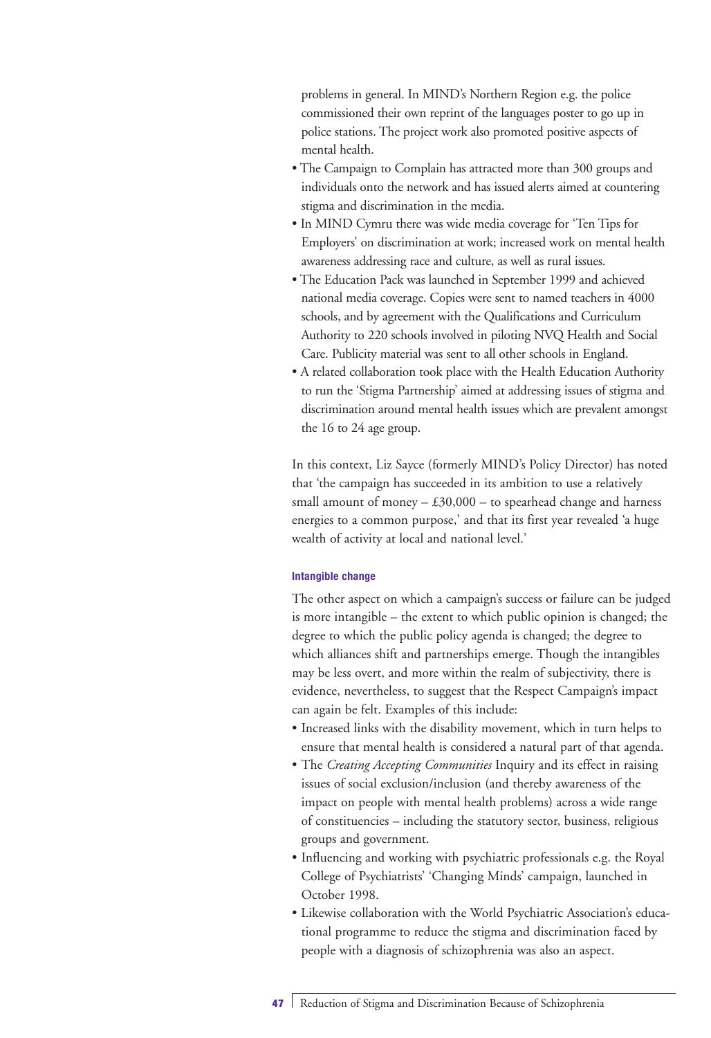problems in general. In MIND's Northern Region e.g. the police commissioned their own reprint of the languages poster to go up in police stations. The project work also promoted positive aspects of mental health.

- The Campaign to Complain has attracted more than 300 groups and individuals onto the network and has issued alerts aimed at countering stigma and discrimination in the media.
- In MIND Cymru there was wide media coverage for 'Ten Tips for Employers' on discrimination at work; increased work on mental health awareness addressing race and culture, as well as rural issues.
- The Education Pack was launched in September 1999 and achieved national media coverage. Copies were sent to named teachers in 4000 schools, and by agreement with the Qualifications and Curriculum Authority to 220 schools involved in piloting NVQ Health and Social Care. Publicity material was sent to all other schools in England.
- A related collaboration took place with the Health Education Authority to run the 'Stigma Partnership' aimed at addressing issues of stigma and discrimination around mental health issues which are prevalent amongst the 16 to 24 age group.

In this context, Liz Sayce (formerly MIND's Policy Director) has noted that 'the campaign has succeeded in its ambition to use a relatively small amount of money – £30,000 – to spearhead change and harness energies to a common purpose,' and that its first year revealed 'a huge wealth of activity at local and national level.'

#### Intangible change

The other aspect on which a campaign's success or failure can be judged is more intangible – the extent to which public opinion is changed; the degree to which the public policy agenda is changed; the degree to which alliances shift and partnerships emerge. Though the intangibles may be less overt, and more within the realm of subjectivity, there is evidence, nevertheless, to suggest that the Respect Campaign's impact can again be felt. Examples of this include:

- Increased links with the disability movement, which in turn helps to ensure that mental health is considered a natural part of that agenda.
- The *Creating Accepting Communities* Inquiry and its effect in raising issues of social exclusion/inclusion (and thereby awareness of the impact on people with mental health problems) across a wide range of constituencies – including the statutory sector, business, religious groups and government.
- Influencing and working with psychiatric professionals e.g. the Royal College of Psychiatrists' 'Changing Minds' campaign, launched in October 1998.
- Likewise collaboration with the World Psychiatric Association's educational programme to reduce the stigma and discrimination faced by people with a diagnosis of schizophrenia was also an aspect.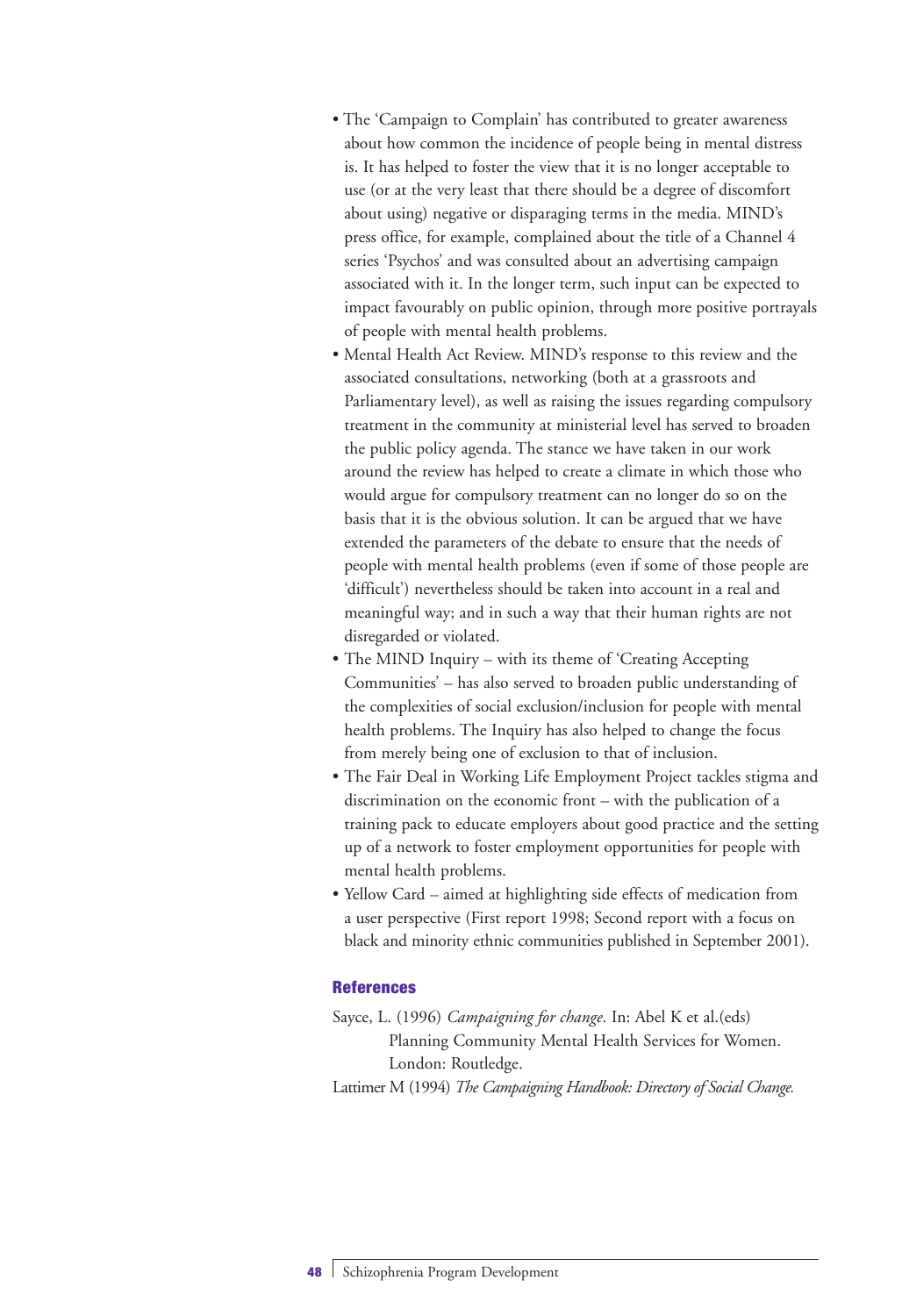- The 'Campaign to Complain' has contributed to greater awareness about how common the incidence of people being in mental distress is. It has helped to foster the view that it is no longer acceptable to use (or at the very least that there should be a degree of discomfort about using) negative or disparaging terms in the media. MIND's press office, for example, complained about the title of a Channel 4 series 'Psychos' and was consulted about an advertising campaign associated with it. In the longer term, such input can be expected to impact favourably on public opinion, through more positive portrayals of people with mental health problems.
- Mental Health Act Review. MIND's response to this review and the associated consultations, networking (both at a grassroots and Parliamentary level), as well as raising the issues regarding compulsory treatment in the community at ministerial level has served to broaden the public policy agenda. The stance we have taken in our work around the review has helped to create a climate in which those who would argue for compulsory treatment can no longer do so on the basis that it is the obvious solution. It can be argued that we have extended the parameters of the debate to ensure that the needs of people with mental health problems (even if some of those people are 'difficult') nevertheless should be taken into account in a real and meaningful way; and in such a way that their human rights are not disregarded or violated.
- The MIND Inquiry – with its theme of 'Creating Accepting Communities' – has also served to broaden public understanding of the complexities of social exclusion/inclusion for people with mental health problems. The Inquiry has also helped to change the focus from merely being one of exclusion to that of inclusion.
- The Fair Deal in Working Life Employment Project tackles stigma and discrimination on the economic front – with the publication of a training pack to educate employers about good practice and the setting up of a network to foster employment opportunities for people with mental health problems.
- Yellow Card – aimed at highlighting side effects of medication from a user perspective (First report 1998; Second report with a focus on black and minority ethnic communities published in September 2001).

## References

Sayce, L. (1996) *Campaigning for change*. In: Abel K et al.(eds) Planning Community Mental Health Services for Women. London: Routledge.

Lattimer M (1994) *The Campaigning Handbook: Directory of Social Change.*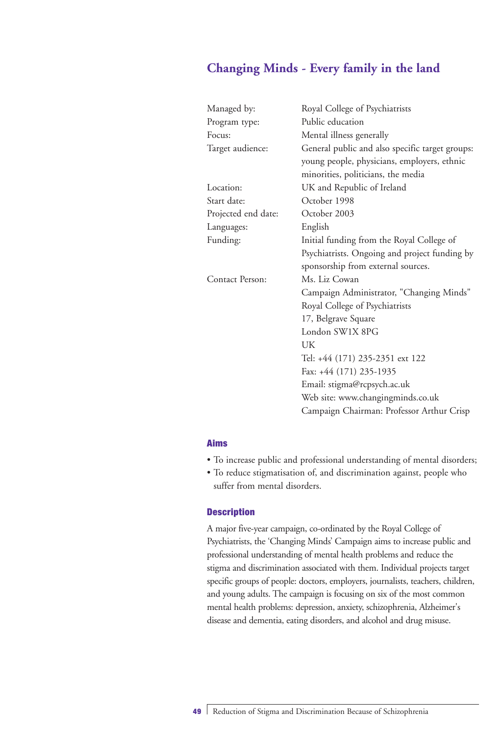## Changing Minds - Every family in the land

| | |
|---|---|
| Managed by: | Royal College of Psychiatrists |
| Program type: | Public education |
| Focus: | Mental illness generally |
| Target audience: | General public and also specific target groups: young people, physicians, employers, ethnic minorities, politicians, the media |
| Location: | UK and Republic of Ireland |
| Start date: | October 1998 |
| Projected end date: | October 2003 |
| Languages: | English |
| Funding: | Initial funding from the Royal College of Psychiatrists. Ongoing and project funding by sponsorship from external sources. |
| Contact Person: | Ms. Liz Cowan<br>Campaign Administrator, "Changing Minds"<br>Royal College of Psychiatrists<br>17, Belgrave Square<br>London SW1X 8PG<br>UK<br>Tel: +44 (171) 235-2351 ext 122<br>Fax: +44 (171) 235-1935<br>Email: stigma@rcpsych.ac.uk<br>Web site: www.changingminds.co.uk<br>Campaign Chairman: Professor Arthur Crisp |

### Aims

- To increase public and professional understanding of mental disorders;
- To reduce stigmatisation of, and discrimination against, people who suffer from mental disorders.

### Description

A major five-year campaign, co-ordinated by the Royal College of Psychiatrists, the 'Changing Minds' Campaign aims to increase public and professional understanding of mental health problems and reduce the stigma and discrimination associated with them. Individual projects target specific groups of people: doctors, employers, journalists, teachers, children, and young adults. The campaign is focusing on six of the most common mental health problems: depression, anxiety, schizophrenia, Alzheimer's disease and dementia, eating disorders, and alcohol and drug misuse.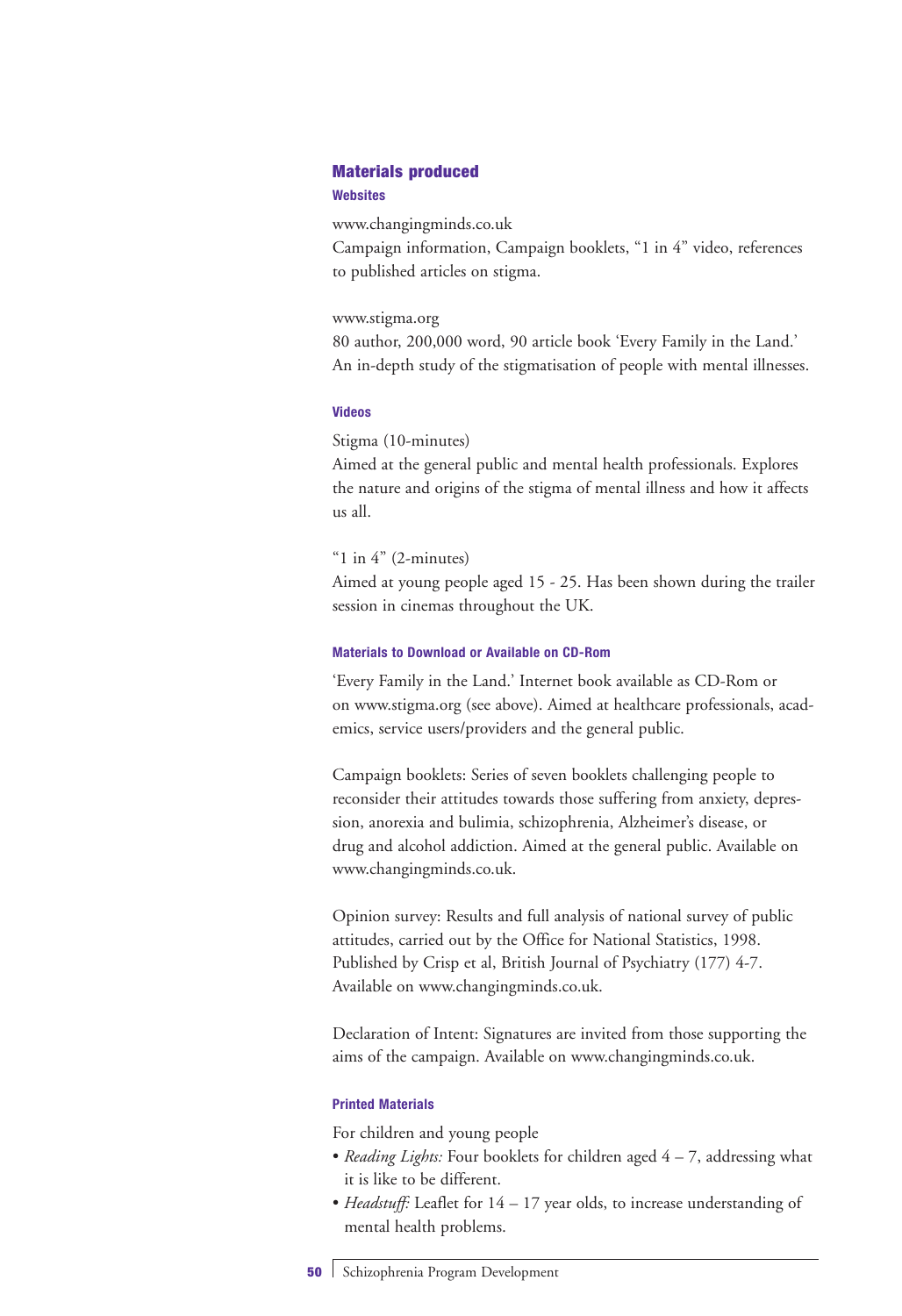## Materials produced

### Websites

www.changingminds.co.uk
Campaign information, Campaign booklets, "1 in 4" video, references to published articles on stigma.

www.stigma.org
80 author, 200,000 word, 90 article book 'Every Family in the Land.' An in-depth study of the stigmatisation of people with mental illnesses.

### Videos

Stigma (10-minutes)
Aimed at the general public and mental health professionals. Explores the nature and origins of the stigma of mental illness and how it affects us all.

"1 in 4" (2-minutes)
Aimed at young people aged 15 - 25. Has been shown during the trailer session in cinemas throughout the UK.

### Materials to Download or Available on CD-Rom

'Every Family in the Land.' Internet book available as CD-Rom or on www.stigma.org (see above). Aimed at healthcare professionals, academics, service users/providers and the general public.

Campaign booklets: Series of seven booklets challenging people to reconsider their attitudes towards those suffering from anxiety, depression, anorexia and bulimia, schizophrenia, Alzheimer's disease, or drug and alcohol addiction. Aimed at the general public. Available on www.changingminds.co.uk.

Opinion survey: Results and full analysis of national survey of public attitudes, carried out by the Office for National Statistics, 1998. Published by Crisp et al, British Journal of Psychiatry (177) 4-7. Available on www.changingminds.co.uk.

Declaration of Intent: Signatures are invited from those supporting the aims of the campaign. Available on www.changingminds.co.uk.

### Printed Materials

For children and young people

- *Reading Lights:* Four booklets for children aged 4 – 7, addressing what it is like to be different.
- *Headstuff:* Leaflet for 14 – 17 year olds, to increase understanding of mental health problems.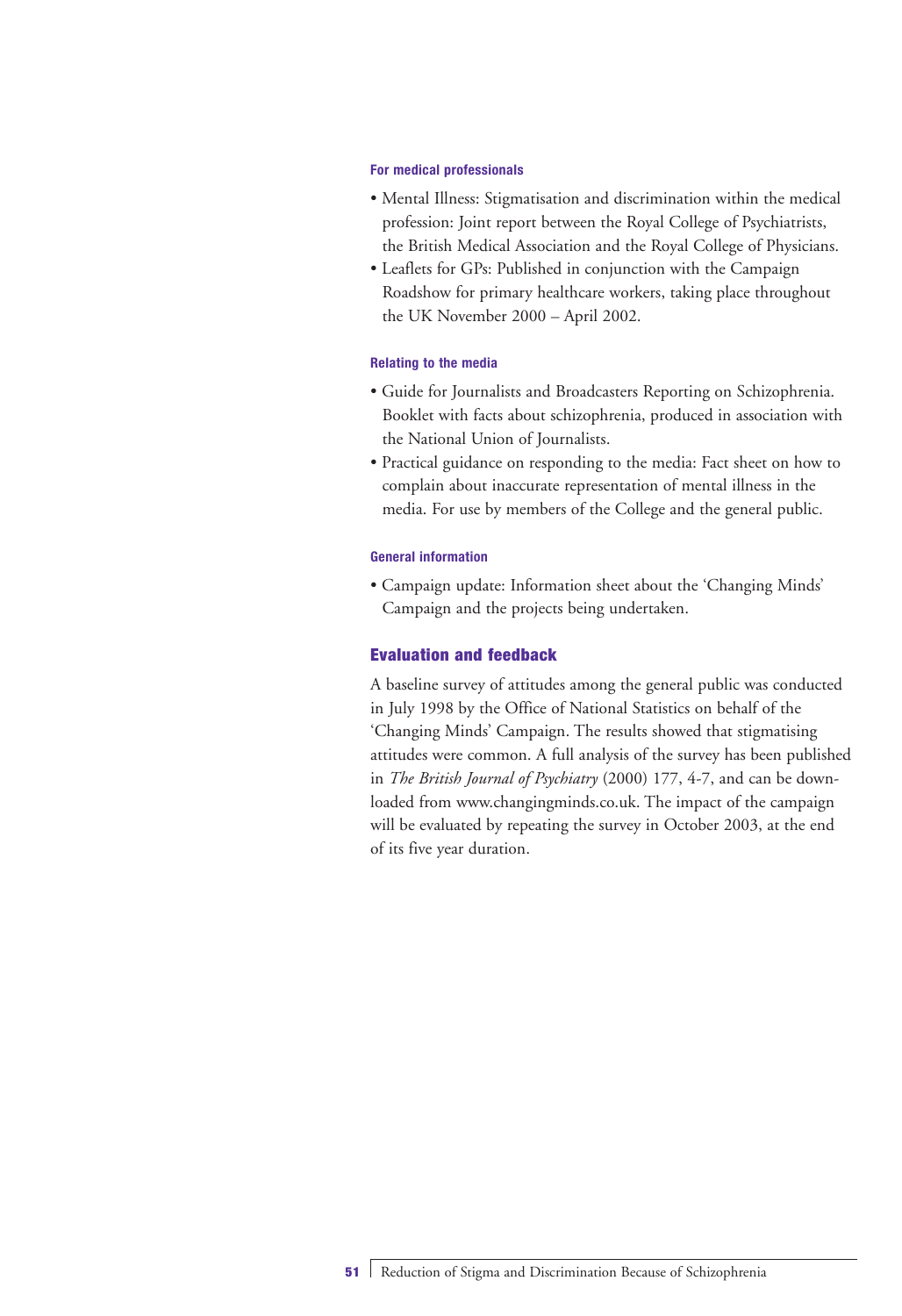#### For medical professionals

- Mental Illness: Stigmatisation and discrimination within the medical profession: Joint report between the Royal College of Psychiatrists, the British Medical Association and the Royal College of Physicians.
- Leaflets for GPs: Published in conjunction with the Campaign Roadshow for primary healthcare workers, taking place throughout the UK November 2000 – April 2002.

#### Relating to the media

- Guide for Journalists and Broadcasters Reporting on Schizophrenia. Booklet with facts about schizophrenia, produced in association with the National Union of Journalists.
- Practical guidance on responding to the media: Fact sheet on how to complain about inaccurate representation of mental illness in the media. For use by members of the College and the general public.

#### General information

- Campaign update: Information sheet about the 'Changing Minds' Campaign and the projects being undertaken.

### Evaluation and feedback

A baseline survey of attitudes among the general public was conducted in July 1998 by the Office of National Statistics on behalf of the 'Changing Minds' Campaign. The results showed that stigmatising attitudes were common. A full analysis of the survey has been published in *The British Journal of Psychiatry* (2000) 177, 4-7, and can be downloaded from www.changingminds.co.uk. The impact of the campaign will be evaluated by repeating the survey in October 2003, at the end of its five year duration.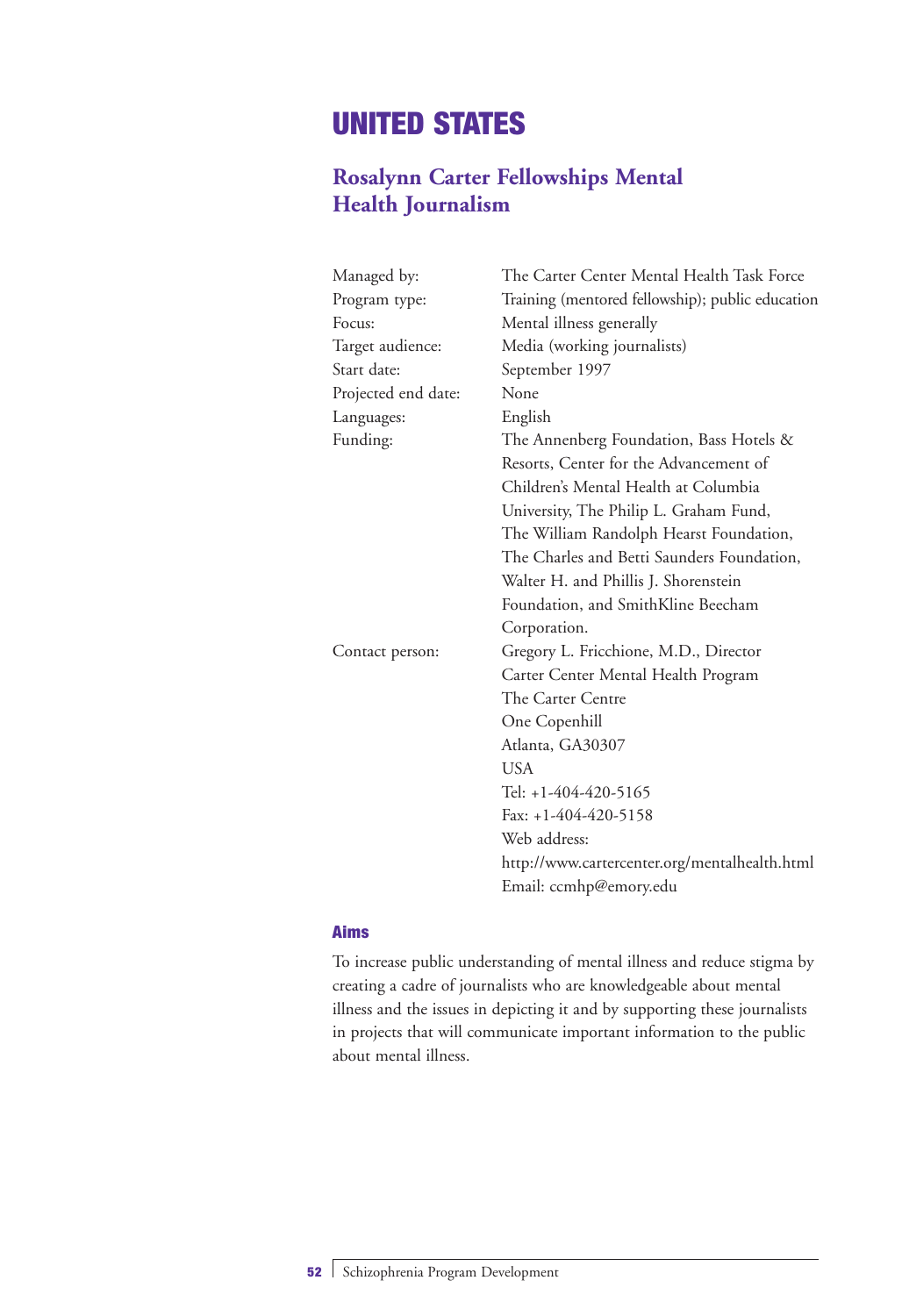# UNITED STATES

## Rosalynn Carter Fellowships Mental Health Journalism

| | |
|---|---|
| Managed by: | The Carter Center Mental Health Task Force |
| Program type: | Training (mentored fellowship); public education |
| Focus: | Mental illness generally |
| Target audience: | Media (working journalists) |
| Start date: | September 1997 |
| Projected end date: | None |
| Languages: | English |
| Funding: | The Annenberg Foundation, Bass Hotels & Resorts, Center for the Advancement of Children's Mental Health at Columbia University, The Philip L. Graham Fund, The William Randolph Hearst Foundation, The Charles and Betti Saunders Foundation, Walter H. and Phillis J. Shorenstein Foundation, and SmithKline Beecham Corporation. |
| Contact person: | Gregory L. Fricchione, M.D., Director<br>Carter Center Mental Health Program<br>The Carter Centre<br>One Copenhill<br>Atlanta, GA30307<br>USA<br>Tel: +1-404-420-5165<br>Fax: +1-404-420-5158<br>Web address:<br>http://www.cartercenter.org/mentalhealth.html<br>Email: ccmhp@emory.edu |

### Aims

To increase public understanding of mental illness and reduce stigma by creating a cadre of journalists who are knowledgeable about mental illness and the issues in depicting it and by supporting these journalists in projects that will communicate important information to the public about mental illness.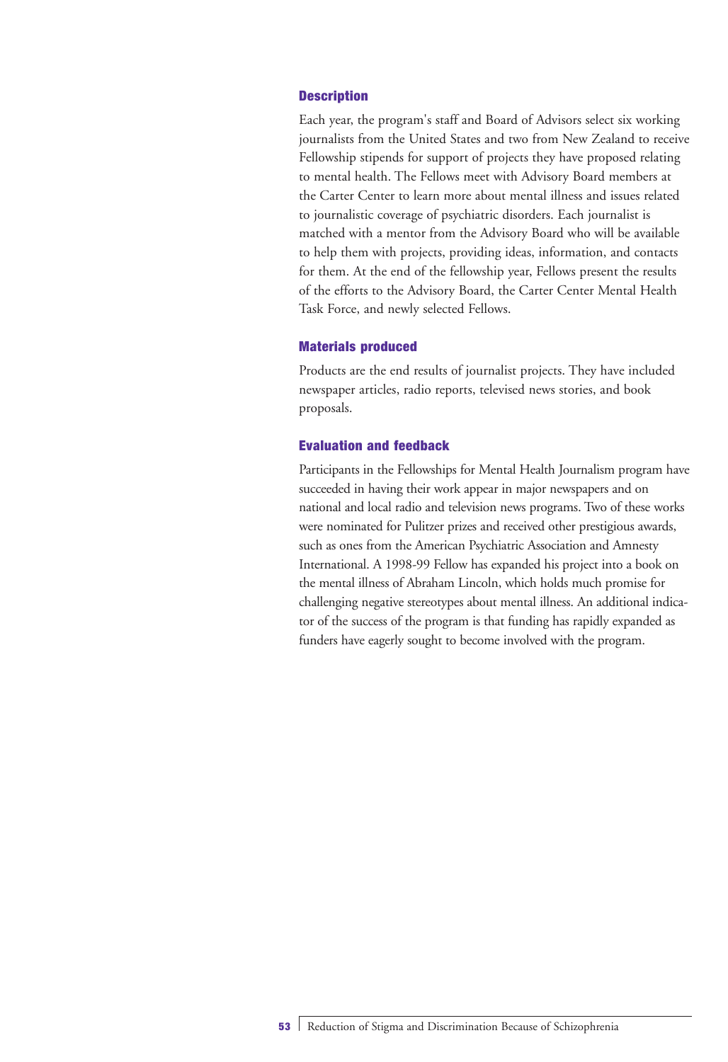### Description

Each year, the program's staff and Board of Advisors select six working journalists from the United States and two from New Zealand to receive Fellowship stipends for support of projects they have proposed relating to mental health. The Fellows meet with Advisory Board members at the Carter Center to learn more about mental illness and issues related to journalistic coverage of psychiatric disorders. Each journalist is matched with a mentor from the Advisory Board who will be available to help them with projects, providing ideas, information, and contacts for them. At the end of the fellowship year, Fellows present the results of the efforts to the Advisory Board, the Carter Center Mental Health Task Force, and newly selected Fellows.

### Materials produced

Products are the end results of journalist projects. They have included newspaper articles, radio reports, televised news stories, and book proposals.

### Evaluation and feedback

Participants in the Fellowships for Mental Health Journalism program have succeeded in having their work appear in major newspapers and on national and local radio and television news programs. Two of these works were nominated for Pulitzer prizes and received other prestigious awards, such as ones from the American Psychiatric Association and Amnesty International. A 1998-99 Fellow has expanded his project into a book on the mental illness of Abraham Lincoln, which holds much promise for challenging negative stereotypes about mental illness. An additional indicator of the success of the program is that funding has rapidly expanded as funders have eagerly sought to become involved with the program.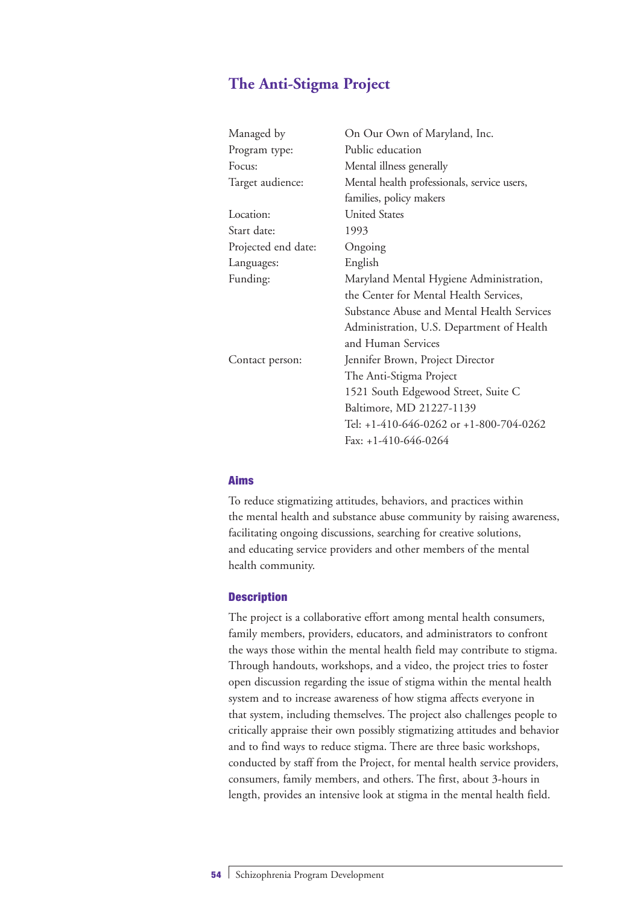## The Anti-Stigma Project

| | |
|---|---|
| Managed by | On Our Own of Maryland, Inc. |
| Program type: | Public education |
| Focus: | Mental illness generally |
| Target audience: | Mental health professionals, service users, families, policy makers |
| Location: | United States |
| Start date: | 1993 |
| Projected end date: | Ongoing |
| Languages: | English |
| Funding: | Maryland Mental Hygiene Administration, the Center for Mental Health Services, Substance Abuse and Mental Health Services Administration, U.S. Department of Health and Human Services |
| Contact person: | Jennifer Brown, Project Director<br>The Anti-Stigma Project<br>1521 South Edgewood Street, Suite C<br>Baltimore, MD 21227-1139<br>Tel: +1-410-646-0262 or +1-800-704-0262<br>Fax: +1-410-646-0264 |

### Aims

To reduce stigmatizing attitudes, behaviors, and practices within the mental health and substance abuse community by raising awareness, facilitating ongoing discussions, searching for creative solutions, and educating service providers and other members of the mental health community.

### Description

The project is a collaborative effort among mental health consumers, family members, providers, educators, and administrators to confront the ways those within the mental health field may contribute to stigma. Through handouts, workshops, and a video, the project tries to foster open discussion regarding the issue of stigma within the mental health system and to increase awareness of how stigma affects everyone in that system, including themselves. The project also challenges people to critically appraise their own possibly stigmatizing attitudes and behavior and to find ways to reduce stigma. There are three basic workshops, conducted by staff from the Project, for mental health service providers, consumers, family members, and others. The first, about 3-hours in length, provides an intensive look at stigma in the mental health field.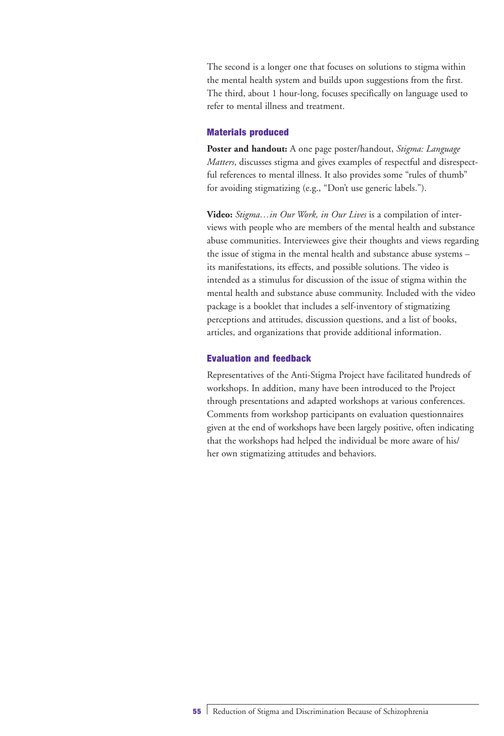The second is a longer one that focuses on solutions to stigma within the mental health system and builds upon suggestions from the first. The third, about 1 hour-long, focuses specifically on language used to refer to mental illness and treatment.

### Materials produced

**Poster and handout:** A one page poster/handout, *Stigma: Language Matters*, discusses stigma and gives examples of respectful and disrespectful references to mental illness. It also provides some "rules of thumb" for avoiding stigmatizing (e.g., "Don't use generic labels.").

**Video:** *Stigma…in Our Work, in Our Lives* is a compilation of interviews with people who are members of the mental health and substance abuse communities. Interviewees give their thoughts and views regarding the issue of stigma in the mental health and substance abuse systems – its manifestations, its effects, and possible solutions. The video is intended as a stimulus for discussion of the issue of stigma within the mental health and substance abuse community. Included with the video package is a booklet that includes a self-inventory of stigmatizing perceptions and attitudes, discussion questions, and a list of books, articles, and organizations that provide additional information.

### Evaluation and feedback

Representatives of the Anti-Stigma Project have facilitated hundreds of workshops. In addition, many have been introduced to the Project through presentations and adapted workshops at various conferences. Comments from workshop participants on evaluation questionnaires given at the end of workshops have been largely positive, often indicating that the workshops had helped the individual be more aware of his/her own stigmatizing attitudes and behaviors.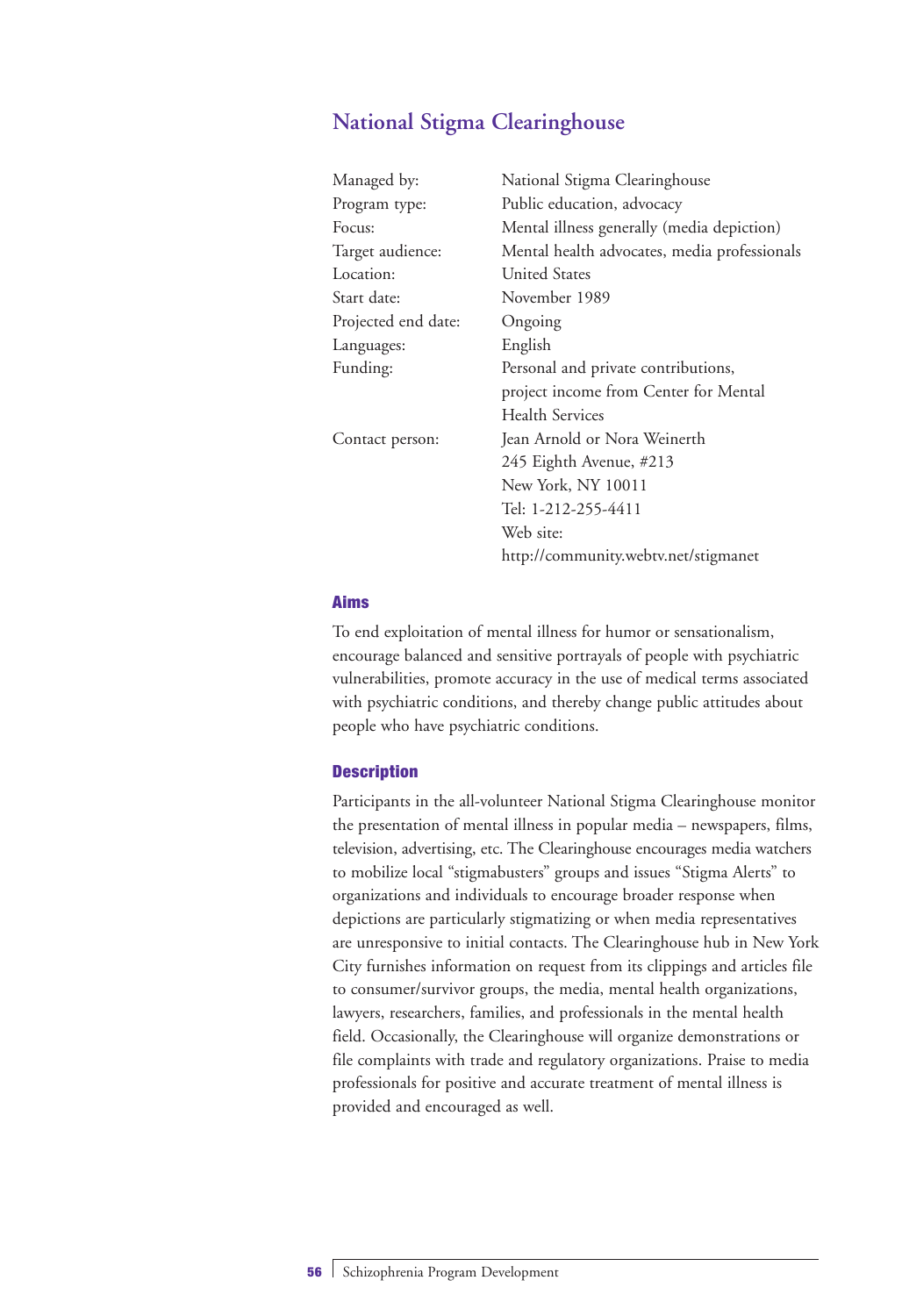## National Stigma Clearinghouse

| | |
|---|---|
| Managed by: | National Stigma Clearinghouse |
| Program type: | Public education, advocacy |
| Focus: | Mental illness generally (media depiction) |
| Target audience: | Mental health advocates, media professionals |
| Location: | United States |
| Start date: | November 1989 |
| Projected end date: | Ongoing |
| Languages: | English |
| Funding: | Personal and private contributions, project income from Center for Mental Health Services |
| Contact person: | Jean Arnold or Nora Weinerth<br>245 Eighth Avenue, #213<br>New York, NY 10011<br>Tel: 1-212-255-4411<br>Web site:<br>http://community.webtv.net/stigmanet |

### Aims

To end exploitation of mental illness for humor or sensationalism, encourage balanced and sensitive portrayals of people with psychiatric vulnerabilities, promote accuracy in the use of medical terms associated with psychiatric conditions, and thereby change public attitudes about people who have psychiatric conditions.

### Description

Participants in the all-volunteer National Stigma Clearinghouse monitor the presentation of mental illness in popular media – newspapers, films, television, advertising, etc. The Clearinghouse encourages media watchers to mobilize local "stigmabusters" groups and issues "Stigma Alerts" to organizations and individuals to encourage broader response when depictions are particularly stigmatizing or when media representatives are unresponsive to initial contacts. The Clearinghouse hub in New York City furnishes information on request from its clippings and articles file to consumer/survivor groups, the media, mental health organizations, lawyers, researchers, families, and professionals in the mental health field. Occasionally, the Clearinghouse will organize demonstrations or file complaints with trade and regulatory organizations. Praise to media professionals for positive and accurate treatment of mental illness is provided and encouraged as well.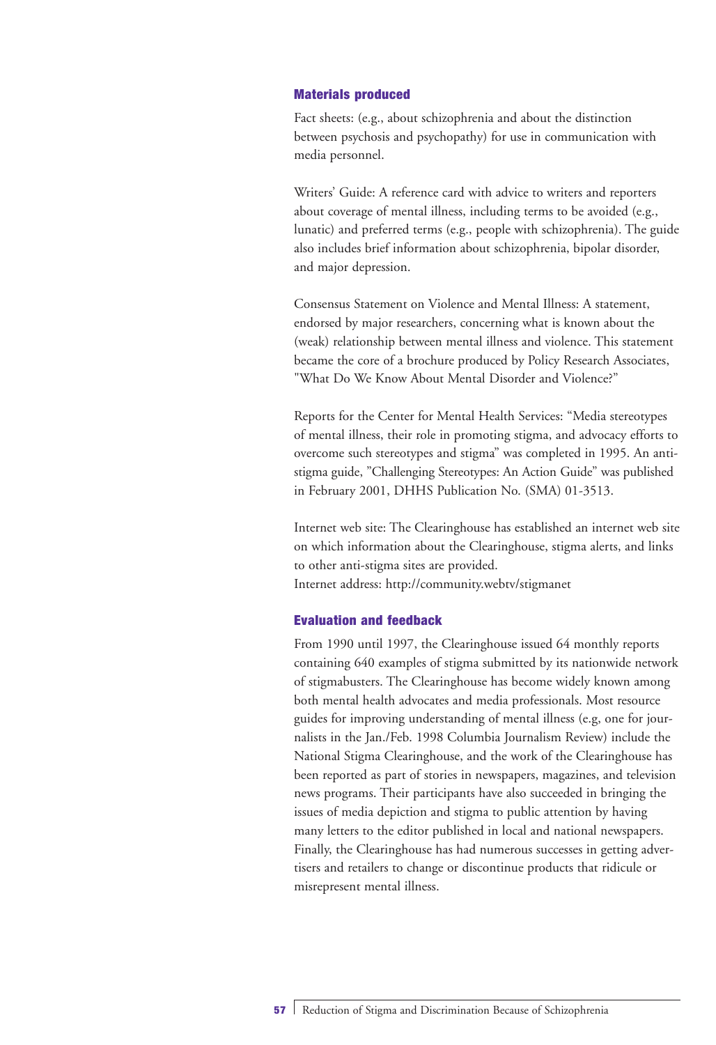### Materials produced

Fact sheets: (e.g., about schizophrenia and about the distinction between psychosis and psychopathy) for use in communication with media personnel.

Writers' Guide: A reference card with advice to writers and reporters about coverage of mental illness, including terms to be avoided (e.g., lunatic) and preferred terms (e.g., people with schizophrenia). The guide also includes brief information about schizophrenia, bipolar disorder, and major depression.

Consensus Statement on Violence and Mental Illness: A statement, endorsed by major researchers, concerning what is known about the (weak) relationship between mental illness and violence. This statement became the core of a brochure produced by Policy Research Associates, "What Do We Know About Mental Disorder and Violence?"

Reports for the Center for Mental Health Services: "Media stereotypes of mental illness, their role in promoting stigma, and advocacy efforts to overcome such stereotypes and stigma" was completed in 1995. An anti-stigma guide, "Challenging Stereotypes: An Action Guide" was published in February 2001, DHHS Publication No. (SMA) 01-3513.

Internet web site: The Clearinghouse has established an internet web site on which information about the Clearinghouse, stigma alerts, and links to other anti-stigma sites are provided.
Internet address: http://community.webtv/stigmanet

### Evaluation and feedback

From 1990 until 1997, the Clearinghouse issued 64 monthly reports containing 640 examples of stigma submitted by its nationwide network of stigmabusters. The Clearinghouse has become widely known among both mental health advocates and media professionals. Most resource guides for improving understanding of mental illness (e.g, one for journalists in the Jan./Feb. 1998 Columbia Journalism Review) include the National Stigma Clearinghouse, and the work of the Clearinghouse has been reported as part of stories in newspapers, magazines, and television news programs. Their participants have also succeeded in bringing the issues of media depiction and stigma to public attention by having many letters to the editor published in local and national newspapers. Finally, the Clearinghouse has had numerous successes in getting advertisers and retailers to change or discontinue products that ridicule or misrepresent mental illness.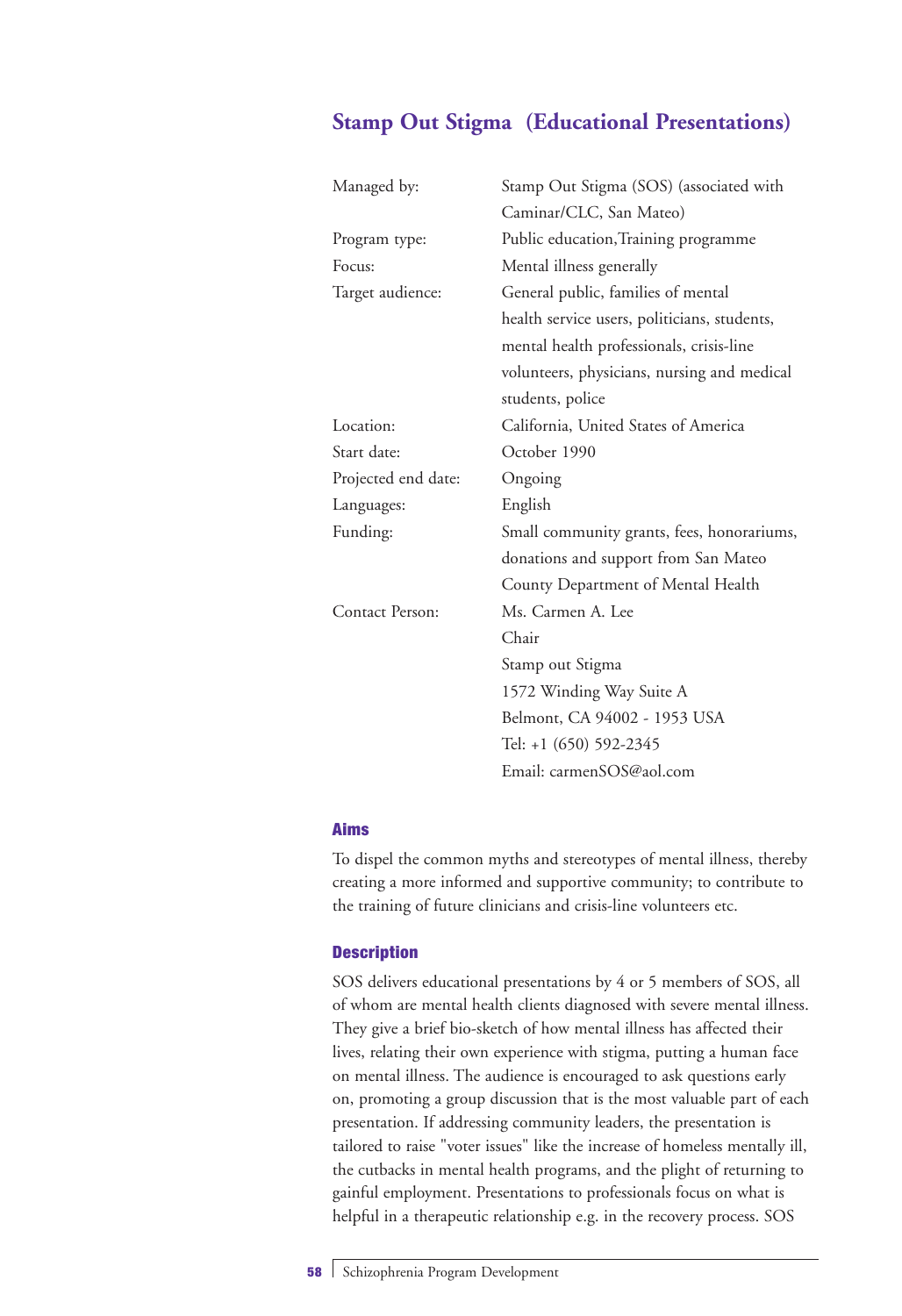## Stamp Out Stigma (Educational Presentations)

| | |
|---|---|
| Managed by: | Stamp Out Stigma (SOS) (associated with Caminar/CLC, San Mateo) |
| Program type: | Public education,Training programme |
| Focus: | Mental illness generally |
| Target audience: | General public, families of mental health service users, politicians, students, mental health professionals, crisis-line volunteers, physicians, nursing and medical students, police |
| Location: | California, United States of America |
| Start date: | October 1990 |
| Projected end date: | Ongoing |
| Languages: | English |
| Funding: | Small community grants, fees, honorariums, donations and support from San Mateo County Department of Mental Health |
| Contact Person: | Ms. Carmen A. Lee<br>Chair<br>Stamp out Stigma<br>1572 Winding Way Suite A<br>Belmont, CA 94002 - 1953 USA<br>Tel: +1 (650) 592-2345<br>Email: carmenSOS@aol.com |

### Aims

To dispel the common myths and stereotypes of mental illness, thereby creating a more informed and supportive community; to contribute to the training of future clinicians and crisis-line volunteers etc.

### Description

SOS delivers educational presentations by 4 or 5 members of SOS, all of whom are mental health clients diagnosed with severe mental illness. They give a brief bio-sketch of how mental illness has affected their lives, relating their own experience with stigma, putting a human face on mental illness. The audience is encouraged to ask questions early on, promoting a group discussion that is the most valuable part of each presentation. If addressing community leaders, the presentation is tailored to raise "voter issues" like the increase of homeless mentally ill, the cutbacks in mental health programs, and the plight of returning to gainful employment. Presentations to professionals focus on what is helpful in a therapeutic relationship e.g. in the recovery process. SOS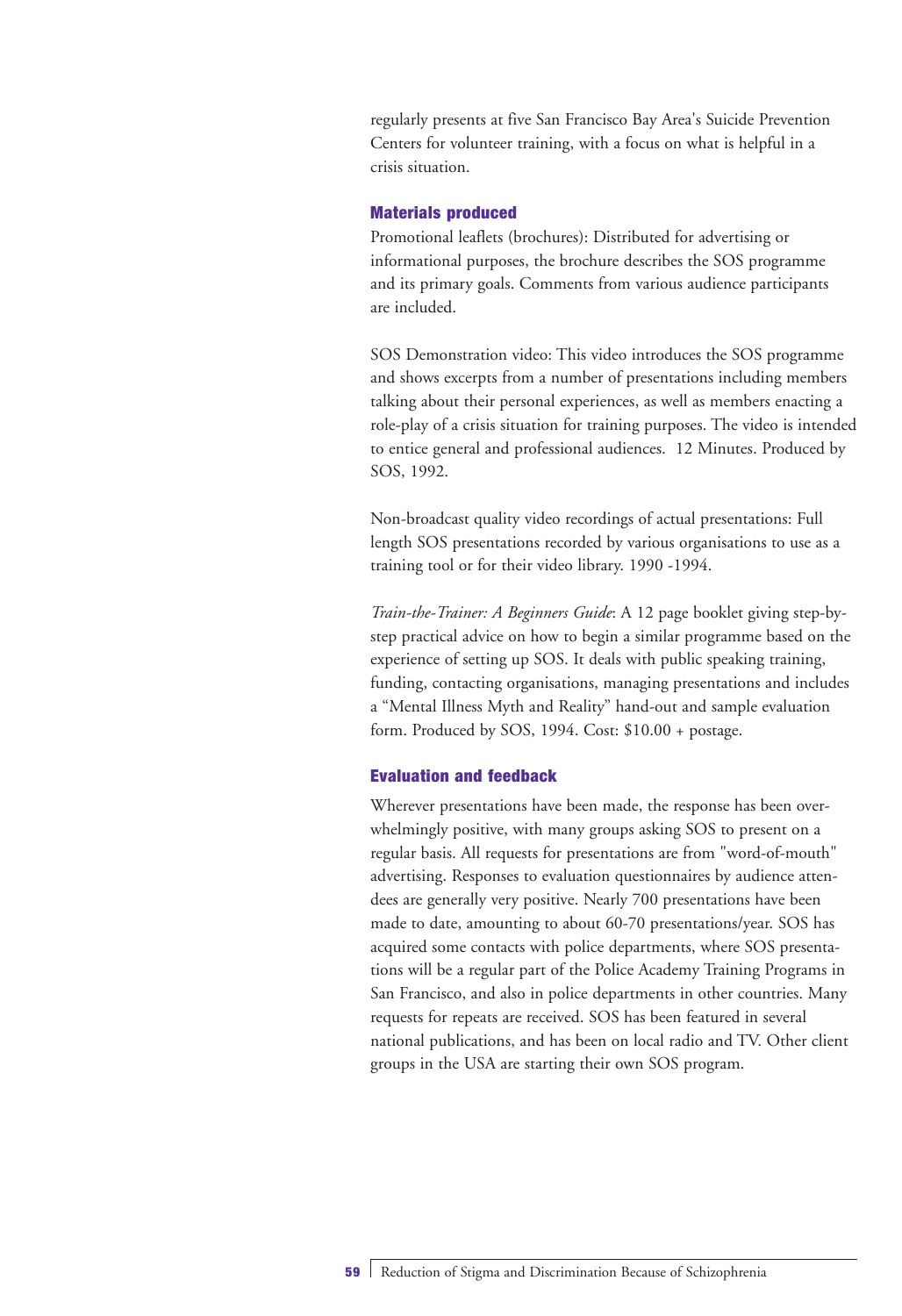regularly presents at five San Francisco Bay Area's Suicide Prevention Centers for volunteer training, with a focus on what is helpful in a crisis situation.

### Materials produced

Promotional leaflets (brochures): Distributed for advertising or informational purposes, the brochure describes the SOS programme and its primary goals. Comments from various audience participants are included.

SOS Demonstration video: This video introduces the SOS programme and shows excerpts from a number of presentations including members talking about their personal experiences, as well as members enacting a role-play of a crisis situation for training purposes. The video is intended to entice general and professional audiences. 12 Minutes. Produced by SOS, 1992.

Non-broadcast quality video recordings of actual presentations: Full length SOS presentations recorded by various organisations to use as a training tool or for their video library. 1990 -1994.

*Train-the-Trainer: A Beginners Guide*: A 12 page booklet giving step-by-step practical advice on how to begin a similar programme based on the experience of setting up SOS. It deals with public speaking training, funding, contacting organisations, managing presentations and includes a "Mental Illness Myth and Reality" hand-out and sample evaluation form. Produced by SOS, 1994. Cost: $10.00 + postage.

### Evaluation and feedback

Wherever presentations have been made, the response has been overwhelmingly positive, with many groups asking SOS to present on a regular basis. All requests for presentations are from "word-of-mouth" advertising. Responses to evaluation questionnaires by audience attendees are generally very positive. Nearly 700 presentations have been made to date, amounting to about 60-70 presentations/year. SOS has acquired some contacts with police departments, where SOS presentations will be a regular part of the Police Academy Training Programs in San Francisco, and also in police departments in other countries. Many requests for repeats are received. SOS has been featured in several national publications, and has been on local radio and TV. Other client groups in the USA are starting their own SOS program.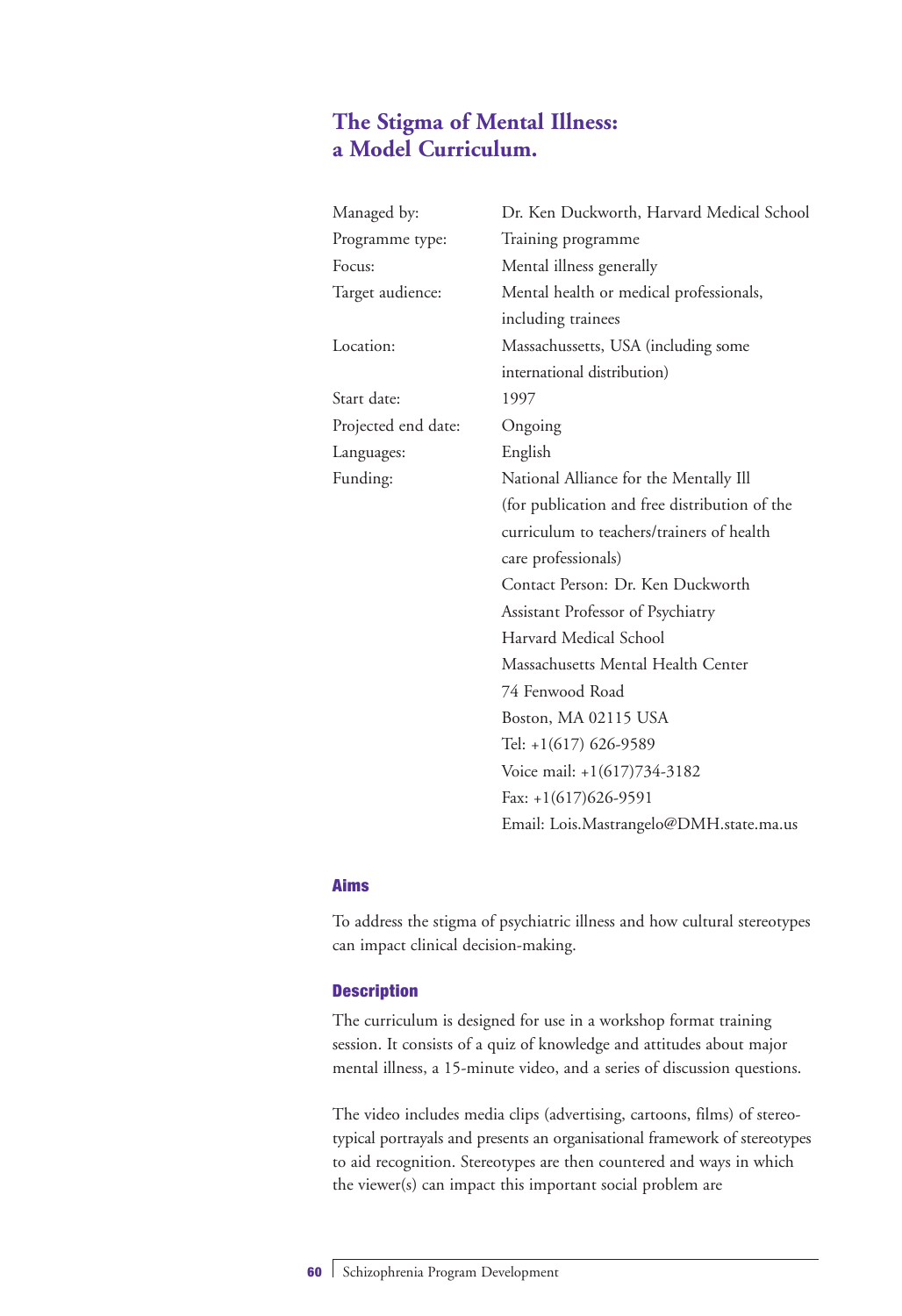## The Stigma of Mental Illness: a Model Curriculum.

| | |
|---|---|
| Managed by: | Dr. Ken Duckworth, Harvard Medical School |
| Programme type: | Training programme |
| Focus: | Mental illness generally |
| Target audience: | Mental health or medical professionals, including trainees |
| Location: | Massachussetts, USA (including some international distribution) |
| Start date: | 1997 |
| Projected end date: | Ongoing |
| Languages: | English |
| Funding: | National Alliance for the Mentally Ill (for publication and free distribution of the curriculum to teachers/trainers of health care professionals) |

Contact Person: Dr. Ken Duckworth
Assistant Professor of Psychiatry
Harvard Medical School
Massachusetts Mental Health Center
74 Fenwood Road
Boston, MA 02115 USA
Tel: +1(617) 626-9589
Voice mail: +1(617)734-3182
Fax: +1(617)626-9591
Email: Lois.Mastrangelo@DMH.state.ma.us

### Aims

To address the stigma of psychiatric illness and how cultural stereotypes can impact clinical decision-making.

### Description

The curriculum is designed for use in a workshop format training session. It consists of a quiz of knowledge and attitudes about major mental illness, a 15-minute video, and a series of discussion questions.

The video includes media clips (advertising, cartoons, films) of stereotypical portrayals and presents an organisational framework of stereotypes to aid recognition. Stereotypes are then countered and ways in which the viewer(s) can impact this important social problem are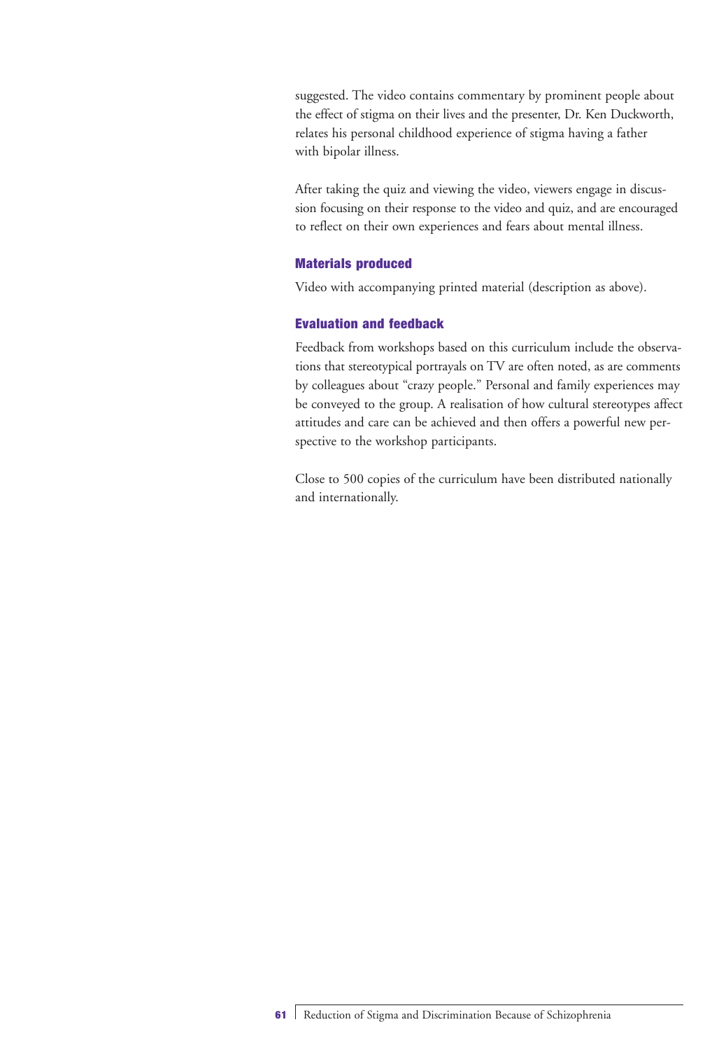suggested. The video contains commentary by prominent people about the effect of stigma on their lives and the presenter, Dr. Ken Duckworth, relates his personal childhood experience of stigma having a father with bipolar illness.

After taking the quiz and viewing the video, viewers engage in discussion focusing on their response to the video and quiz, and are encouraged to reflect on their own experiences and fears about mental illness.

### Materials produced

Video with accompanying printed material (description as above).

### Evaluation and feedback

Feedback from workshops based on this curriculum include the observations that stereotypical portrayals on TV are often noted, as are comments by colleagues about "crazy people." Personal and family experiences may be conveyed to the group. A realisation of how cultural stereotypes affect attitudes and care can be achieved and then offers a powerful new perspective to the workshop participants.

Close to 500 copies of the curriculum have been distributed nationally and internationally.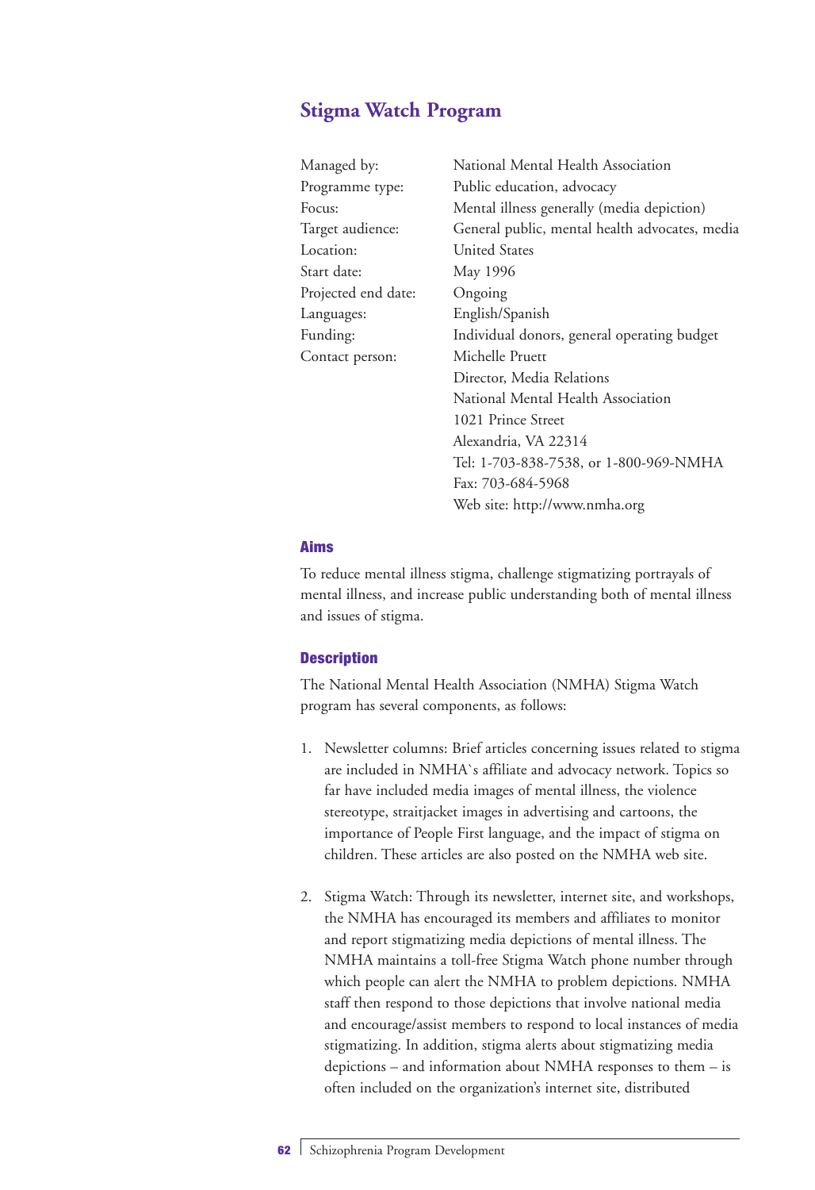## Stigma Watch Program

| | |
|---|---|
| Managed by: | National Mental Health Association |
| Programme type: | Public education, advocacy |
| Focus: | Mental illness generally (media depiction) |
| Target audience: | General public, mental health advocates, media |
| Location: | United States |
| Start date: | May 1996 |
| Projected end date: | Ongoing |
| Languages: | English/Spanish |
| Funding: | Individual donors, general operating budget |
| Contact person: | Michelle Pruett<br>Director, Media Relations<br>National Mental Health Association<br>1021 Prince Street<br>Alexandria, VA 22314<br>Tel: 1-703-838-7538, or 1-800-969-NMHA<br>Fax: 703-684-5968<br>Web site: http://www.nmha.org |

### Aims

To reduce mental illness stigma, challenge stigmatizing portrayals of mental illness, and increase public understanding both of mental illness and issues of stigma.

### Description

The National Mental Health Association (NMHA) Stigma Watch program has several components, as follows:

1. Newsletter columns: Brief articles concerning issues related to stigma are included in NMHA`s affiliate and advocacy network. Topics so far have included media images of mental illness, the violence stereotype, straitjacket images in advertising and cartoons, the importance of People First language, and the impact of stigma on children. These articles are also posted on the NMHA web site.

2. Stigma Watch: Through its newsletter, internet site, and workshops, the NMHA has encouraged its members and affiliates to monitor and report stigmatizing media depictions of mental illness. The NMHA maintains a toll-free Stigma Watch phone number through which people can alert the NMHA to problem depictions. NMHA staff then respond to those depictions that involve national media and encourage/assist members to respond to local instances of media stigmatizing. In addition, stigma alerts about stigmatizing media depictions – and information about NMHA responses to them – is often included on the organization's internet site, distributed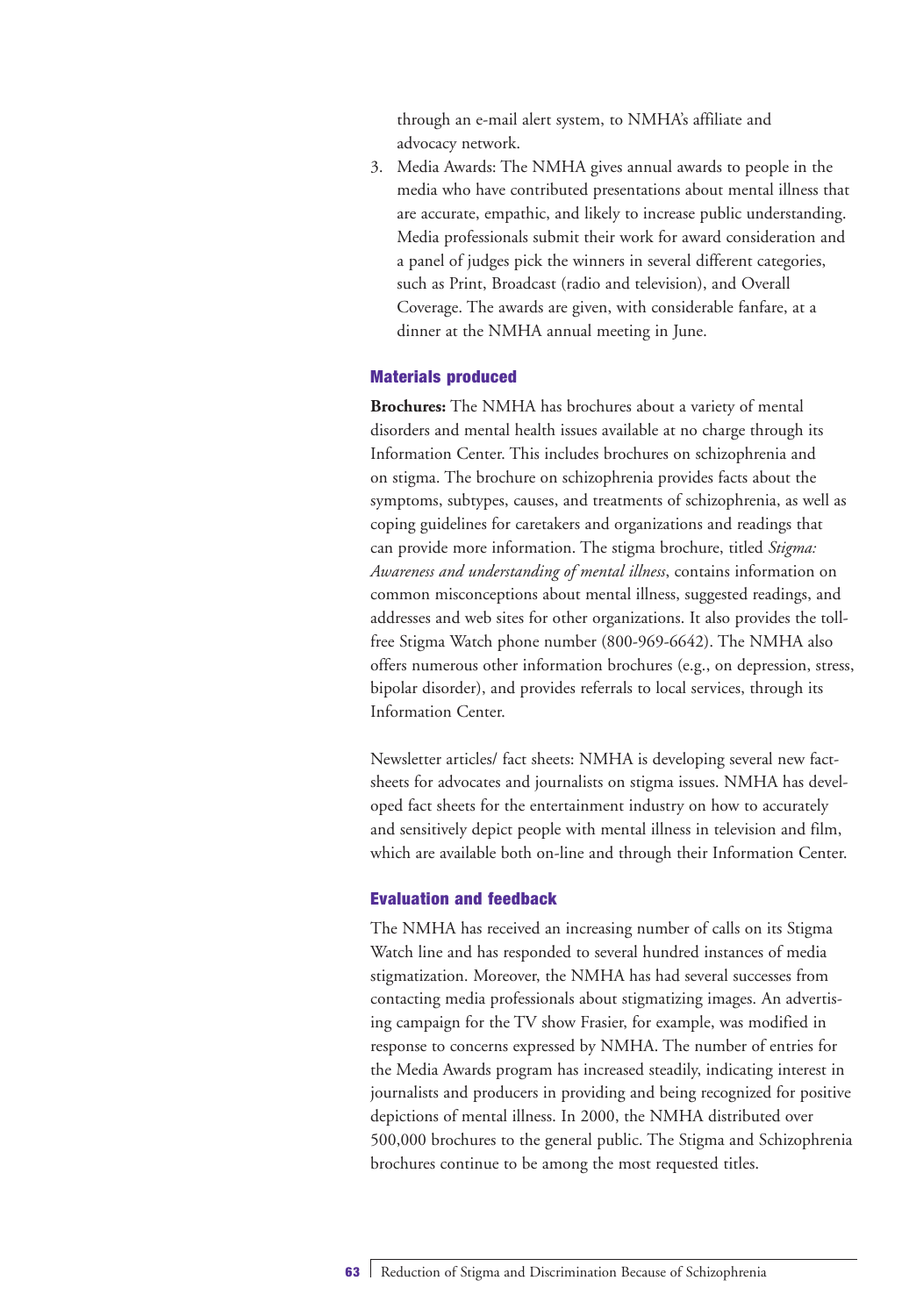through an e-mail alert system, to NMHA's affiliate and advocacy network.

3. Media Awards: The NMHA gives annual awards to people in the media who have contributed presentations about mental illness that are accurate, empathic, and likely to increase public understanding. Media professionals submit their work for award consideration and a panel of judges pick the winners in several different categories, such as Print, Broadcast (radio and television), and Overall Coverage. The awards are given, with considerable fanfare, at a dinner at the NMHA annual meeting in June.

### Materials produced

**Brochures:** The NMHA has brochures about a variety of mental disorders and mental health issues available at no charge through its Information Center. This includes brochures on schizophrenia and on stigma. The brochure on schizophrenia provides facts about the symptoms, subtypes, causes, and treatments of schizophrenia, as well as coping guidelines for caretakers and organizations and readings that can provide more information. The stigma brochure, titled *Stigma: Awareness and understanding of mental illness*, contains information on common misconceptions about mental illness, suggested readings, and addresses and web sites for other organizations. It also provides the toll-free Stigma Watch phone number (800-969-6642). The NMHA also offers numerous other information brochures (e.g., on depression, stress, bipolar disorder), and provides referrals to local services, through its Information Center.

Newsletter articles/ fact sheets: NMHA is developing several new fact-sheets for advocates and journalists on stigma issues. NMHA has developed fact sheets for the entertainment industry on how to accurately and sensitively depict people with mental illness in television and film, which are available both on-line and through their Information Center.

### Evaluation and feedback

The NMHA has received an increasing number of calls on its Stigma Watch line and has responded to several hundred instances of media stigmatization. Moreover, the NMHA has had several successes from contacting media professionals about stigmatizing images. An advertising campaign for the TV show Frasier, for example, was modified in response to concerns expressed by NMHA. The number of entries for the Media Awards program has increased steadily, indicating interest in journalists and producers in providing and being recognized for positive depictions of mental illness. In 2000, the NMHA distributed over 500,000 brochures to the general public. The Stigma and Schizophrenia brochures continue to be among the most requested titles.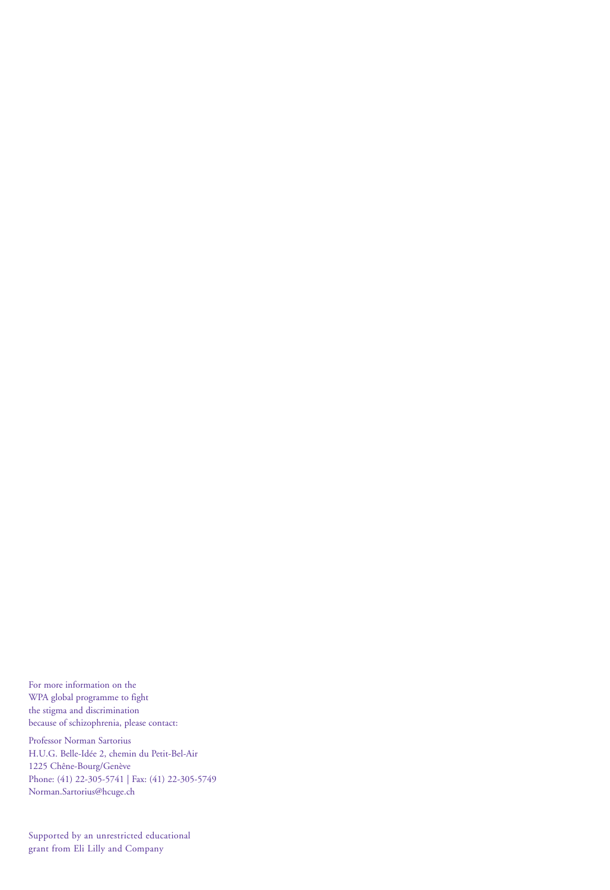For more information on the
WPA global programme to fight
the stigma and discrimination
because of schizophrenia, please contact:

Professor Norman Sartorius
H.U.G. Belle-Idée 2, chemin du Petit-Bel-Air
1225 Chêne-Bourg/Genève
Phone: (41) 22-305-5741 | Fax: (41) 22-305-5749
Norman.Sartorius@hcuge.ch

Supported by an unrestricted educational
grant from Eli Lilly and Company